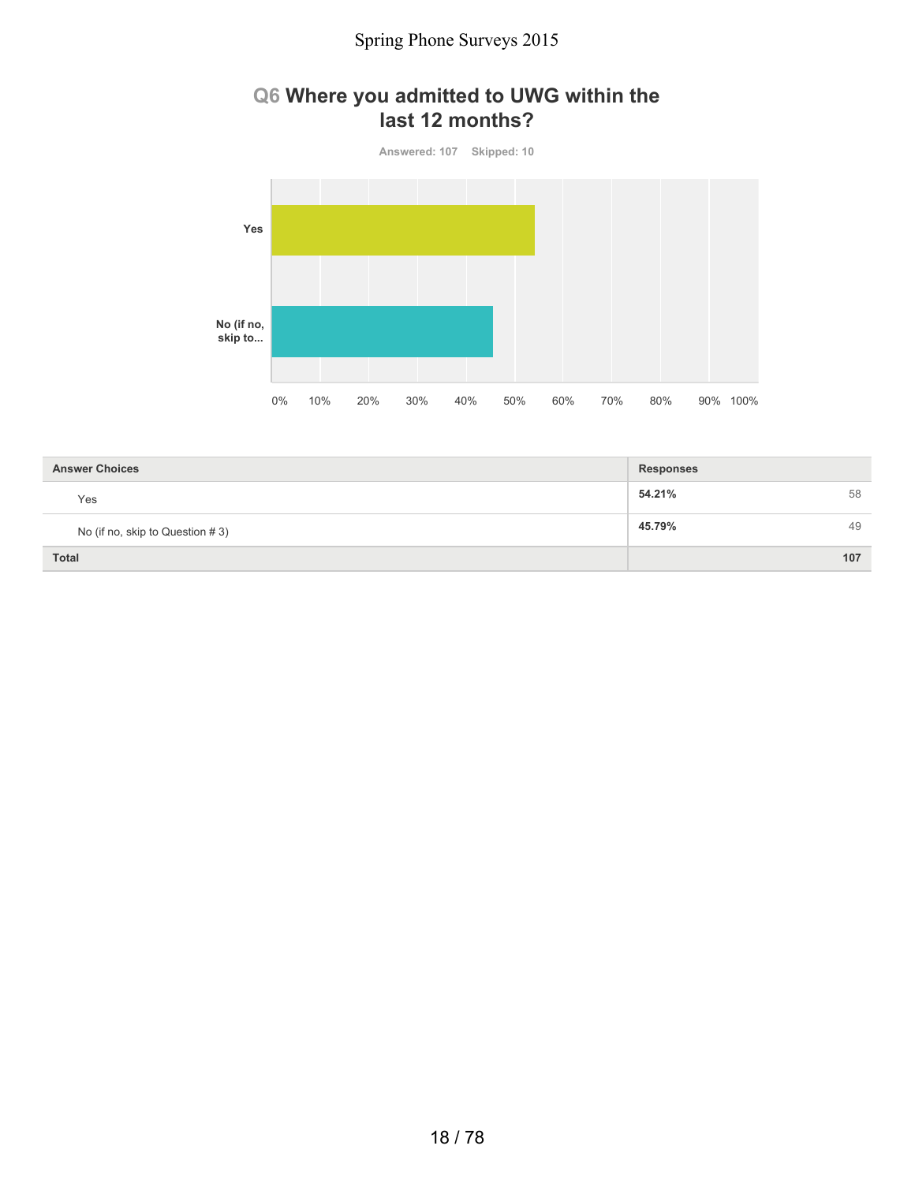## Q6 Where you admitted to UWG within the last 12 months?

Answered: 107 Skipped: 10

| Answer Choices | Responses | |
|---|---|---|
| Yes | 54.21% | 58 |
| No (if no, skip to Question # 3) | 45.79% | 49 |
| Total | | 107 |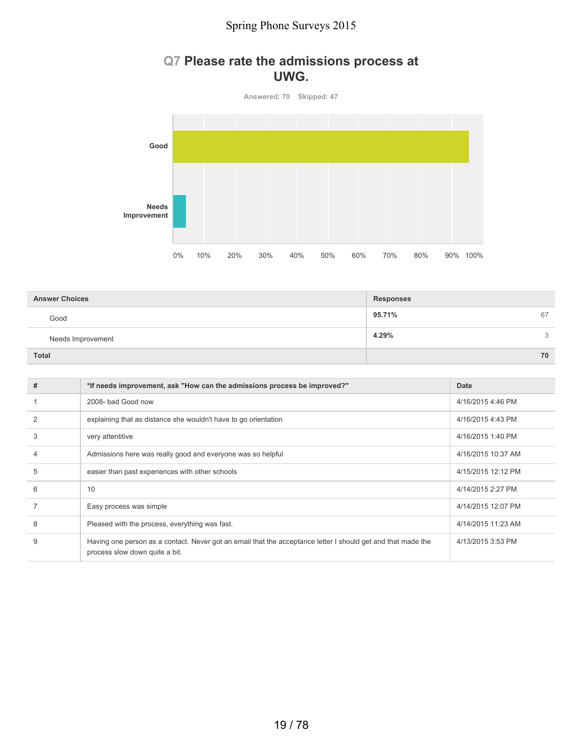## Q7 Please rate the admissions process at UWG.

Answered: 70 Skipped: 47

| Answer Choices | Responses | |
|---|---|---|
| Good | 95.71% | 67 |
| Needs Improvement | 4.29% | 3 |
| Total | | 70 |

| # | *If needs improvement, ask "How can the admissions process be improved?" | Date |
|---|---|---|
| 1 | 2008- bad Good now | 4/16/2015 4:46 PM |
| 2 | explaining that as distance she wouldn't have to go orientation | 4/16/2015 4:43 PM |
| 3 | very attentitive | 4/16/2015 1:40 PM |
| 4 | Admissions here was really good and everyone was so helpful | 4/16/2015 10:37 AM |
| 5 | easier than past experiences with other schools | 4/15/2015 12:12 PM |
| 6 | 10 | 4/14/2015 2:27 PM |
| 7 | Easy process was simple | 4/14/2015 12:07 PM |
| 8 | Pleased with the process, everything was fast. | 4/14/2015 11:23 AM |
| 9 | Having one person as a contact. Never got an email that the acceptance letter I should get and that made the process slow down quite a bit. | 4/13/2015 3:53 PM |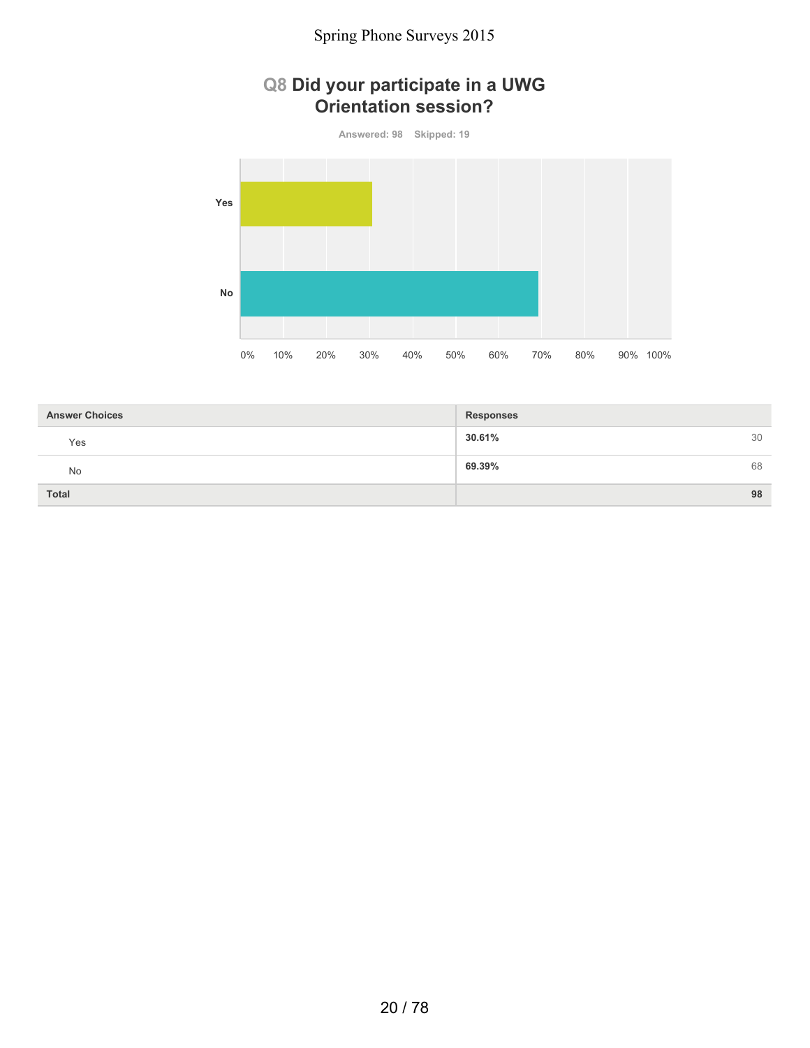## Q8 Did your participate in a UWG Orientation session?

Answered: 98 Skipped: 19

| Answer Choices | Responses | |
|---|---|---|
| Yes | 30.61% | 30 |
| No | 69.39% | 68 |
| Total | | 98 |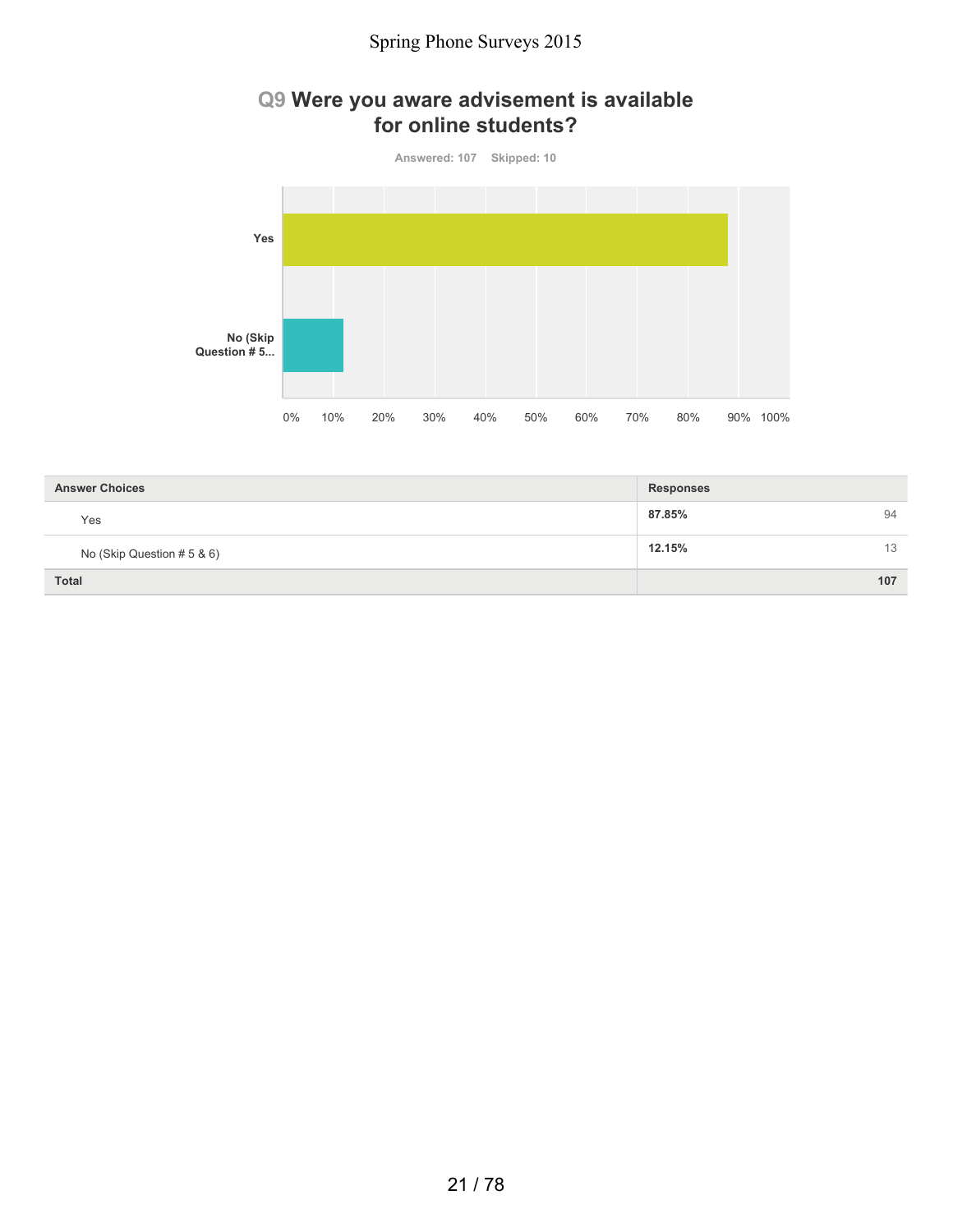## Q9 Were you aware advisement is available for online students?

Answered: 107 Skipped: 10

| Answer Choices | Responses | |
|---|---|---|
| Yes | 87.85% | 94 |
| No (Skip Question # 5 & 6) | 12.15% | 13 |
| Total | | 107 |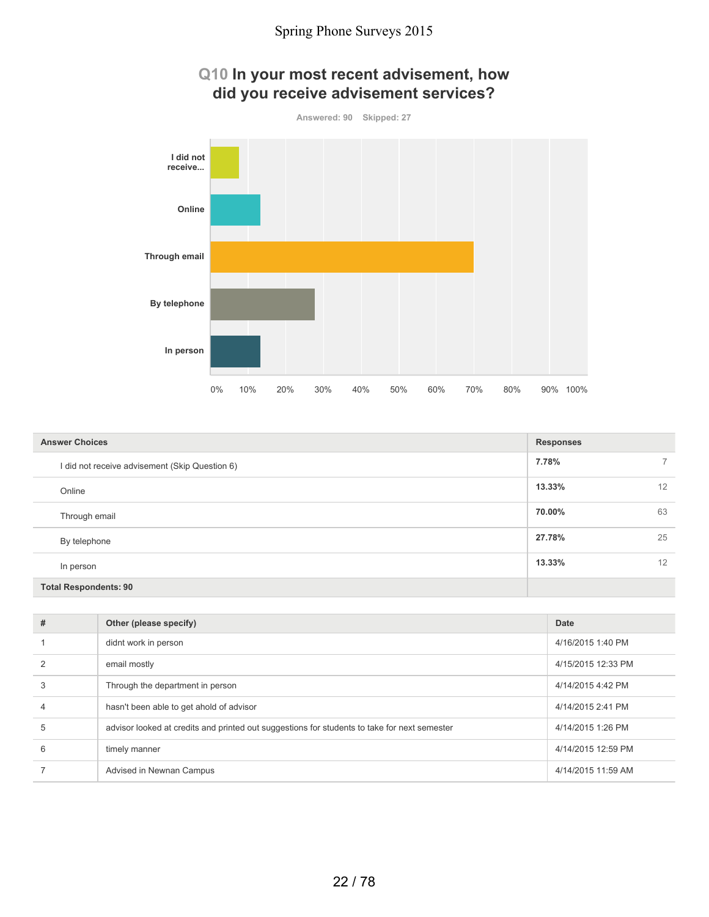# Q10 In your most recent advisement, how did you receive advisement services?

Answered: 90 Skipped: 27

| Answer Choices | Responses | |
|---|---|---|
| I did not receive advisement (Skip Question 6) | 7.78% | 7 |
| Online | 13.33% | 12 |
| Through email | 70.00% | 63 |
| By telephone | 27.78% | 25 |
| In person | 13.33% | 12 |
| **Total Respondents: 90** | | |

| # | Other (please specify) | Date |
|---|---|---|
| 1 | didnt work in person | 4/16/2015 1:40 PM |
| 2 | email mostly | 4/15/2015 12:33 PM |
| 3 | Through the department in person | 4/14/2015 4:42 PM |
| 4 | hasn't been able to get ahold of advisor | 4/14/2015 2:41 PM |
| 5 | advisor looked at credits and printed out suggestions for students to take for next semester | 4/14/2015 1:26 PM |
| 6 | timely manner | 4/14/2015 12:59 PM |
| 7 | Advised in Newnan Campus | 4/14/2015 11:59 AM |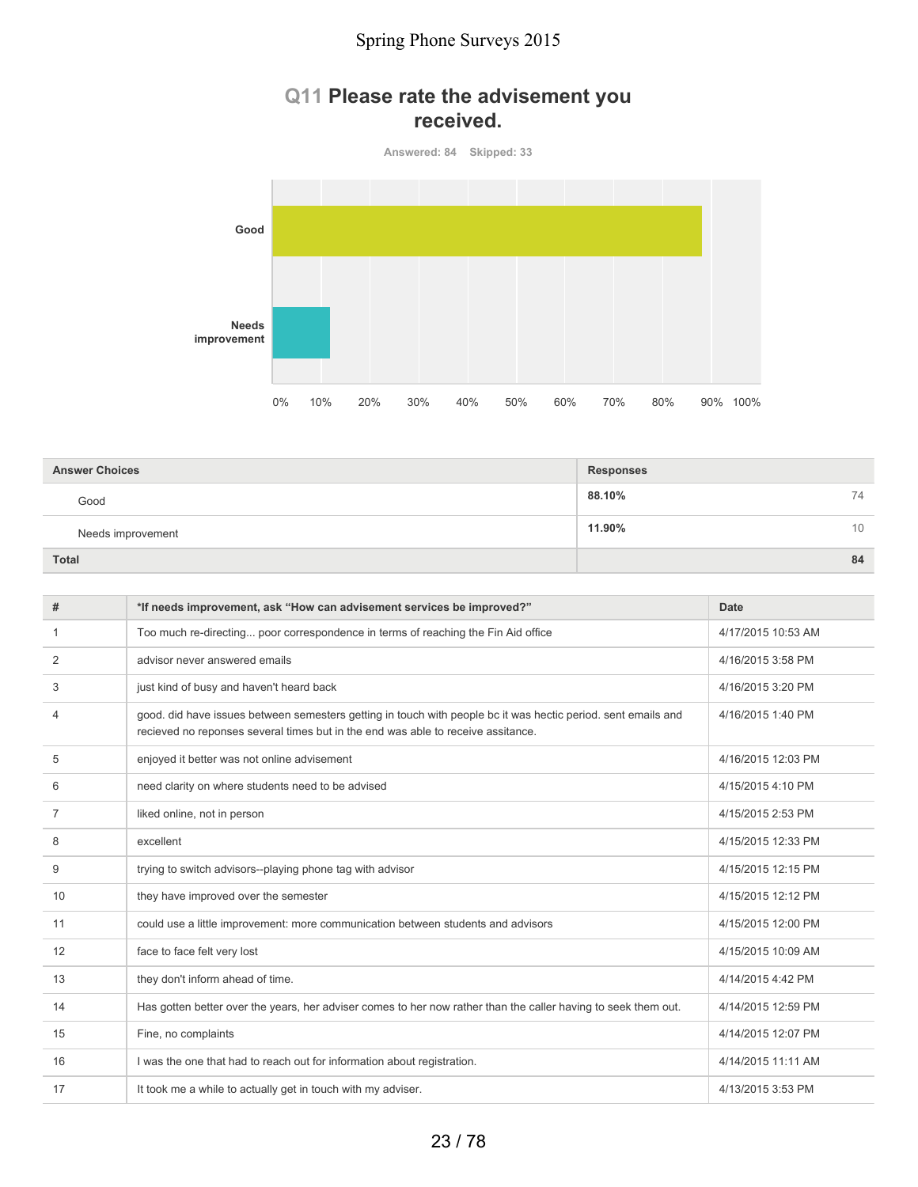Spring Phone Surveys 2015

## Q11 Please rate the advisement you received.

Answered: 84 Skipped: 33

| Answer Choices | Responses | |
|---|---|---|
| Good | 88.10% | 74 |
| Needs improvement | 11.90% | 10 |
| **Total** | | **84** |

| # | *If needs improvement, ask "How can advisement services be improved?" | Date |
|---|---|---|
| 1 | Too much re-directing... poor correspondence in terms of reaching the Fin Aid office | 4/17/2015 10:53 AM |
| 2 | advisor never answered emails | 4/16/2015 3:58 PM |
| 3 | just kind of busy and haven't heard back | 4/16/2015 3:20 PM |
| 4 | good. did have issues between semesters getting in touch with people bc it was hectic period. sent emails and recieved no reponses several times but in the end was able to receive assitance. | 4/16/2015 1:40 PM |
| 5 | enjoyed it better was not online advisement | 4/16/2015 12:03 PM |
| 6 | need clarity on where students need to be advised | 4/15/2015 4:10 PM |
| 7 | liked online, not in person | 4/15/2015 2:53 PM |
| 8 | excellent | 4/15/2015 12:33 PM |
| 9 | trying to switch advisors--playing phone tag with advisor | 4/15/2015 12:15 PM |
| 10 | they have improved over the semester | 4/15/2015 12:12 PM |
| 11 | could use a little improvement: more communication between students and advisors | 4/15/2015 12:00 PM |
| 12 | face to face felt very lost | 4/15/2015 10:09 AM |
| 13 | they don't inform ahead of time. | 4/14/2015 4:42 PM |
| 14 | Has gotten better over the years, her adviser comes to her now rather than the caller having to seek them out. | 4/14/2015 12:59 PM |
| 15 | Fine, no complaints | 4/14/2015 12:07 PM |
| 16 | I was the one that had to reach out for information about registration. | 4/14/2015 11:11 AM |
| 17 | It took me a while to actually get in touch with my adviser. | 4/13/2015 3:53 PM |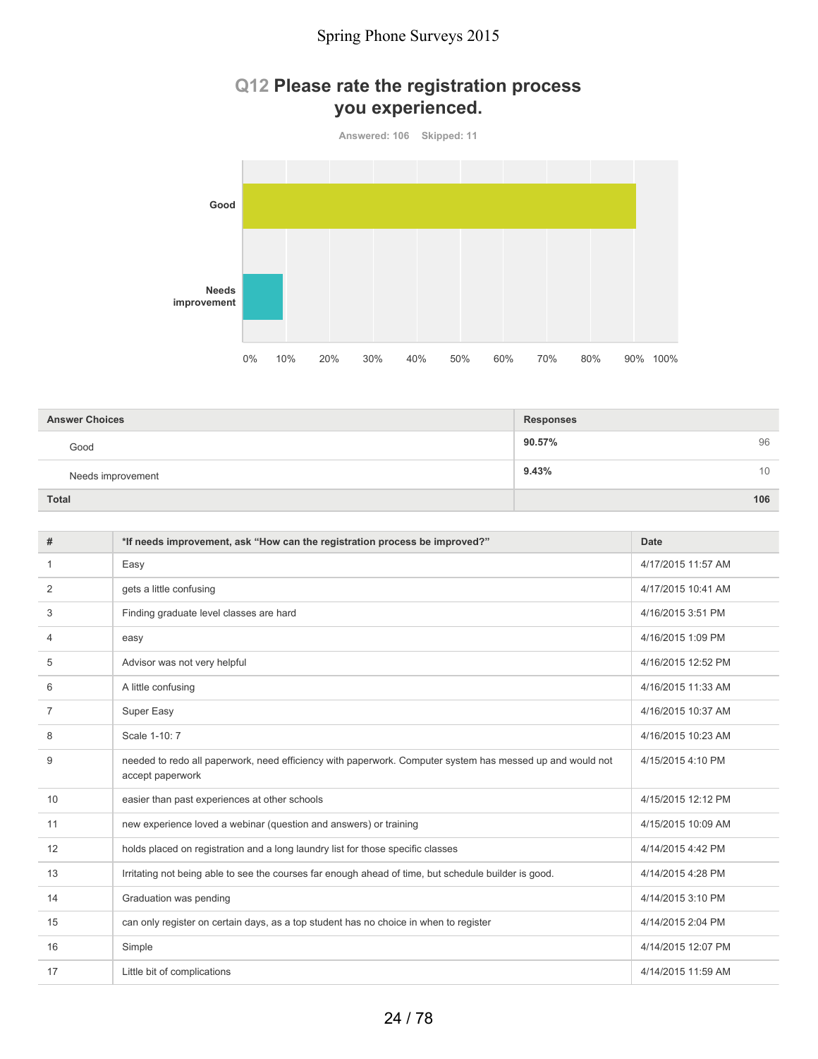## Q12 Please rate the registration process you experienced.

Answered: 106 Skipped: 11

| Answer Choices | Responses | |
|---|---|---|
| Good | 90.57% | 96 |
| Needs improvement | 9.43% | 10 |
| **Total** | | **106** |

| # | *If needs improvement, ask "How can the registration process be improved?" | Date |
|---|---|---|
| 1 | Easy | 4/17/2015 11:57 AM |
| 2 | gets a little confusing | 4/17/2015 10:41 AM |
| 3 | Finding graduate level classes are hard | 4/16/2015 3:51 PM |
| 4 | easy | 4/16/2015 1:09 PM |
| 5 | Advisor was not very helpful | 4/16/2015 12:52 PM |
| 6 | A little confusing | 4/16/2015 11:33 AM |
| 7 | Super Easy | 4/16/2015 10:37 AM |
| 8 | Scale 1-10: 7 | 4/16/2015 10:23 AM |
| 9 | needed to redo all paperwork, need efficiency with paperwork. Computer system has messed up and would not accept paperwork | 4/15/2015 4:10 PM |
| 10 | easier than past experiences at other schools | 4/15/2015 12:12 PM |
| 11 | new experience loved a webinar (question and answers) or training | 4/15/2015 10:09 AM |
| 12 | holds placed on registration and a long laundry list for those specific classes | 4/14/2015 4:42 PM |
| 13 | Irritating not being able to see the courses far enough ahead of time, but schedule builder is good. | 4/14/2015 4:28 PM |
| 14 | Graduation was pending | 4/14/2015 3:10 PM |
| 15 | can only register on certain days, as a top student has no choice in when to register | 4/14/2015 2:04 PM |
| 16 | Simple | 4/14/2015 12:07 PM |
| 17 | Little bit of complications | 4/14/2015 11:59 AM |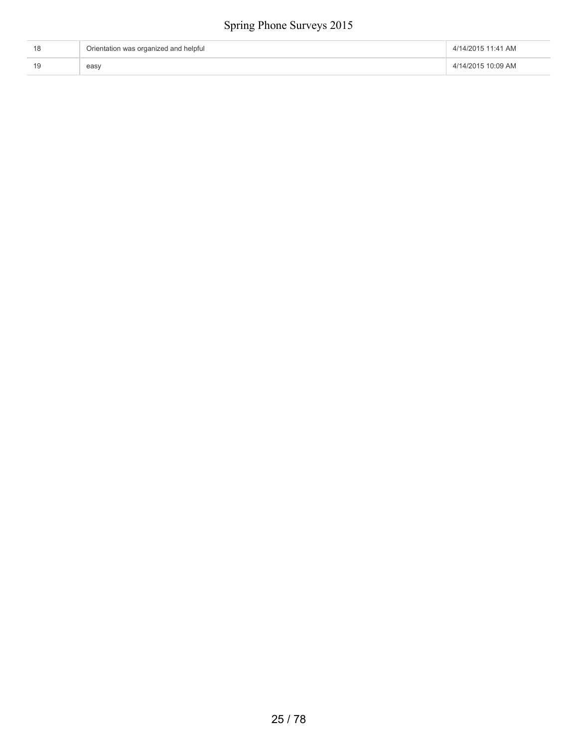| | | |
|---|---|---|
| 18 | Orientation was organized and helpful | 4/14/2015 11:41 AM |
| 19 | easy | 4/14/2015 10:09 AM |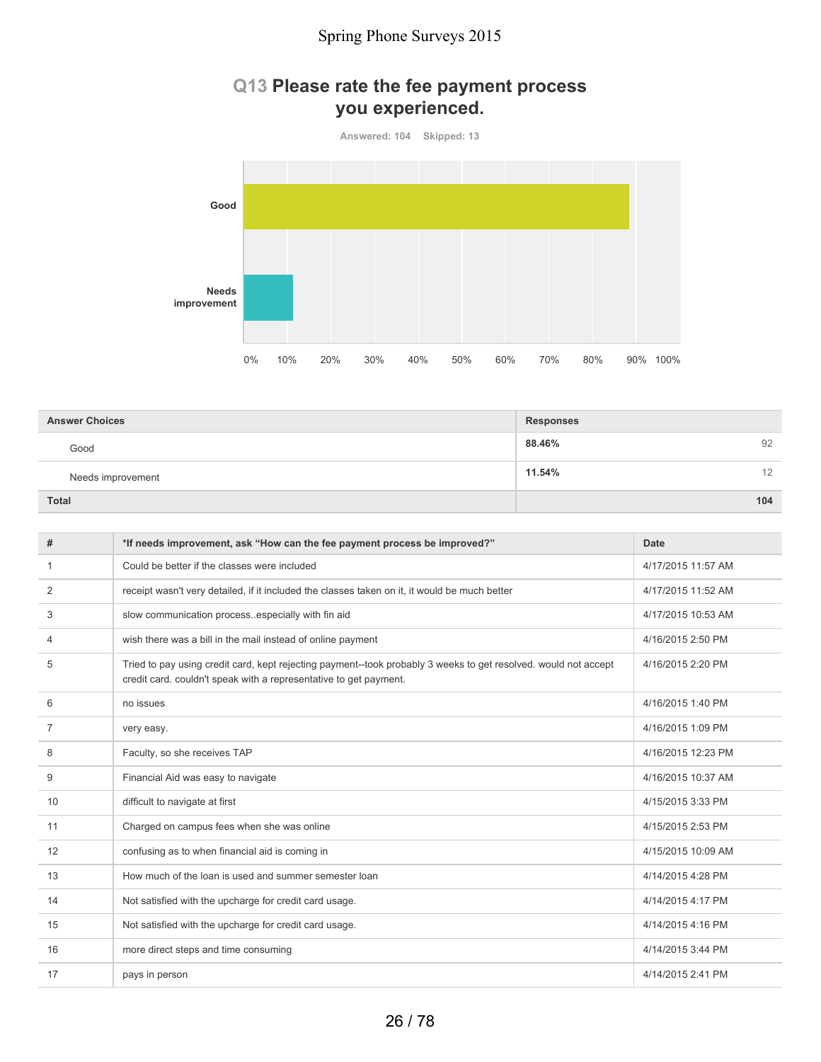## Q13 Please rate the fee payment process you experienced.

Answered: 104 Skipped: 13

| Answer Choices | Responses | |
|---|---|---|
| Good | 88.46% | 92 |
| Needs improvement | 11.54% | 12 |
| **Total** | | **104** |

| # | *If needs improvement, ask "How can the fee payment process be improved?" | Date |
|---|---|---|
| 1 | Could be better if the classes were included | 4/17/2015 11:57 AM |
| 2 | receipt wasn't very detailed, if it included the classes taken on it, it would be much better | 4/17/2015 11:52 AM |
| 3 | slow communication process..especially with fin aid | 4/17/2015 10:53 AM |
| 4 | wish there was a bill in the mail instead of online payment | 4/16/2015 2:50 PM |
| 5 | Tried to pay using credit card, kept rejecting payment--took probably 3 weeks to get resolved. would not accept credit card. couldn't speak with a representative to get payment. | 4/16/2015 2:20 PM |
| 6 | no issues | 4/16/2015 1:40 PM |
| 7 | very easy. | 4/16/2015 1:09 PM |
| 8 | Faculty, so she receives TAP | 4/16/2015 12:23 PM |
| 9 | Financial Aid was easy to navigate | 4/16/2015 10:37 AM |
| 10 | difficult to navigate at first | 4/15/2015 3:33 PM |
| 11 | Charged on campus fees when she was online | 4/15/2015 2:53 PM |
| 12 | confusing as to when financial aid is coming in | 4/15/2015 10:09 AM |
| 13 | How much of the loan is used and summer semester loan | 4/14/2015 4:28 PM |
| 14 | Not satisfied with the upcharge for credit card usage. | 4/14/2015 4:17 PM |
| 15 | Not satisfied with the upcharge for credit card usage. | 4/14/2015 4:16 PM |
| 16 | more direct steps and time consuming | 4/14/2015 3:44 PM |
| 17 | pays in person | 4/14/2015 2:41 PM |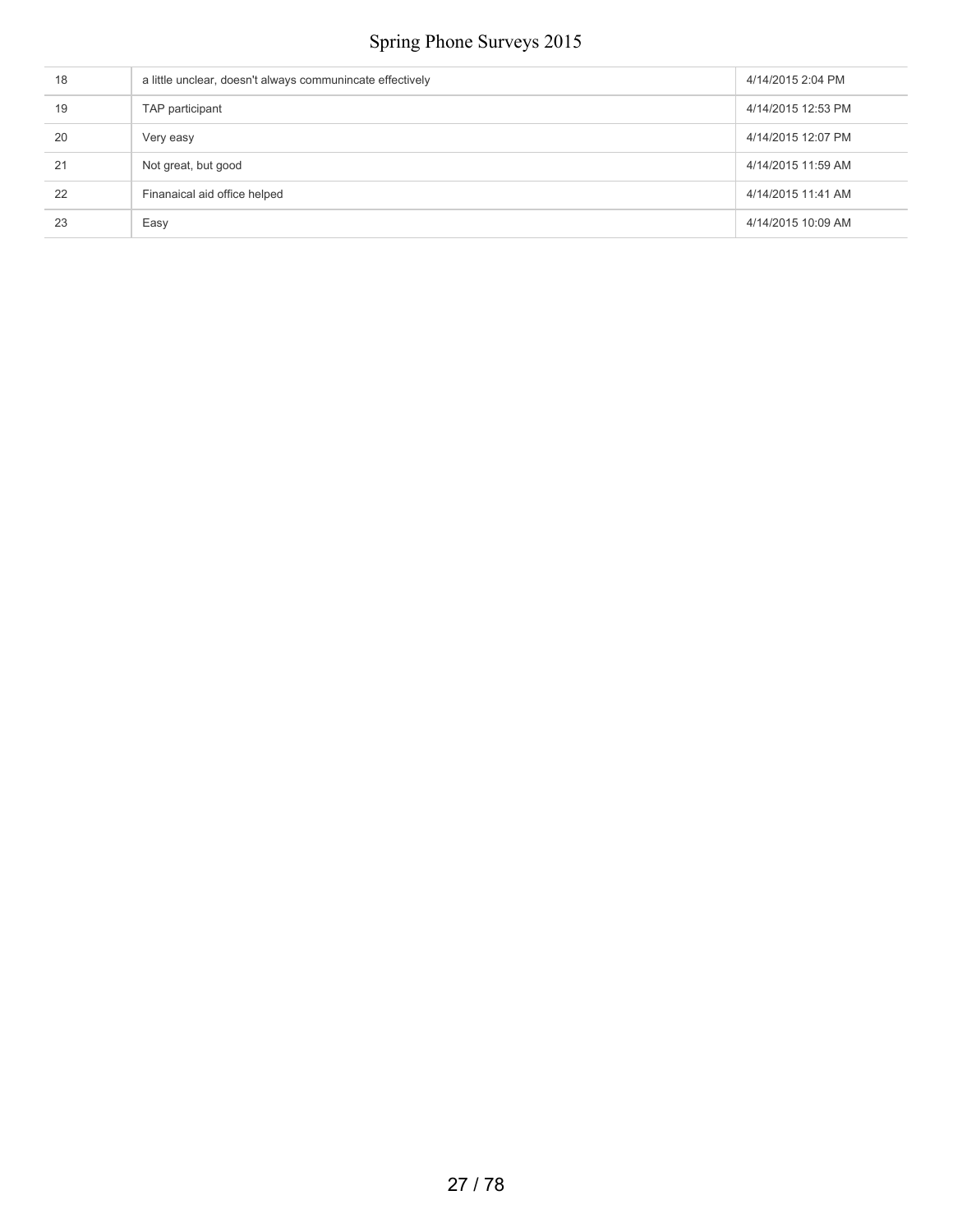| | | |
|---|---|---|
| 18 | a little unclear, doesn't always communincate effectively | 4/14/2015 2:04 PM |
| 19 | TAP participant | 4/14/2015 12:53 PM |
| 20 | Very easy | 4/14/2015 12:07 PM |
| 21 | Not great, but good | 4/14/2015 11:59 AM |
| 22 | Finanaical aid office helped | 4/14/2015 11:41 AM |
| 23 | Easy | 4/14/2015 10:09 AM |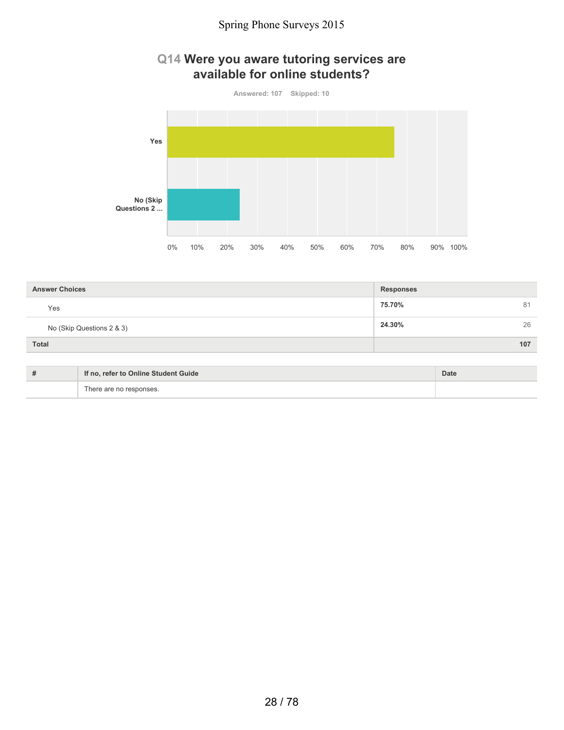## Q14 Were you aware tutoring services are available for online students?

Answered: 107 Skipped: 10

| Answer Choices | Responses | |
|---|---|---|
| Yes | 75.70% | 81 |
| No (Skip Questions 2 & 3) | 24.30% | 26 |
| **Total** | | **107** |

| # | If no, refer to Online Student Guide | Date |
|---|---|---|
| | There are no responses. | |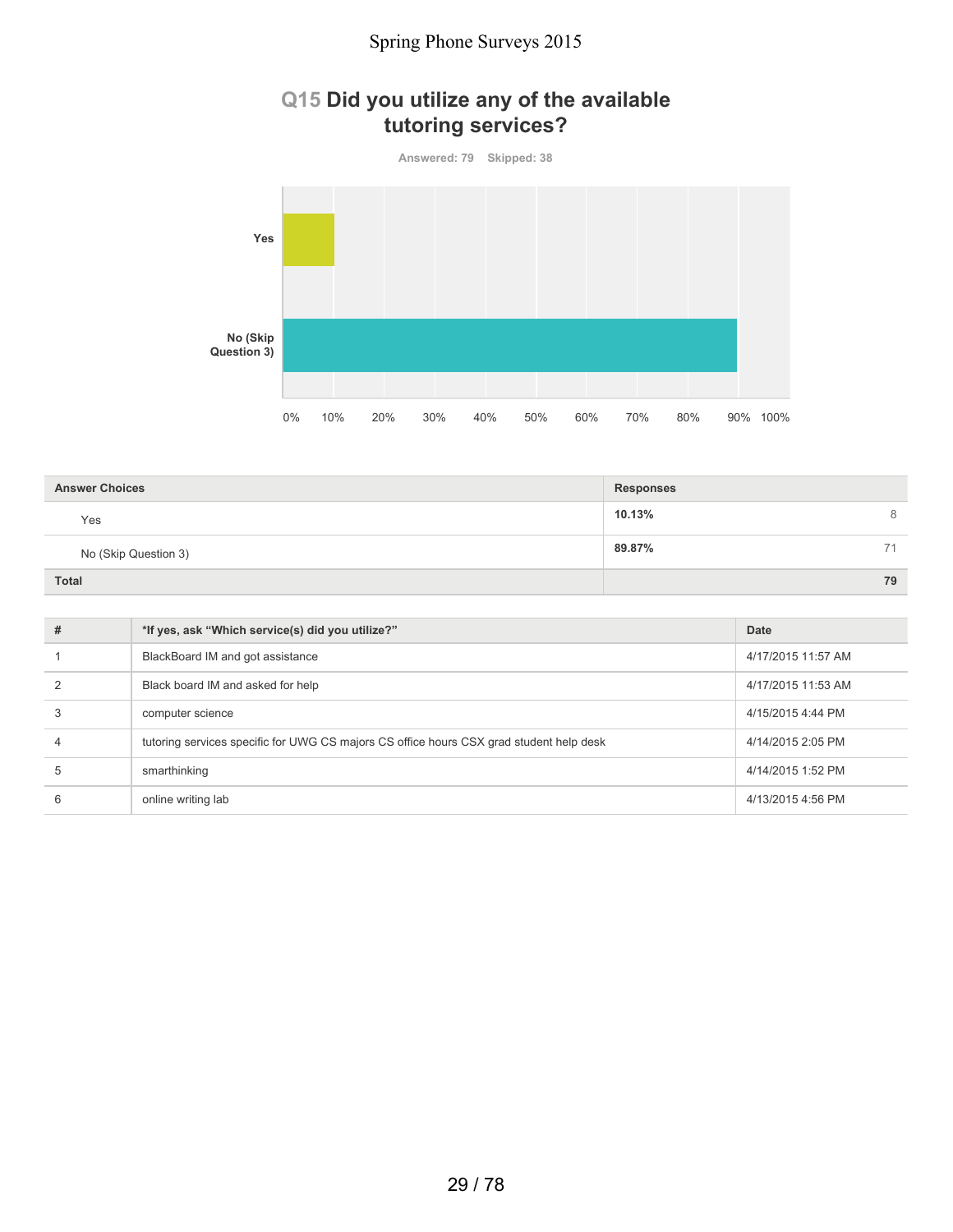## Q15 Did you utilize any of the available tutoring services?

Answered: 79 Skipped: 38

| Answer Choices | Responses | |
|---|---|---|
| Yes | 10.13% | 8 |
| No (Skip Question 3) | 89.87% | 71 |
| Total | | 79 |

| # | *If yes, ask “Which service(s) did you utilize?” | Date |
|---|---|---|
| 1 | BlackBoard IM and got assistance | 4/17/2015 11:57 AM |
| 2 | Black board IM and asked for help | 4/17/2015 11:53 AM |
| 3 | computer science | 4/15/2015 4:44 PM |
| 4 | tutoring services specific for UWG CS majors CS office hours CSX grad student help desk | 4/14/2015 2:05 PM |
| 5 | smarthinking | 4/14/2015 1:52 PM |
| 6 | online writing lab | 4/13/2015 4:56 PM |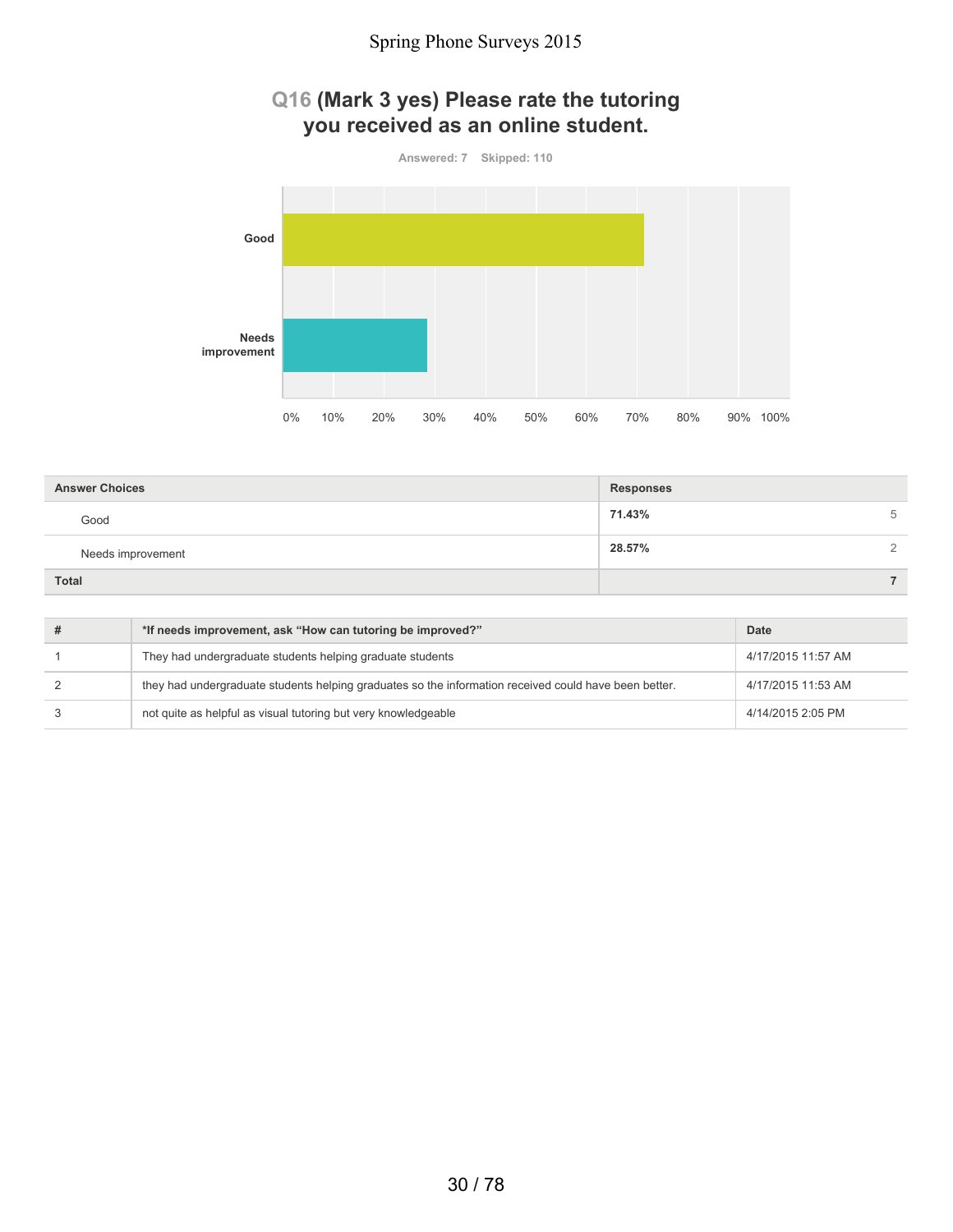## Q16 (Mark 3 yes) Please rate the tutoring you received as an online student.

Answered: 7 Skipped: 110

| Answer Choices | Responses | |
|---|---|---|
| Good | 71.43% | 5 |
| Needs improvement | 28.57% | 2 |
| Total | | 7 |

| # | *If needs improvement, ask "How can tutoring be improved?" | Date |
|---|---|---|
| 1 | They had undergraduate students helping graduate students | 4/17/2015 11:57 AM |
| 2 | they had undergraduate students helping graduates so the information received could have been better. | 4/17/2015 11:53 AM |
| 3 | not quite as helpful as visual tutoring but very knowledgeable | 4/14/2015 2:05 PM |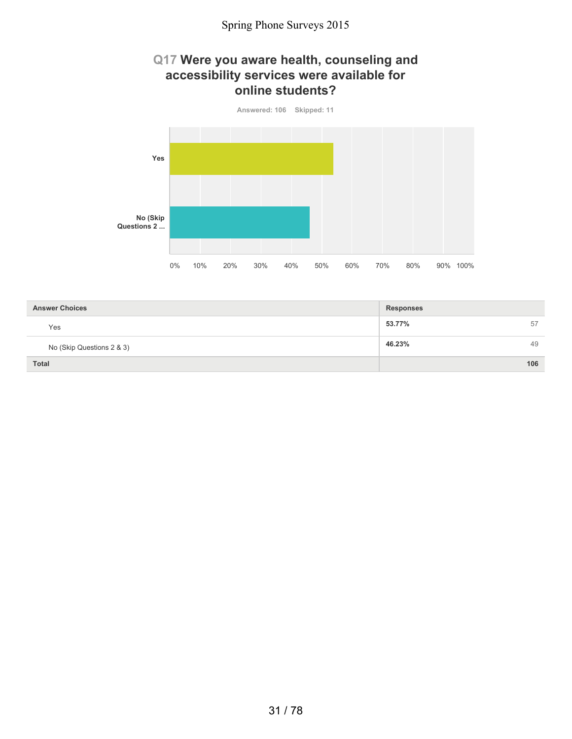## Q17 Were you aware health, counseling and accessibility services were available for online students?

Answered: 106 Skipped: 11

| Answer Choices | Responses | |
|---|---|---|
| Yes | 53.77% | 57 |
| No (Skip Questions 2 & 3) | 46.23% | 49 |
| **Total** | | **106** |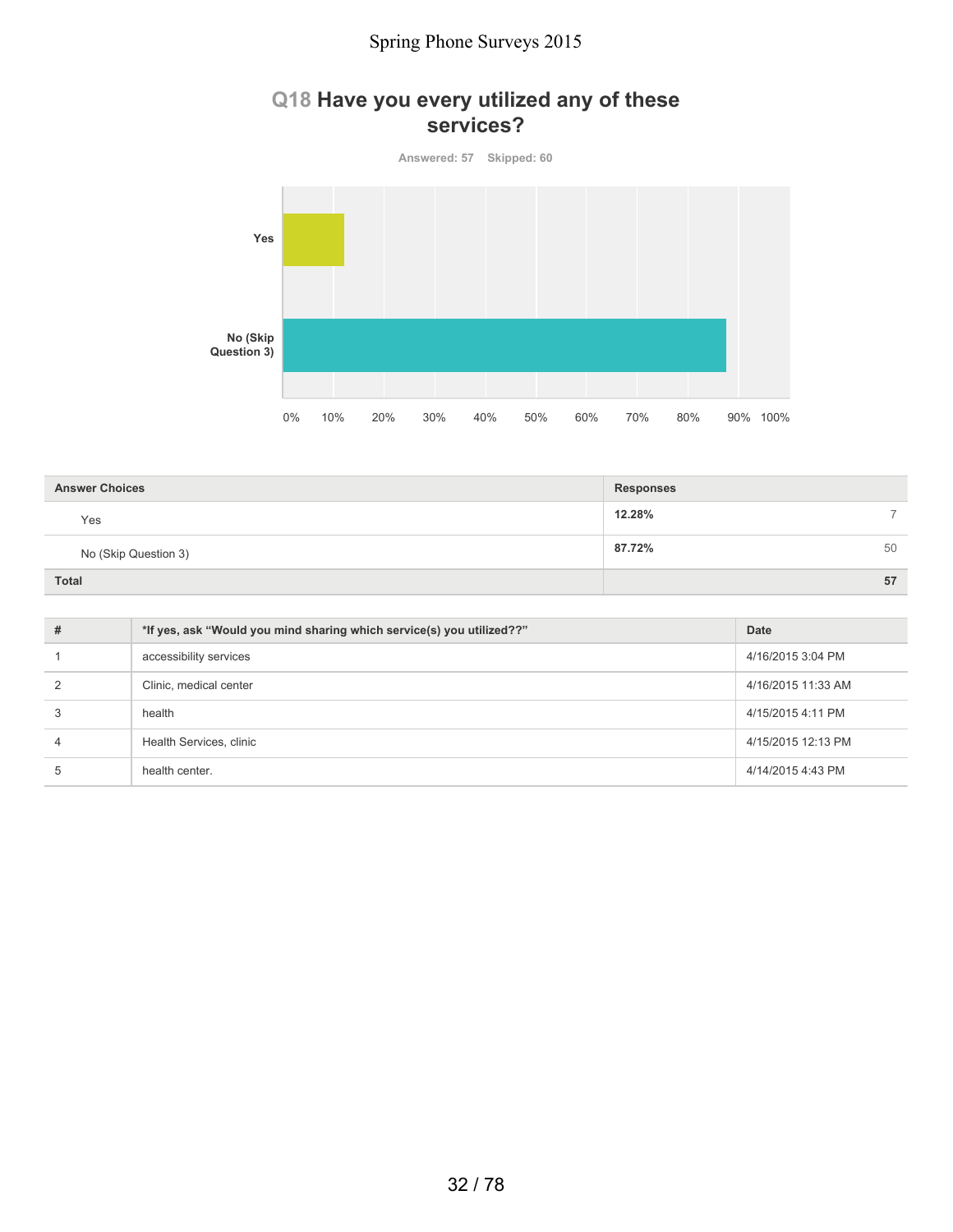## Q18 Have you every utilized any of these services?

Answered: 57 Skipped: 60

| Answer Choices | Responses | |
|---|---|---|
| Yes | 12.28% | 7 |
| No (Skip Question 3) | 87.72% | 50 |
| **Total** | | **57** |

| # | *If yes, ask "Would you mind sharing which service(s) you utilized??" | Date |
|---|---|---|
| 1 | accessibility services | 4/16/2015 3:04 PM |
| 2 | Clinic, medical center | 4/16/2015 11:33 AM |
| 3 | health | 4/15/2015 4:11 PM |
| 4 | Health Services, clinic | 4/15/2015 12:13 PM |
| 5 | health center. | 4/14/2015 4:43 PM |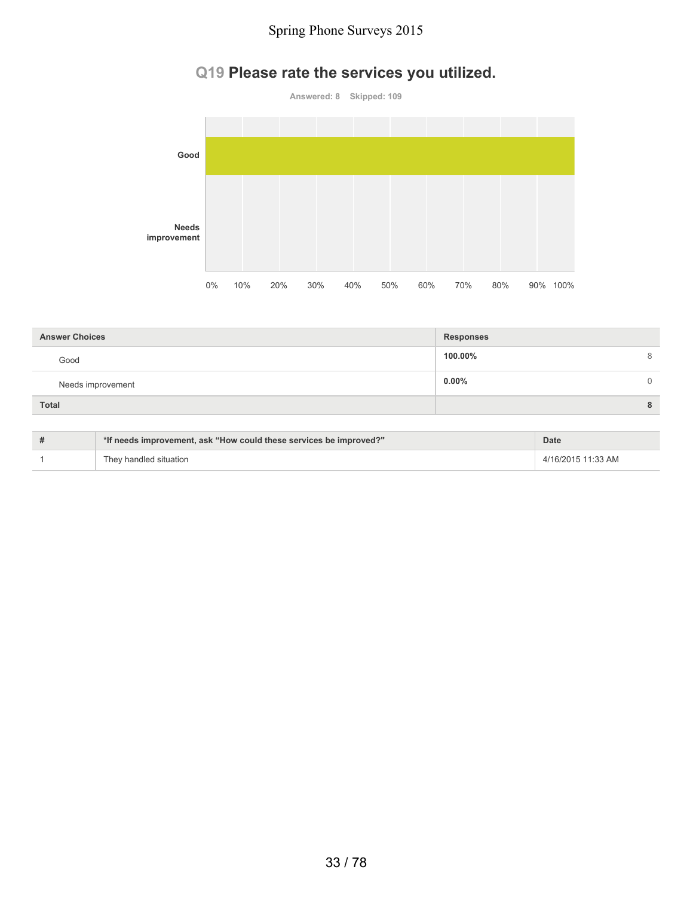## Q19 Please rate the services you utilized.

Answered: 8 Skipped: 109

| Answer Choices | Responses | |
|---|---|---|
| Good | 100.00% | 8 |
| Needs improvement | 0.00% | 0 |
| Total | | 8 |

| # | *If needs improvement, ask “How could these services be improved?" | Date |
|---|---|---|
| 1 | They handled situation | 4/16/2015 11:33 AM |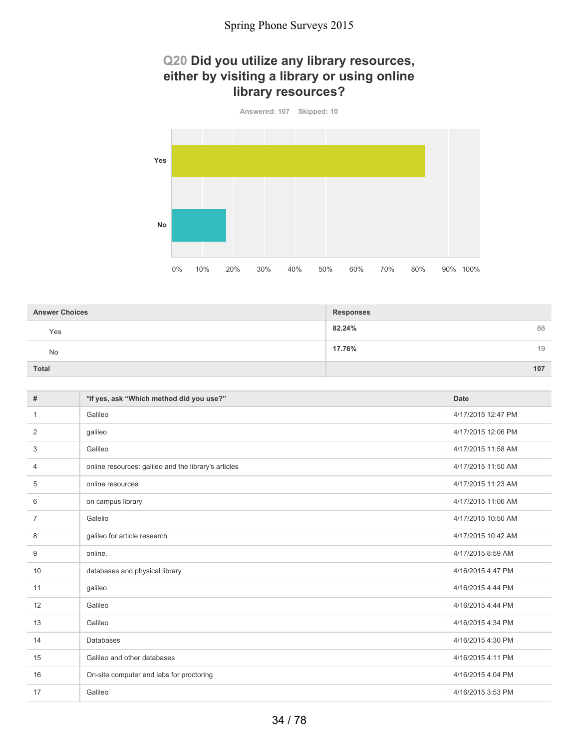## Q20 Did you utilize any library resources, either by visiting a library or using online library resources?

Answered: 107 Skipped: 10

| Answer Choices | Responses | |
|---|---|---|
| Yes | 82.24% | 88 |
| No | 17.76% | 19 |
| **Total** | | **107** |

| # | *If yes, ask "Which method did you use?" | Date |
|---|---|---|
| 1 | Galileo | 4/17/2015 12:47 PM |
| 2 | galileo | 4/17/2015 12:06 PM |
| 3 | Galileo | 4/17/2015 11:58 AM |
| 4 | online resources: galileo and the library's articles | 4/17/2015 11:50 AM |
| 5 | online resources | 4/17/2015 11:23 AM |
| 6 | on campus library | 4/17/2015 11:06 AM |
| 7 | Galelio | 4/17/2015 10:50 AM |
| 8 | galileo for article research | 4/17/2015 10:42 AM |
| 9 | online. | 4/17/2015 8:59 AM |
| 10 | databases and physical library | 4/16/2015 4:47 PM |
| 11 | galileo | 4/16/2015 4:44 PM |
| 12 | Galileo | 4/16/2015 4:44 PM |
| 13 | Galileo | 4/16/2015 4:34 PM |
| 14 | Databases | 4/16/2015 4:30 PM |
| 15 | Galileo and other databases | 4/16/2015 4:11 PM |
| 16 | On-site computer and labs for proctoring | 4/16/2015 4:04 PM |
| 17 | Galileo | 4/16/2015 3:53 PM |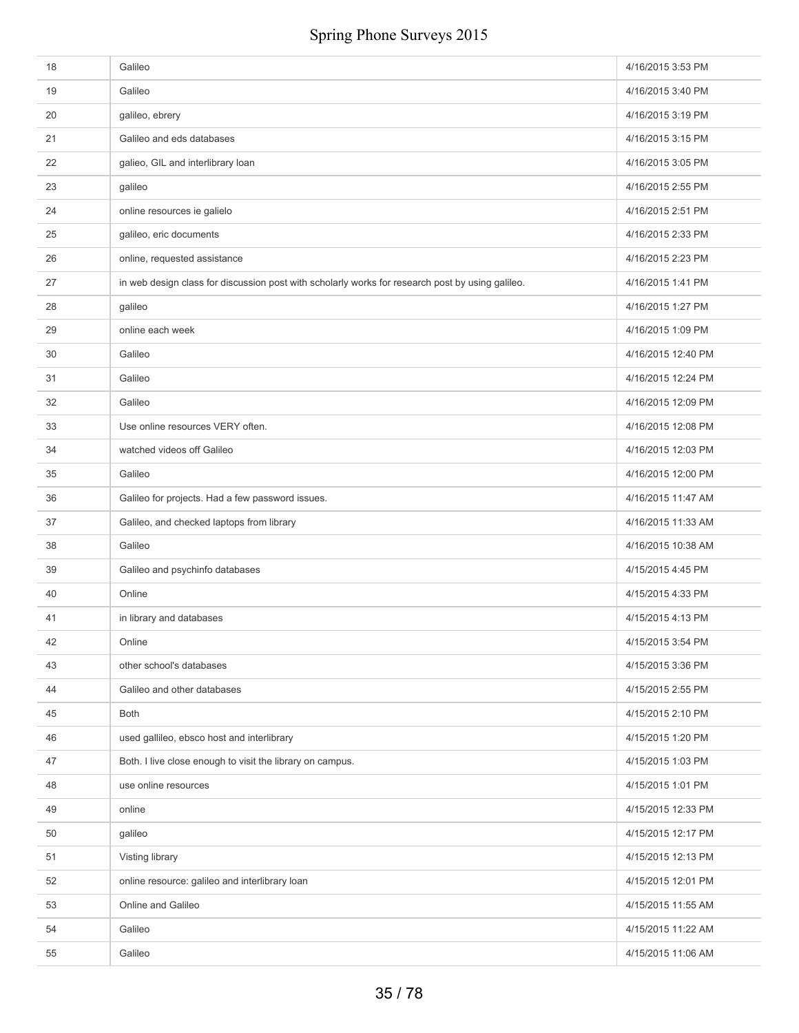| | | |
|---|---|---|
| 18 | Galileo | 4/16/2015 3:53 PM |
| 19 | Galileo | 4/16/2015 3:40 PM |
| 20 | galileo, ebrery | 4/16/2015 3:19 PM |
| 21 | Galileo and eds databases | 4/16/2015 3:15 PM |
| 22 | galieo, GIL and interlibrary loan | 4/16/2015 3:05 PM |
| 23 | galileo | 4/16/2015 2:55 PM |
| 24 | online resources ie galielo | 4/16/2015 2:51 PM |
| 25 | galileo, eric documents | 4/16/2015 2:33 PM |
| 26 | online, requested assistance | 4/16/2015 2:23 PM |
| 27 | in web design class for discussion post with scholarly works for research post by using galileo. | 4/16/2015 1:41 PM |
| 28 | galileo | 4/16/2015 1:27 PM |
| 29 | online each week | 4/16/2015 1:09 PM |
| 30 | Galileo | 4/16/2015 12:40 PM |
| 31 | Galileo | 4/16/2015 12:24 PM |
| 32 | Galileo | 4/16/2015 12:09 PM |
| 33 | Use online resources VERY often. | 4/16/2015 12:08 PM |
| 34 | watched videos off Galileo | 4/16/2015 12:03 PM |
| 35 | Galileo | 4/16/2015 12:00 PM |
| 36 | Galileo for projects. Had a few password issues. | 4/16/2015 11:47 AM |
| 37 | Galileo, and checked laptops from library | 4/16/2015 11:33 AM |
| 38 | Galileo | 4/16/2015 10:38 AM |
| 39 | Galileo and psychinfo databases | 4/15/2015 4:45 PM |
| 40 | Online | 4/15/2015 4:33 PM |
| 41 | in library and databases | 4/15/2015 4:13 PM |
| 42 | Online | 4/15/2015 3:54 PM |
| 43 | other school's databases | 4/15/2015 3:36 PM |
| 44 | Galileo and other databases | 4/15/2015 2:55 PM |
| 45 | Both | 4/15/2015 2:10 PM |
| 46 | used gallileo, ebsco host and interlibrary | 4/15/2015 1:20 PM |
| 47 | Both. I live close enough to visit the library on campus. | 4/15/2015 1:03 PM |
| 48 | use online resources | 4/15/2015 1:01 PM |
| 49 | online | 4/15/2015 12:33 PM |
| 50 | galileo | 4/15/2015 12:17 PM |
| 51 | Visting library | 4/15/2015 12:13 PM |
| 52 | online resource: galileo and interlibrary loan | 4/15/2015 12:01 PM |
| 53 | Online and Galileo | 4/15/2015 11:55 AM |
| 54 | Galileo | 4/15/2015 11:22 AM |
| 55 | Galileo | 4/15/2015 11:06 AM |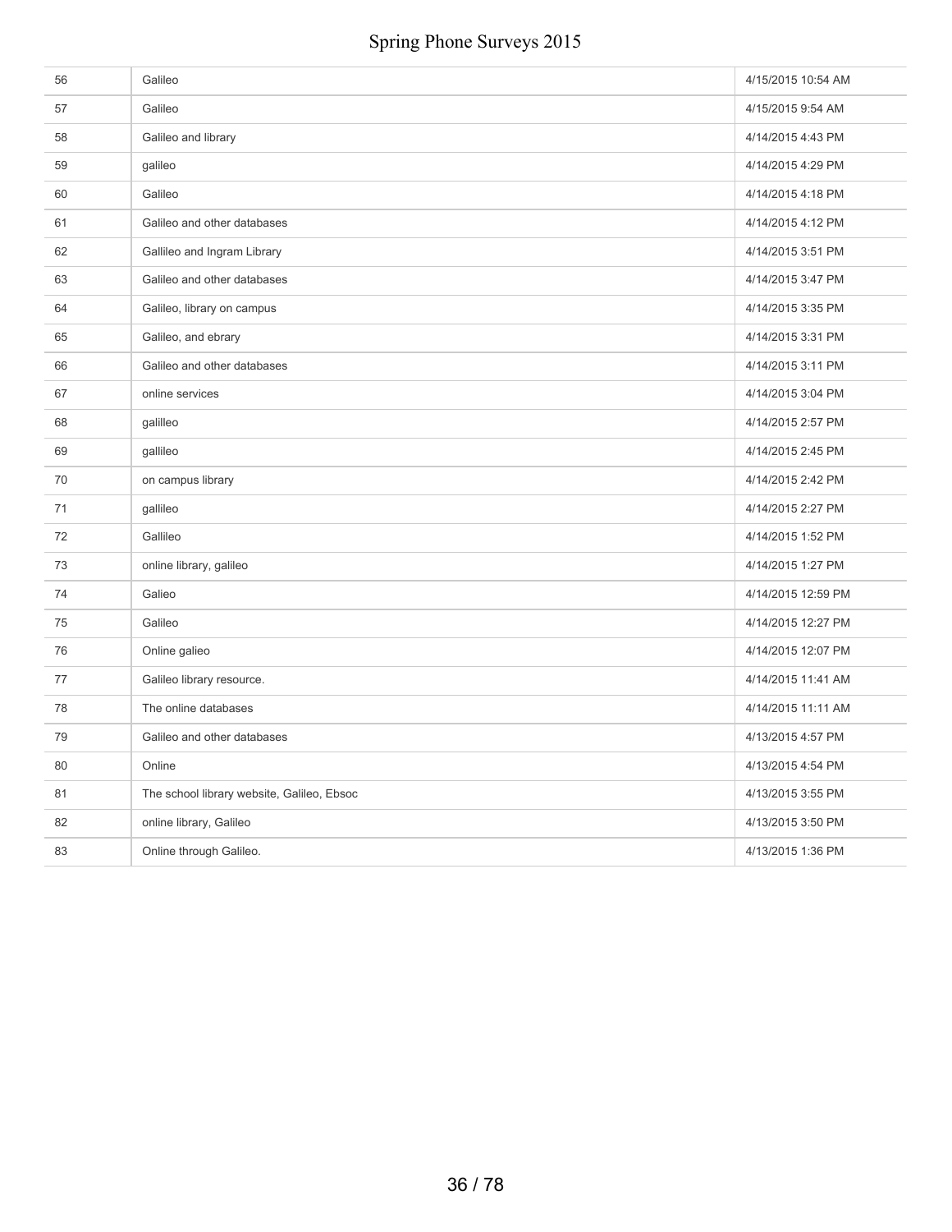| | | |
|---|---|---|
| 56 | Galileo | 4/15/2015 10:54 AM |
| 57 | Galileo | 4/15/2015 9:54 AM |
| 58 | Galileo and library | 4/14/2015 4:43 PM |
| 59 | galileo | 4/14/2015 4:29 PM |
| 60 | Galileo | 4/14/2015 4:18 PM |
| 61 | Galileo and other databases | 4/14/2015 4:12 PM |
| 62 | Gallileo and Ingram Library | 4/14/2015 3:51 PM |
| 63 | Galileo and other databases | 4/14/2015 3:47 PM |
| 64 | Galileo, library on campus | 4/14/2015 3:35 PM |
| 65 | Galileo, and ebrary | 4/14/2015 3:31 PM |
| 66 | Galileo and other databases | 4/14/2015 3:11 PM |
| 67 | online services | 4/14/2015 3:04 PM |
| 68 | gallileo | 4/14/2015 2:57 PM |
| 69 | gallileo | 4/14/2015 2:45 PM |
| 70 | on campus library | 4/14/2015 2:42 PM |
| 71 | gallileo | 4/14/2015 2:27 PM |
| 72 | Gallileo | 4/14/2015 1:52 PM |
| 73 | online library, galileo | 4/14/2015 1:27 PM |
| 74 | Galieo | 4/14/2015 12:59 PM |
| 75 | Galileo | 4/14/2015 12:27 PM |
| 76 | Online galieo | 4/14/2015 12:07 PM |
| 77 | Galileo library resource. | 4/14/2015 11:41 AM |
| 78 | The online databases | 4/14/2015 11:11 AM |
| 79 | Galileo and other databases | 4/13/2015 4:57 PM |
| 80 | Online | 4/13/2015 4:54 PM |
| 81 | The school library website, Galileo, Ebsoc | 4/13/2015 3:55 PM |
| 82 | online library, Galileo | 4/13/2015 3:50 PM |
| 83 | Online through Galileo. | 4/13/2015 1:36 PM |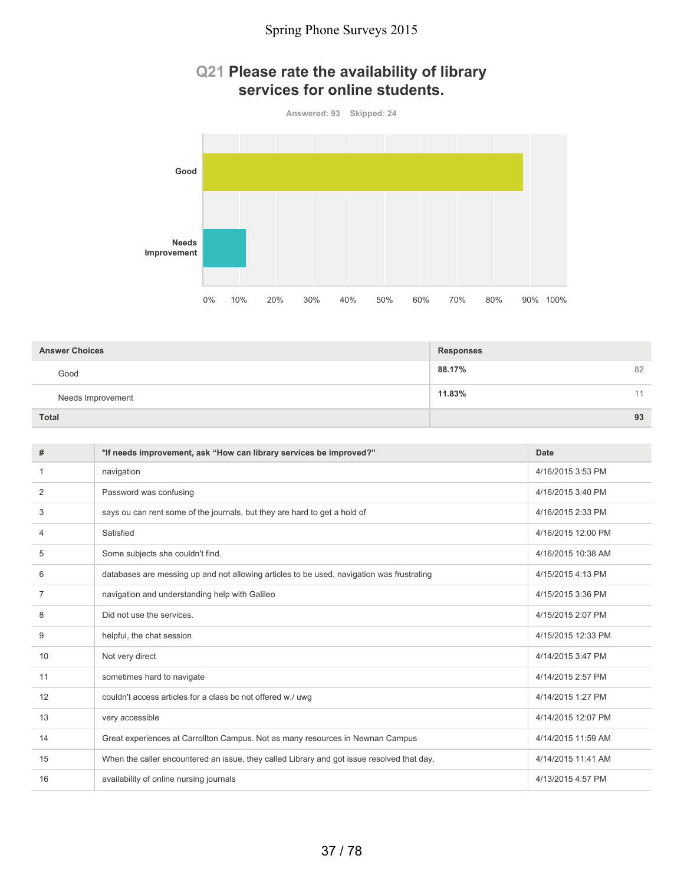# Q21 Please rate the availability of library services for online students.

Answered: 93 Skipped: 24

| Answer Choices | Responses | |
|---|---|---|
| Good | 88.17% | 82 |
| Needs Improvement | 11.83% | 11 |
| **Total** | | **93** |

| # | *If needs improvement, ask "How can library services be improved?" | Date |
|---|---|---|
| 1 | navigation | 4/16/2015 3:53 PM |
| 2 | Password was confusing | 4/16/2015 3:40 PM |
| 3 | says ou can rent some of the journals, but they are hard to get a hold of | 4/16/2015 2:33 PM |
| 4 | Satisfied | 4/16/2015 12:00 PM |
| 5 | Some subjects she couldn't find. | 4/16/2015 10:38 AM |
| 6 | databases are messing up and not allowing articles to be used, navigation was frustrating | 4/15/2015 4:13 PM |
| 7 | navigation and understanding help with Galileo | 4/15/2015 3:36 PM |
| 8 | Did not use the services. | 4/15/2015 2:07 PM |
| 9 | helpful, the chat session | 4/15/2015 12:33 PM |
| 10 | Not very direct | 4/14/2015 3:47 PM |
| 11 | sometimes hard to navigate | 4/14/2015 2:57 PM |
| 12 | couldn't access articles for a class bc not offered w./ uwg | 4/14/2015 1:27 PM |
| 13 | very accessible | 4/14/2015 12:07 PM |
| 14 | Great experiences at Carrollton Campus. Not as many resources in Newnan Campus | 4/14/2015 11:59 AM |
| 15 | When the caller encountered an issue, they called Library and got issue resolved that day. | 4/14/2015 11:41 AM |
| 16 | availability of online nursing journals | 4/13/2015 4:57 PM |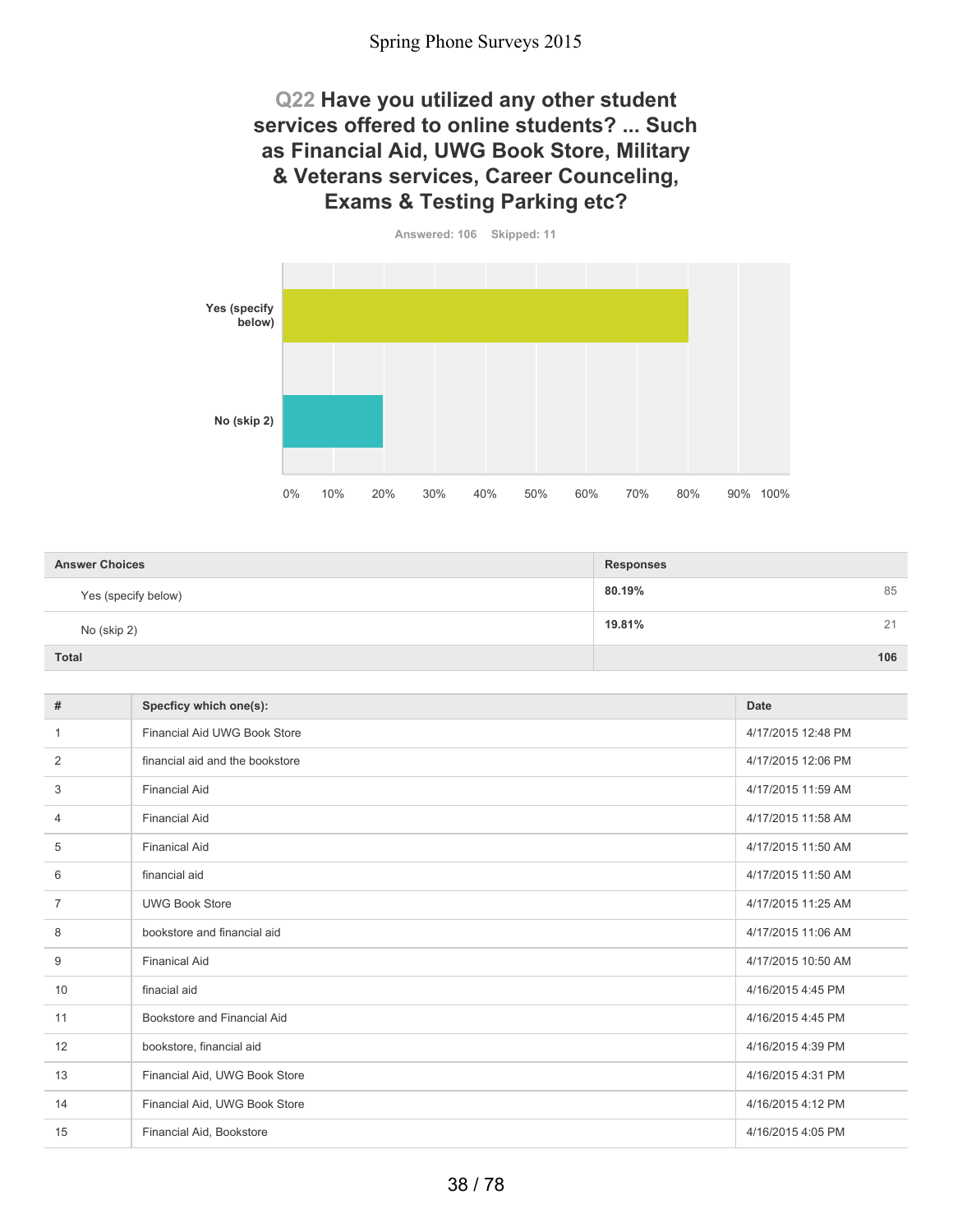## Q22 Have you utilized any other student services offered to online students? ... Such as Financial Aid, UWG Book Store, Military & Veterans services, Career Counceling, Exams & Testing Parking etc?

Answered: 106 Skipped: 11

| Answer Choices | Responses | |
|---|---|---|
| Yes (specify below) | 80.19% | 85 |
| No (skip 2) | 19.81% | 21 |
| **Total** | | **106** |

| # | Specficy which one(s): | Date |
|---|---|---|
| 1 | Financial Aid UWG Book Store | 4/17/2015 12:48 PM |
| 2 | financial aid and the bookstore | 4/17/2015 12:06 PM |
| 3 | Financial Aid | 4/17/2015 11:59 AM |
| 4 | Financial Aid | 4/17/2015 11:58 AM |
| 5 | Finanical Aid | 4/17/2015 11:50 AM |
| 6 | financial aid | 4/17/2015 11:50 AM |
| 7 | UWG Book Store | 4/17/2015 11:25 AM |
| 8 | bookstore and financial aid | 4/17/2015 11:06 AM |
| 9 | Finanical Aid | 4/17/2015 10:50 AM |
| 10 | finacial aid | 4/16/2015 4:45 PM |
| 11 | Bookstore and Financial Aid | 4/16/2015 4:45 PM |
| 12 | bookstore, financial aid | 4/16/2015 4:39 PM |
| 13 | Financial Aid, UWG Book Store | 4/16/2015 4:31 PM |
| 14 | Financial Aid, UWG Book Store | 4/16/2015 4:12 PM |
| 15 | Financial Aid, Bookstore | 4/16/2015 4:05 PM |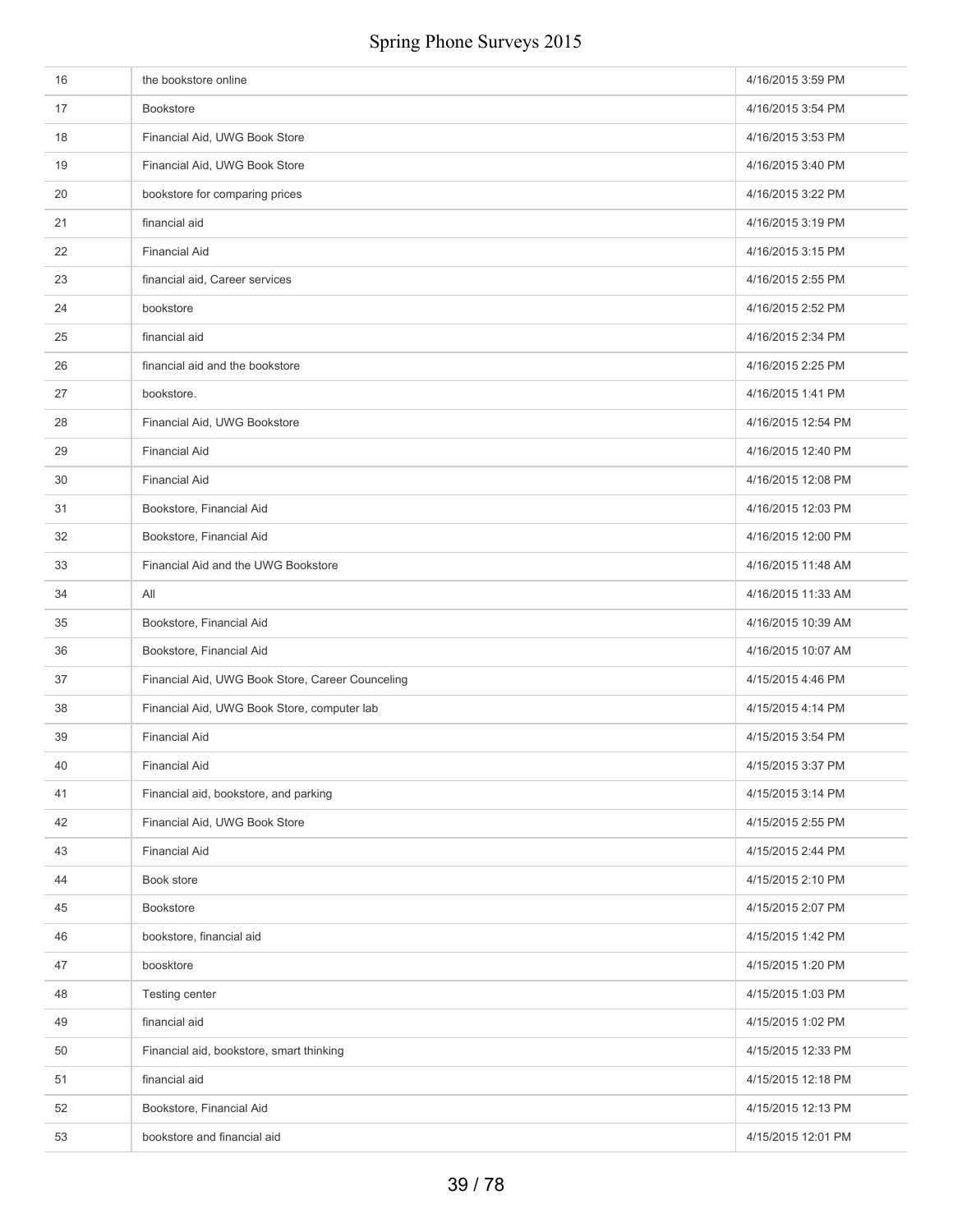| | | |
|---|---|---|
| 16 | the bookstore online | 4/16/2015 3:59 PM |
| 17 | Bookstore | 4/16/2015 3:54 PM |
| 18 | Financial Aid, UWG Book Store | 4/16/2015 3:53 PM |
| 19 | Financial Aid, UWG Book Store | 4/16/2015 3:40 PM |
| 20 | bookstore for comparing prices | 4/16/2015 3:22 PM |
| 21 | financial aid | 4/16/2015 3:19 PM |
| 22 | Financial Aid | 4/16/2015 3:15 PM |
| 23 | financial aid, Career services | 4/16/2015 2:55 PM |
| 24 | bookstore | 4/16/2015 2:52 PM |
| 25 | financial aid | 4/16/2015 2:34 PM |
| 26 | financial aid and the bookstore | 4/16/2015 2:25 PM |
| 27 | bookstore. | 4/16/2015 1:41 PM |
| 28 | Financial Aid, UWG Bookstore | 4/16/2015 12:54 PM |
| 29 | Financial Aid | 4/16/2015 12:40 PM |
| 30 | Financial Aid | 4/16/2015 12:08 PM |
| 31 | Bookstore, Financial Aid | 4/16/2015 12:03 PM |
| 32 | Bookstore, Financial Aid | 4/16/2015 12:00 PM |
| 33 | Financial Aid and the UWG Bookstore | 4/16/2015 11:48 AM |
| 34 | All | 4/16/2015 11:33 AM |
| 35 | Bookstore, Financial Aid | 4/16/2015 10:39 AM |
| 36 | Bookstore, Financial Aid | 4/16/2015 10:07 AM |
| 37 | Financial Aid, UWG Book Store, Career Counceling | 4/15/2015 4:46 PM |
| 38 | Financial Aid, UWG Book Store, computer lab | 4/15/2015 4:14 PM |
| 39 | Financial Aid | 4/15/2015 3:54 PM |
| 40 | Financial Aid | 4/15/2015 3:37 PM |
| 41 | Financial aid, bookstore, and parking | 4/15/2015 3:14 PM |
| 42 | Financial Aid, UWG Book Store | 4/15/2015 2:55 PM |
| 43 | Financial Aid | 4/15/2015 2:44 PM |
| 44 | Book store | 4/15/2015 2:10 PM |
| 45 | Bookstore | 4/15/2015 2:07 PM |
| 46 | bookstore, financial aid | 4/15/2015 1:42 PM |
| 47 | boosktore | 4/15/2015 1:20 PM |
| 48 | Testing center | 4/15/2015 1:03 PM |
| 49 | financial aid | 4/15/2015 1:02 PM |
| 50 | Financial aid, bookstore, smart thinking | 4/15/2015 12:33 PM |
| 51 | financial aid | 4/15/2015 12:18 PM |
| 52 | Bookstore, Financial Aid | 4/15/2015 12:13 PM |
| 53 | bookstore and financial aid | 4/15/2015 12:01 PM |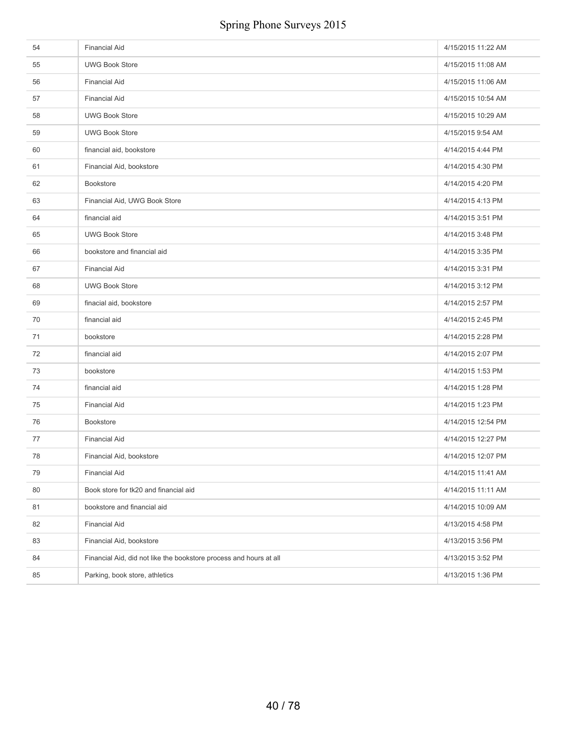| | | |
|---|---|---|
| 54 | Financial Aid | 4/15/2015 11:22 AM |
| 55 | UWG Book Store | 4/15/2015 11:08 AM |
| 56 | Financial Aid | 4/15/2015 11:06 AM |
| 57 | Financial Aid | 4/15/2015 10:54 AM |
| 58 | UWG Book Store | 4/15/2015 10:29 AM |
| 59 | UWG Book Store | 4/15/2015 9:54 AM |
| 60 | financial aid, bookstore | 4/14/2015 4:44 PM |
| 61 | Financial Aid, bookstore | 4/14/2015 4:30 PM |
| 62 | Bookstore | 4/14/2015 4:20 PM |
| 63 | Financial Aid, UWG Book Store | 4/14/2015 4:13 PM |
| 64 | financial aid | 4/14/2015 3:51 PM |
| 65 | UWG Book Store | 4/14/2015 3:48 PM |
| 66 | bookstore and financial aid | 4/14/2015 3:35 PM |
| 67 | Financial Aid | 4/14/2015 3:31 PM |
| 68 | UWG Book Store | 4/14/2015 3:12 PM |
| 69 | finacial aid, bookstore | 4/14/2015 2:57 PM |
| 70 | financial aid | 4/14/2015 2:45 PM |
| 71 | bookstore | 4/14/2015 2:28 PM |
| 72 | financial aid | 4/14/2015 2:07 PM |
| 73 | bookstore | 4/14/2015 1:53 PM |
| 74 | financial aid | 4/14/2015 1:28 PM |
| 75 | Financial Aid | 4/14/2015 1:23 PM |
| 76 | Bookstore | 4/14/2015 12:54 PM |
| 77 | Financial Aid | 4/14/2015 12:27 PM |
| 78 | Financial Aid, bookstore | 4/14/2015 12:07 PM |
| 79 | Financial Aid | 4/14/2015 11:41 AM |
| 80 | Book store for tk20 and financial aid | 4/14/2015 11:11 AM |
| 81 | bookstore and financial aid | 4/14/2015 10:09 AM |
| 82 | Financial Aid | 4/13/2015 4:58 PM |
| 83 | Financial Aid, bookstore | 4/13/2015 3:56 PM |
| 84 | Financial Aid, did not like the bookstore process and hours at all | 4/13/2015 3:52 PM |
| 85 | Parking, book store, athletics | 4/13/2015 1:36 PM |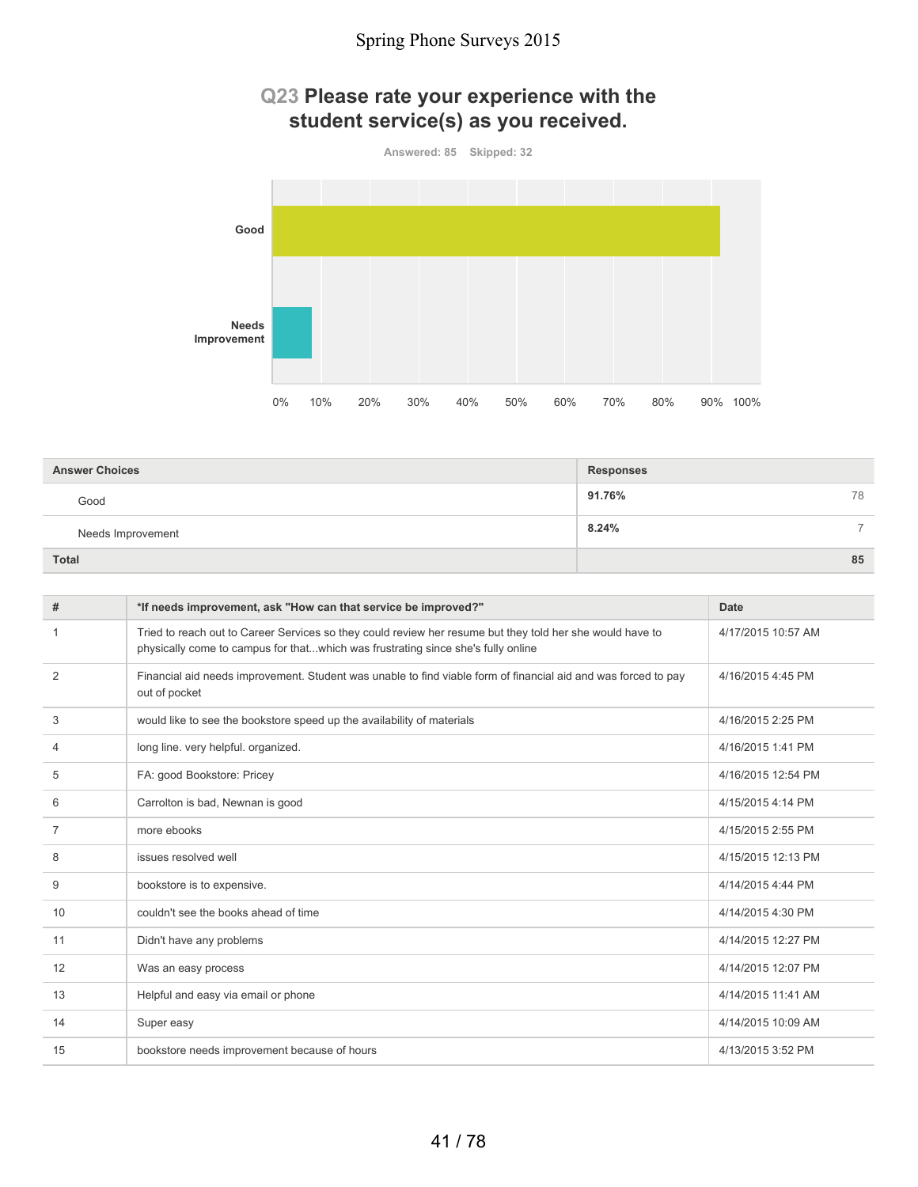## Q23 Please rate your experience with the student service(s) as you received.

Answered: 85 Skipped: 32

| Answer Choices | Responses | |
|---|---|---|
| Good | 91.76% | 78 |
| Needs Improvement | 8.24% | 7 |
| **Total** | | **85** |

| # | *If needs improvement, ask "How can that service be improved?" | Date |
|---|---|---|
| 1 | Tried to reach out to Career Services so they could review her resume but they told her she would have to physically come to campus for that...which was frustrating since she's fully online | 4/17/2015 10:57 AM |
| 2 | Financial aid needs improvement. Student was unable to find viable form of financial aid and was forced to pay out of pocket | 4/16/2015 4:45 PM |
| 3 | would like to see the bookstore speed up the availability of materials | 4/16/2015 2:25 PM |
| 4 | long line. very helpful. organized. | 4/16/2015 1:41 PM |
| 5 | FA: good Bookstore: Pricey | 4/16/2015 12:54 PM |
| 6 | Carrolton is bad, Newnan is good | 4/15/2015 4:14 PM |
| 7 | more ebooks | 4/15/2015 2:55 PM |
| 8 | issues resolved well | 4/15/2015 12:13 PM |
| 9 | bookstore is to expensive. | 4/14/2015 4:44 PM |
| 10 | couldn't see the books ahead of time | 4/14/2015 4:30 PM |
| 11 | Didn't have any problems | 4/14/2015 12:27 PM |
| 12 | Was an easy process | 4/14/2015 12:07 PM |
| 13 | Helpful and easy via email or phone | 4/14/2015 11:41 AM |
| 14 | Super easy | 4/14/2015 10:09 AM |
| 15 | bookstore needs improvement because of hours | 4/13/2015 3:52 PM |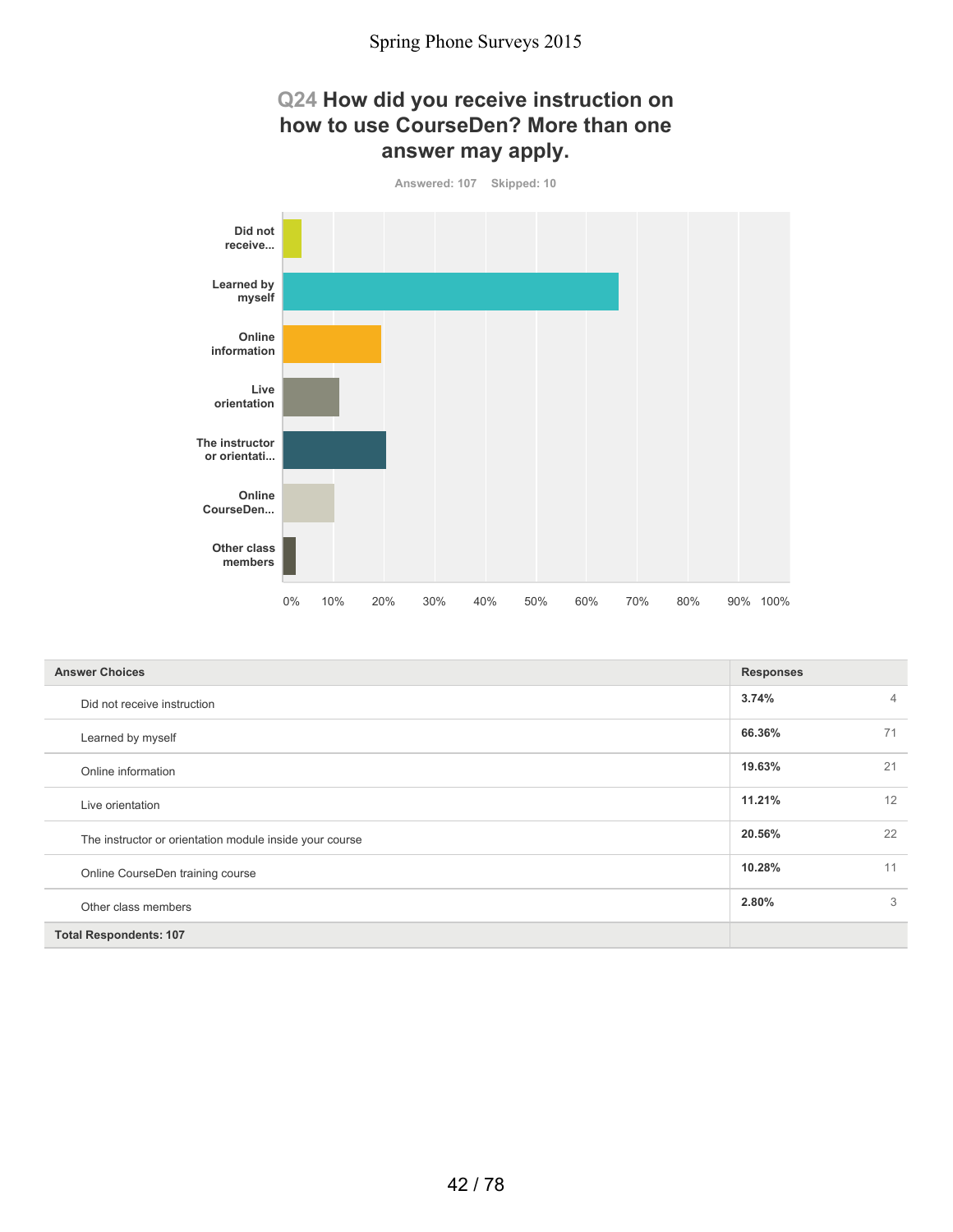## Q24 How did you receive instruction on how to use CourseDen? More than one answer may apply.

Answered: 107 Skipped: 10

| Answer Choices | Responses | |
|---|---|---|
| Did not receive instruction | 3.74% | 4 |
| Learned by myself | 66.36% | 71 |
| Online information | 19.63% | 21 |
| Live orientation | 11.21% | 12 |
| The instructor or orientation module inside your course | 20.56% | 22 |
| Online CourseDen training course | 10.28% | 11 |
| Other class members | 2.80% | 3 |
| **Total Respondents: 107** | | |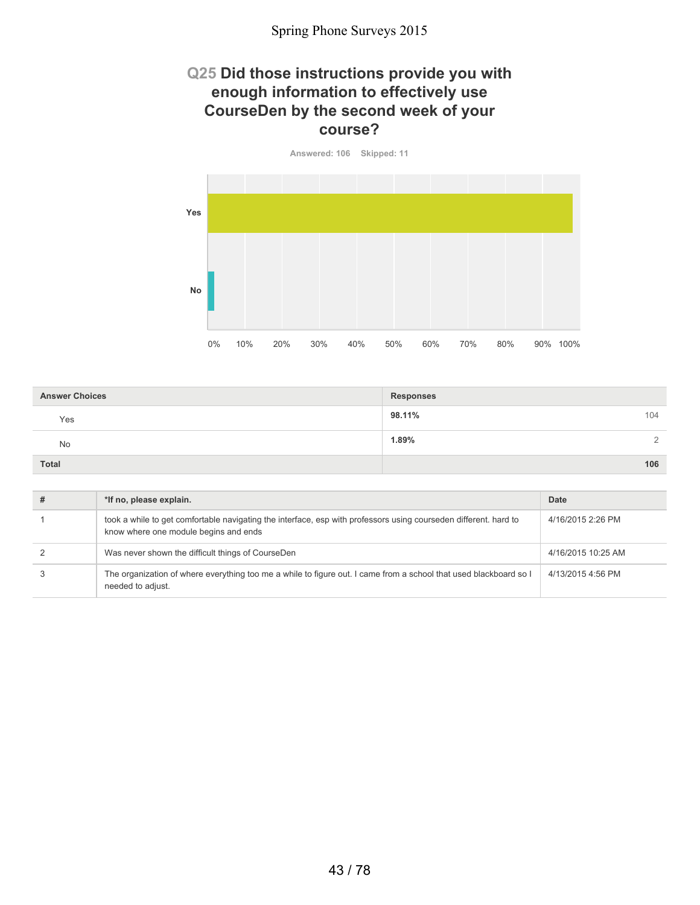## Q25 Did those instructions provide you with enough information to effectively use CourseDen by the second week of your course?

Answered: 106 Skipped: 11

| Answer Choices | Responses | |
|---|---|---|
| Yes | 98.11% | 104 |
| No | 1.89% | 2 |
| Total | | 106 |

| # | *If no, please explain. | Date |
|---|---|---|
| 1 | took a while to get comfortable navigating the interface, esp with professors using courseden different. hard to know where one module begins and ends | 4/16/2015 2:26 PM |
| 2 | Was never shown the difficult things of CourseDen | 4/16/2015 10:25 AM |
| 3 | The organization of where everything too me a while to figure out. I came from a school that used blackboard so I needed to adjust. | 4/13/2015 4:56 PM |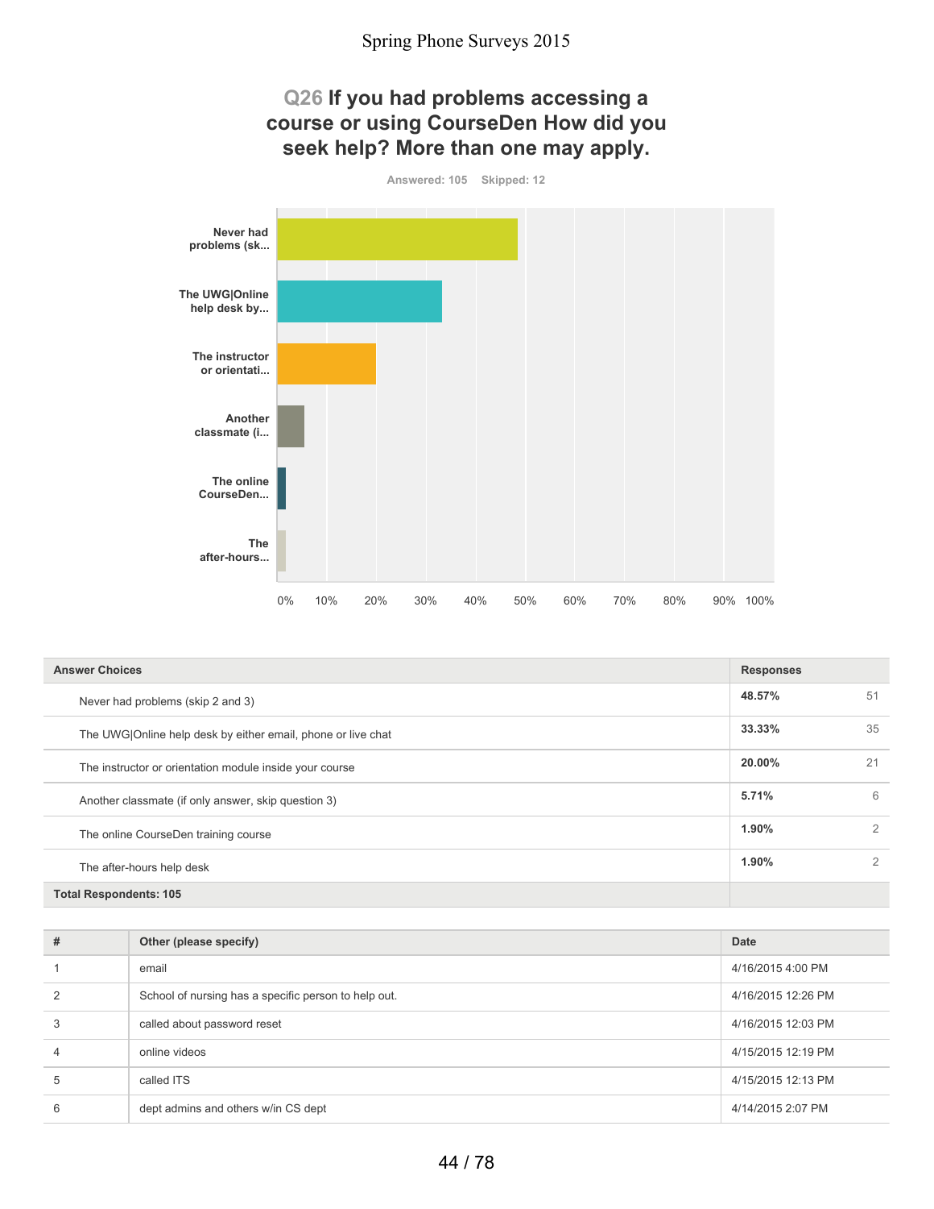## Q26 If you had problems accessing a course or using CourseDen How did you seek help? More than one may apply.

Answered: 105 Skipped: 12

| Answer Choices | Responses | |
|---|---|---|
| Never had problems (skip 2 and 3) | 48.57% | 51 |
| The UWG\|Online help desk by either email, phone or live chat | 33.33% | 35 |
| The instructor or orientation module inside your course | 20.00% | 21 |
| Another classmate (if only answer, skip question 3) | 5.71% | 6 |
| The online CourseDen training course | 1.90% | 2 |
| The after-hours help desk | 1.90% | 2 |
| **Total Respondents: 105** | | |

| # | Other (please specify) | Date |
|---|---|---|
| 1 | email | 4/16/2015 4:00 PM |
| 2 | School of nursing has a specific person to help out. | 4/16/2015 12:26 PM |
| 3 | called about password reset | 4/16/2015 12:03 PM |
| 4 | online videos | 4/15/2015 12:19 PM |
| 5 | called ITS | 4/15/2015 12:13 PM |
| 6 | dept admins and others w/in CS dept | 4/14/2015 2:07 PM |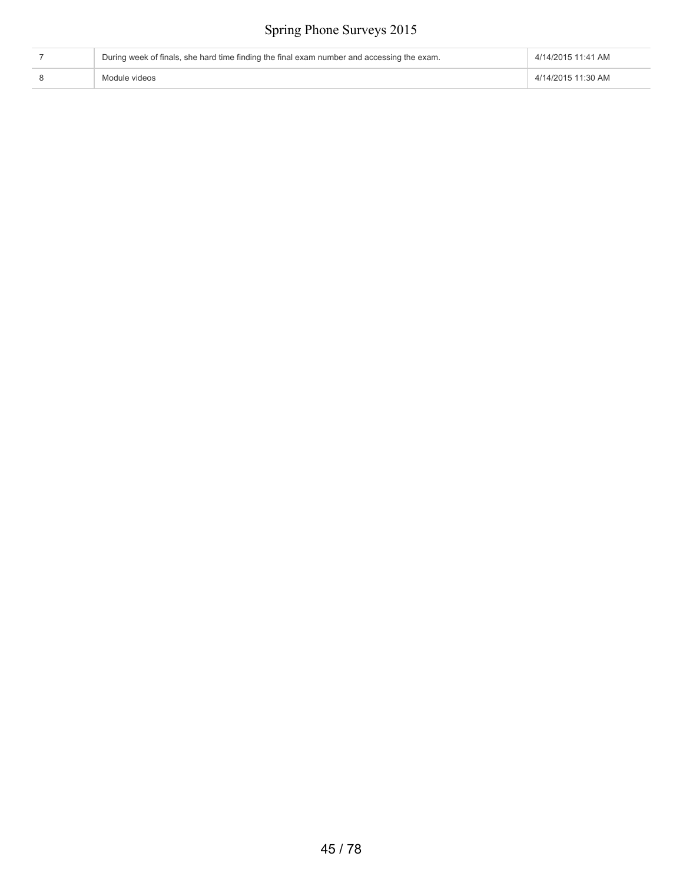| | | |
|---|---|---|
| 7 | During week of finals, she hard time finding the final exam number and accessing the exam. | 4/14/2015 11:41 AM |
| 8 | Module videos | 4/14/2015 11:30 AM |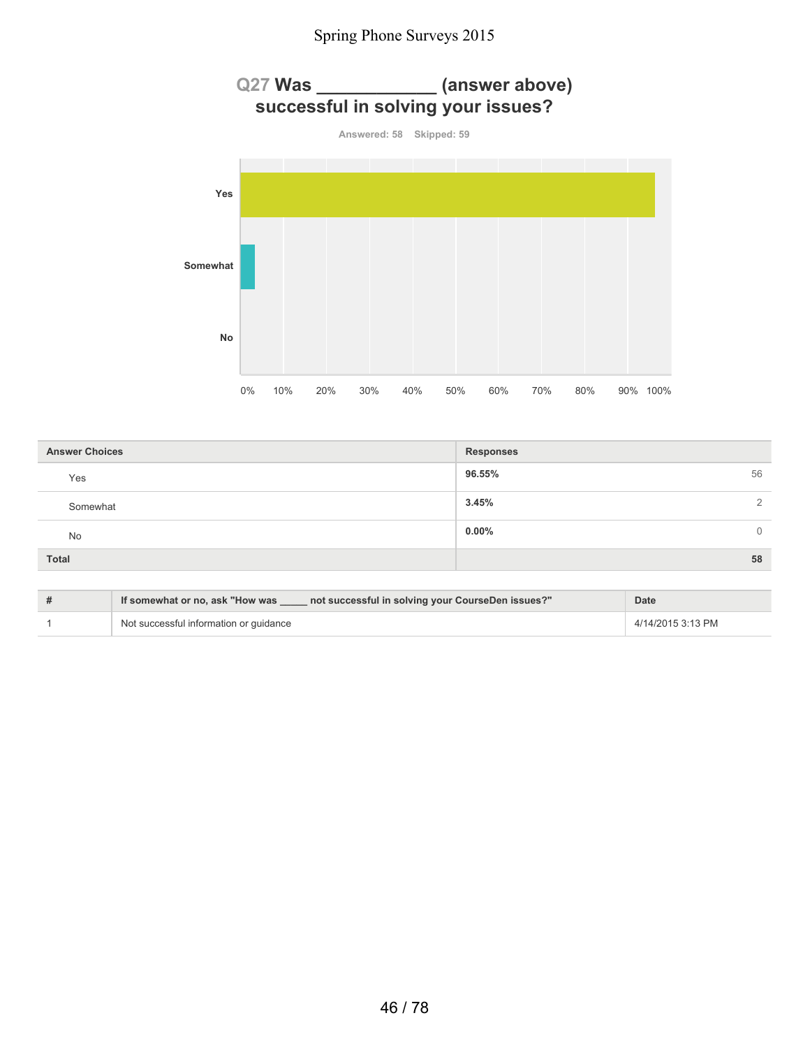## Q27 Was ____________ (answer above) successful in solving your issues?

Answered: 58 Skipped: 59

| Answer Choices | Responses | |
|---|---|---|
| Yes | 96.55% | 56 |
| Somewhat | 3.45% | 2 |
| No | 0.00% | 0 |
| **Total** | | **58** |

| # | If somewhat or no, ask "How was _____ not successful in solving your CourseDen issues?" | Date |
|---|---|---|
| 1 | Not successful information or guidance | 4/14/2015 3:13 PM |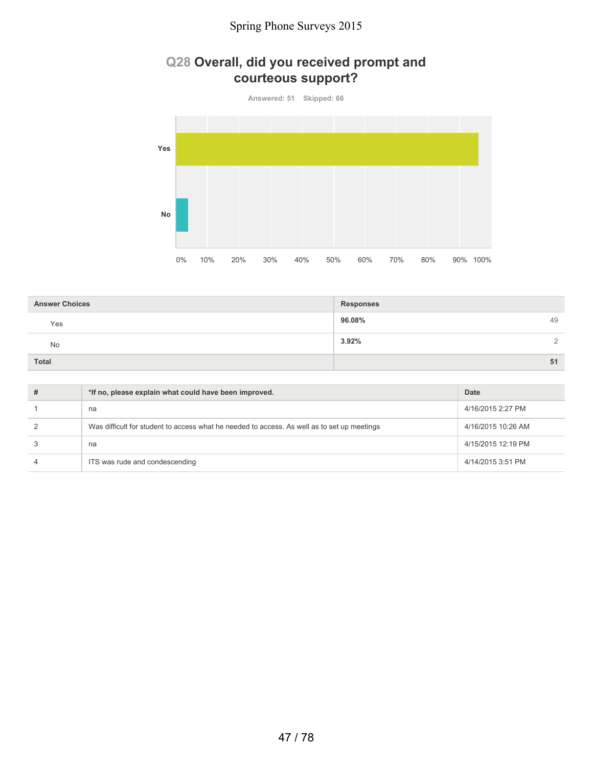## Q28 Overall, did you received prompt and courteous support?

Answered: 51 Skipped: 66

| Answer Choices | Responses | |
|---|---|---|
| Yes | 96.08% | 49 |
| No | 3.92% | 2 |
| Total | | 51 |

| # | *If no, please explain what could have been improved. | Date |
|---|---|---|
| 1 | na | 4/16/2015 2:27 PM |
| 2 | Was difficult for student to access what he needed to access. As well as to set up meetings | 4/16/2015 10:26 AM |
| 3 | na | 4/15/2015 12:19 PM |
| 4 | ITS was rude and condescending | 4/14/2015 3:51 PM |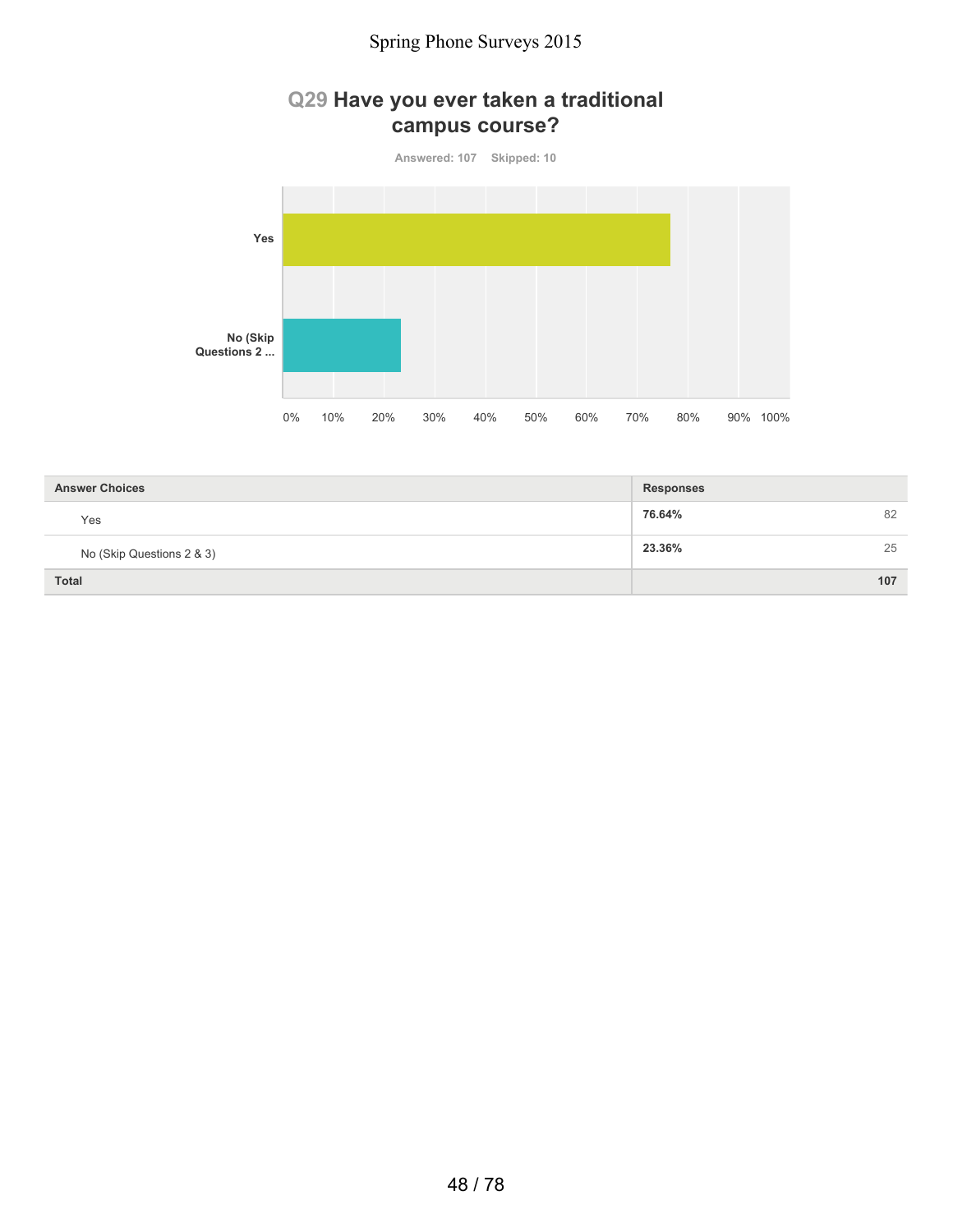## Q29 Have you ever taken a traditional campus course?

Answered: 107 Skipped: 10

| Answer Choices | Responses | |
|---|---|---|
| Yes | 76.64% | 82 |
| No (Skip Questions 2 & 3) | 23.36% | 25 |
| **Total** | | **107** |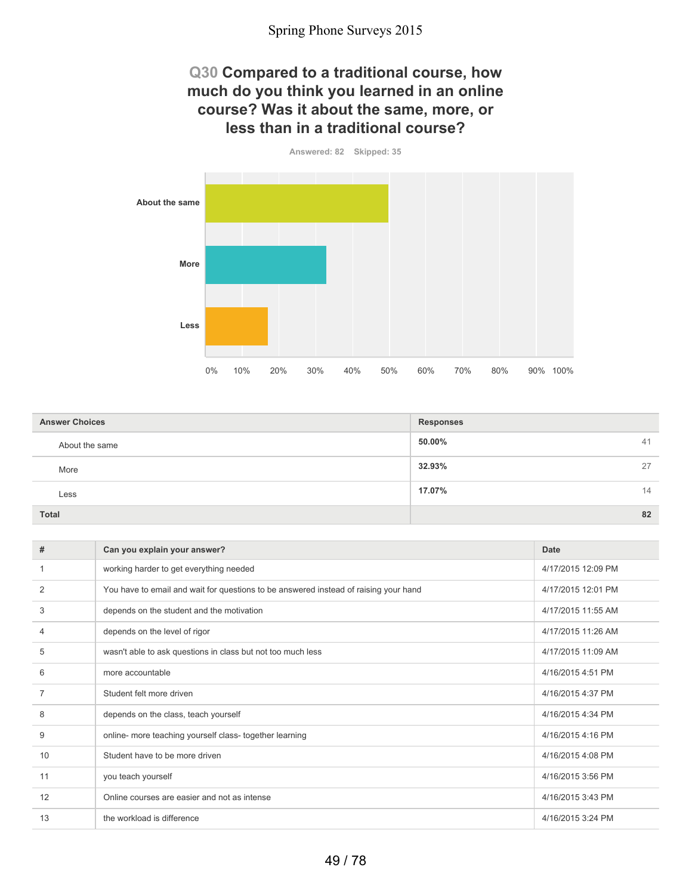## Q30 Compared to a traditional course, how much do you think you learned in an online course? Was it about the same, more, or less than in a traditional course?

Answered: 82 Skipped: 35

| Answer Choices | Responses | |
|---|---|---|
| About the same | 50.00% | 41 |
| More | 32.93% | 27 |
| Less | 17.07% | 14 |
| **Total** | | **82** |

| # | Can you explain your answer? | Date |
|---|---|---|
| 1 | working harder to get everything needed | 4/17/2015 12:09 PM |
| 2 | You have to email and wait for questions to be answered instead of raising your hand | 4/17/2015 12:01 PM |
| 3 | depends on the student and the motivation | 4/17/2015 11:55 AM |
| 4 | depends on the level of rigor | 4/17/2015 11:26 AM |
| 5 | wasn't able to ask questions in class but not too much less | 4/17/2015 11:09 AM |
| 6 | more accountable | 4/16/2015 4:51 PM |
| 7 | Student felt more driven | 4/16/2015 4:37 PM |
| 8 | depends on the class, teach yourself | 4/16/2015 4:34 PM |
| 9 | online- more teaching yourself class- together learning | 4/16/2015 4:16 PM |
| 10 | Student have to be more driven | 4/16/2015 4:08 PM |
| 11 | you teach yourself | 4/16/2015 3:56 PM |
| 12 | Online courses are easier and not as intense | 4/16/2015 3:43 PM |
| 13 | the workload is difference | 4/16/2015 3:24 PM |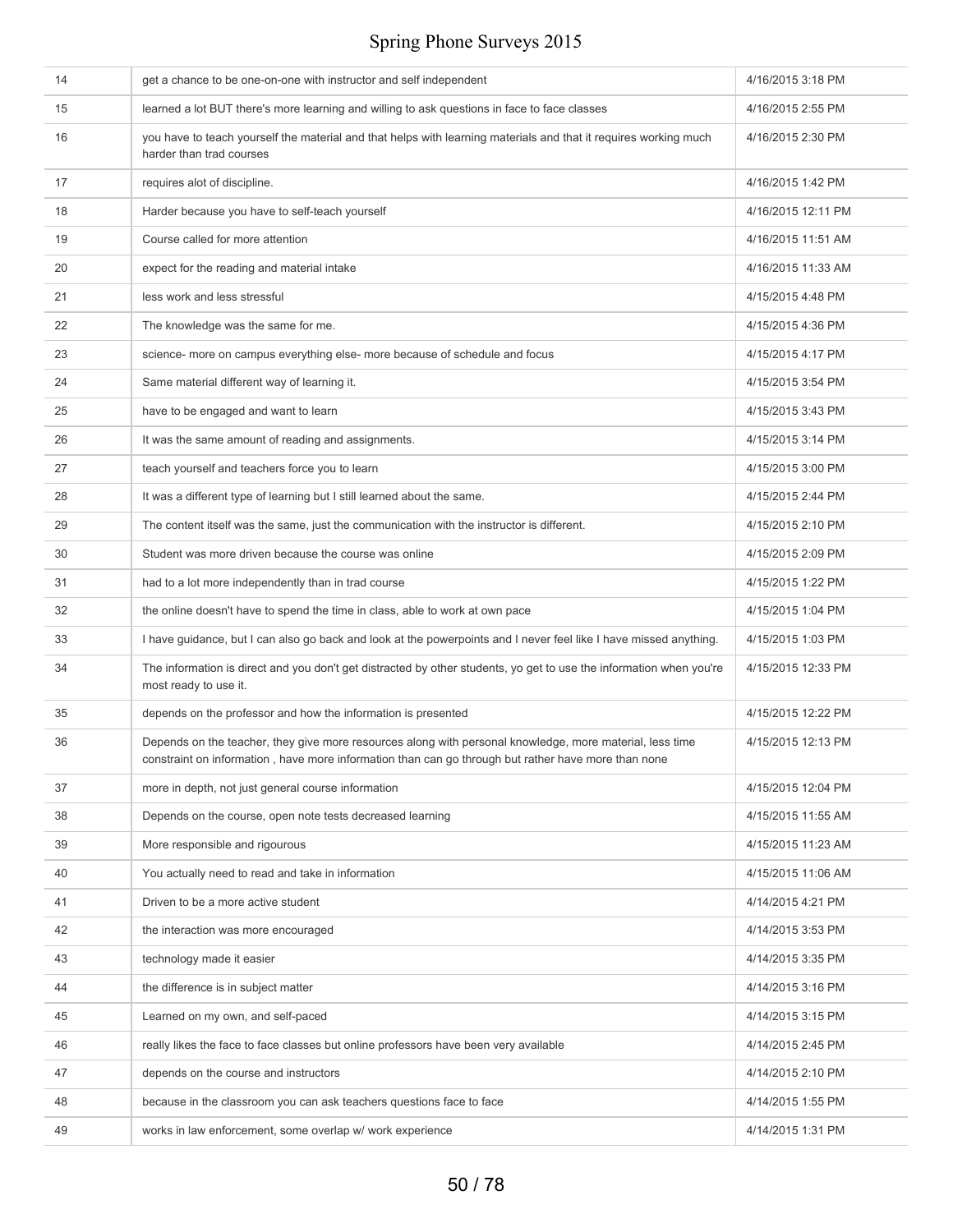| | | |
|---|---|---|
| 14 | get a chance to be one-on-one with instructor and self independent | 4/16/2015 3:18 PM |
| 15 | learned a lot BUT there's more learning and willing to ask questions in face to face classes | 4/16/2015 2:55 PM |
| 16 | you have to teach yourself the material and that helps with learning materials and that it requires working much harder than trad courses | 4/16/2015 2:30 PM |
| 17 | requires alot of discipline. | 4/16/2015 1:42 PM |
| 18 | Harder because you have to self-teach yourself | 4/16/2015 12:11 PM |
| 19 | Course called for more attention | 4/16/2015 11:51 AM |
| 20 | expect for the reading and material intake | 4/16/2015 11:33 AM |
| 21 | less work and less stressful | 4/15/2015 4:48 PM |
| 22 | The knowledge was the same for me. | 4/15/2015 4:36 PM |
| 23 | science- more on campus everything else- more because of schedule and focus | 4/15/2015 4:17 PM |
| 24 | Same material different way of learning it. | 4/15/2015 3:54 PM |
| 25 | have to be engaged and want to learn | 4/15/2015 3:43 PM |
| 26 | It was the same amount of reading and assignments. | 4/15/2015 3:14 PM |
| 27 | teach yourself and teachers force you to learn | 4/15/2015 3:00 PM |
| 28 | It was a different type of learning but I still learned about the same. | 4/15/2015 2:44 PM |
| 29 | The content itself was the same, just the communication with the instructor is different. | 4/15/2015 2:10 PM |
| 30 | Student was more driven because the course was online | 4/15/2015 2:09 PM |
| 31 | had to a lot more independently than in trad course | 4/15/2015 1:22 PM |
| 32 | the online doesn't have to spend the time in class, able to work at own pace | 4/15/2015 1:04 PM |
| 33 | I have guidance, but I can also go back and look at the powerpoints and I never feel like I have missed anything. | 4/15/2015 1:03 PM |
| 34 | The information is direct and you don't get distracted by other students, yo get to use the information when you're most ready to use it. | 4/15/2015 12:33 PM |
| 35 | depends on the professor and how the information is presented | 4/15/2015 12:22 PM |
| 36 | Depends on the teacher, they give more resources along with personal knowledge, more material, less time constraint on information , have more information than can go through but rather have more than none | 4/15/2015 12:13 PM |
| 37 | more in depth, not just general course information | 4/15/2015 12:04 PM |
| 38 | Depends on the course, open note tests decreased learning | 4/15/2015 11:55 AM |
| 39 | More responsible and rigourous | 4/15/2015 11:23 AM |
| 40 | You actually need to read and take in information | 4/15/2015 11:06 AM |
| 41 | Driven to be a more active student | 4/14/2015 4:21 PM |
| 42 | the interaction was more encouraged | 4/14/2015 3:53 PM |
| 43 | technology made it easier | 4/14/2015 3:35 PM |
| 44 | the difference is in subject matter | 4/14/2015 3:16 PM |
| 45 | Learned on my own, and self-paced | 4/14/2015 3:15 PM |
| 46 | really likes the face to face classes but online professors have been very available | 4/14/2015 2:45 PM |
| 47 | depends on the course and instructors | 4/14/2015 2:10 PM |
| 48 | because in the classroom you can ask teachers questions face to face | 4/14/2015 1:55 PM |
| 49 | works in law enforcement, some overlap w/ work experience | 4/14/2015 1:31 PM |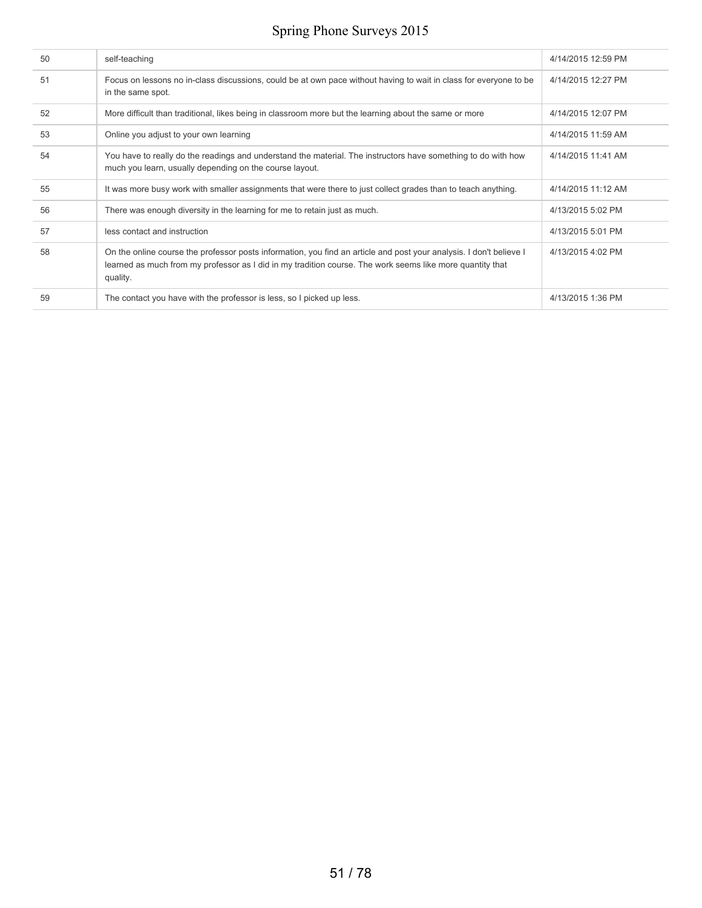| | | |
|---|---|---|
| 50 | self-teaching | 4/14/2015 12:59 PM |
| 51 | Focus on lessons no in-class discussions, could be at own pace without having to wait in class for everyone to be in the same spot. | 4/14/2015 12:27 PM |
| 52 | More difficult than traditional, likes being in classroom more but the learning about the same or more | 4/14/2015 12:07 PM |
| 53 | Online you adjust to your own learning | 4/14/2015 11:59 AM |
| 54 | You have to really do the readings and understand the material. The instructors have something to do with how much you learn, usually depending on the course layout. | 4/14/2015 11:41 AM |
| 55 | It was more busy work with smaller assignments that were there to just collect grades than to teach anything. | 4/14/2015 11:12 AM |
| 56 | There was enough diversity in the learning for me to retain just as much. | 4/13/2015 5:02 PM |
| 57 | less contact and instruction | 4/13/2015 5:01 PM |
| 58 | On the online course the professor posts information, you find an article and post your analysis. I don't believe I learned as much from my professor as I did in my tradition course. The work seems like more quantity that quality. | 4/13/2015 4:02 PM |
| 59 | The contact you have with the professor is less, so I picked up less. | 4/13/2015 1:36 PM |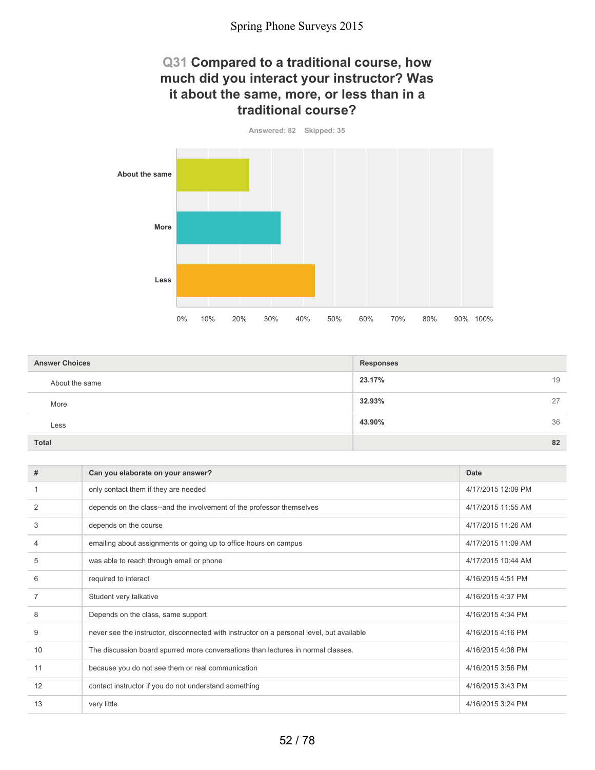## Q31 Compared to a traditional course, how much did you interact your instructor? Was it about the same, more, or less than in a traditional course?

Answered: 82 Skipped: 35

| Answer Choices | Responses | |
|---|---|---|
| About the same | 23.17% | 19 |
| More | 32.93% | 27 |
| Less | 43.90% | 36 |
| Total | | 82 |

| # | Can you elaborate on your answer? | Date |
|---|---|---|
| 1 | only contact them if they are needed | 4/17/2015 12:09 PM |
| 2 | depends on the class--and the involvement of the professor themselves | 4/17/2015 11:55 AM |
| 3 | depends on the course | 4/17/2015 11:26 AM |
| 4 | emailing about assignments or going up to office hours on campus | 4/17/2015 11:09 AM |
| 5 | was able to reach through email or phone | 4/17/2015 10:44 AM |
| 6 | required to interact | 4/16/2015 4:51 PM |
| 7 | Student very talkative | 4/16/2015 4:37 PM |
| 8 | Depends on the class, same support | 4/16/2015 4:34 PM |
| 9 | never see the instructor, disconnected with instructor on a personal level, but available | 4/16/2015 4:16 PM |
| 10 | The discussion board spurred more conversations than lectures in normal classes. | 4/16/2015 4:08 PM |
| 11 | because you do not see them or real communication | 4/16/2015 3:56 PM |
| 12 | contact instructor if you do not understand something | 4/16/2015 3:43 PM |
| 13 | very little | 4/16/2015 3:24 PM |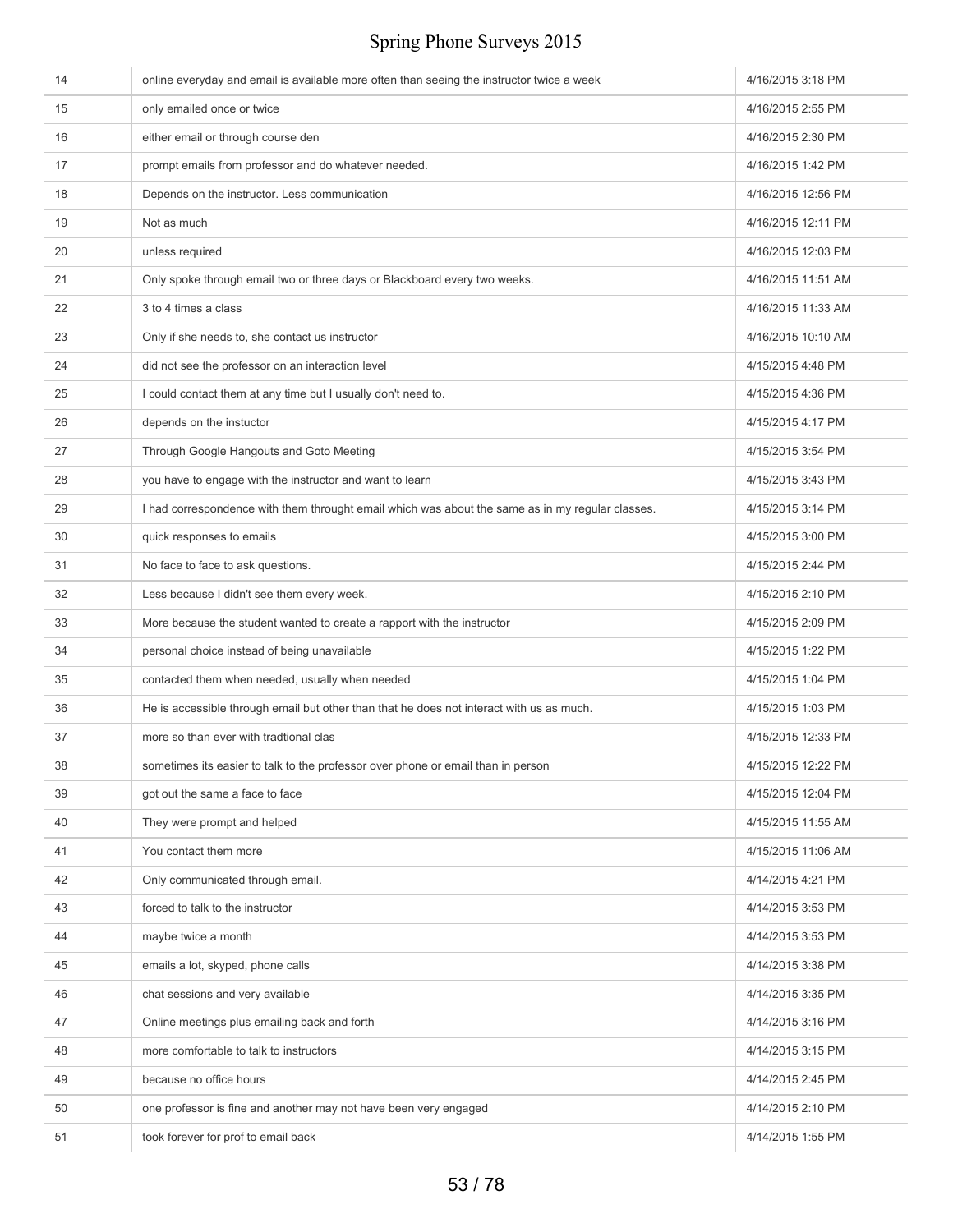| | | |
|---|---|---|
| 14 | online everyday and email is available more often than seeing the instructor twice a week | 4/16/2015 3:18 PM |
| 15 | only emailed once or twice | 4/16/2015 2:55 PM |
| 16 | either email or through course den | 4/16/2015 2:30 PM |
| 17 | prompt emails from professor and do whatever needed. | 4/16/2015 1:42 PM |
| 18 | Depends on the instructor. Less communication | 4/16/2015 12:56 PM |
| 19 | Not as much | 4/16/2015 12:11 PM |
| 20 | unless required | 4/16/2015 12:03 PM |
| 21 | Only spoke through email two or three days or Blackboard every two weeks. | 4/16/2015 11:51 AM |
| 22 | 3 to 4 times a class | 4/16/2015 11:33 AM |
| 23 | Only if she needs to, she contact us instructor | 4/16/2015 10:10 AM |
| 24 | did not see the professor on an interaction level | 4/15/2015 4:48 PM |
| 25 | I could contact them at any time but I usually don't need to. | 4/15/2015 4:36 PM |
| 26 | depends on the instuctor | 4/15/2015 4:17 PM |
| 27 | Through Google Hangouts and Goto Meeting | 4/15/2015 3:54 PM |
| 28 | you have to engage with the instructor and want to learn | 4/15/2015 3:43 PM |
| 29 | I had correspondence with them throught email which was about the same as in my regular classes. | 4/15/2015 3:14 PM |
| 30 | quick responses to emails | 4/15/2015 3:00 PM |
| 31 | No face to face to ask questions. | 4/15/2015 2:44 PM |
| 32 | Less because I didn't see them every week. | 4/15/2015 2:10 PM |
| 33 | More because the student wanted to create a rapport with the instructor | 4/15/2015 2:09 PM |
| 34 | personal choice instead of being unavailable | 4/15/2015 1:22 PM |
| 35 | contacted them when needed, usually when needed | 4/15/2015 1:04 PM |
| 36 | He is accessible through email but other than that he does not interact with us as much. | 4/15/2015 1:03 PM |
| 37 | more so than ever with tradtional clas | 4/15/2015 12:33 PM |
| 38 | sometimes its easier to talk to the professor over phone or email than in person | 4/15/2015 12:22 PM |
| 39 | got out the same a face to face | 4/15/2015 12:04 PM |
| 40 | They were prompt and helped | 4/15/2015 11:55 AM |
| 41 | You contact them more | 4/15/2015 11:06 AM |
| 42 | Only communicated through email. | 4/14/2015 4:21 PM |
| 43 | forced to talk to the instructor | 4/14/2015 3:53 PM |
| 44 | maybe twice a month | 4/14/2015 3:53 PM |
| 45 | emails a lot, skyped, phone calls | 4/14/2015 3:38 PM |
| 46 | chat sessions and very available | 4/14/2015 3:35 PM |
| 47 | Online meetings plus emailing back and forth | 4/14/2015 3:16 PM |
| 48 | more comfortable to talk to instructors | 4/14/2015 3:15 PM |
| 49 | because no office hours | 4/14/2015 2:45 PM |
| 50 | one professor is fine and another may not have been very engaged | 4/14/2015 2:10 PM |
| 51 | took forever for prof to email back | 4/14/2015 1:55 PM |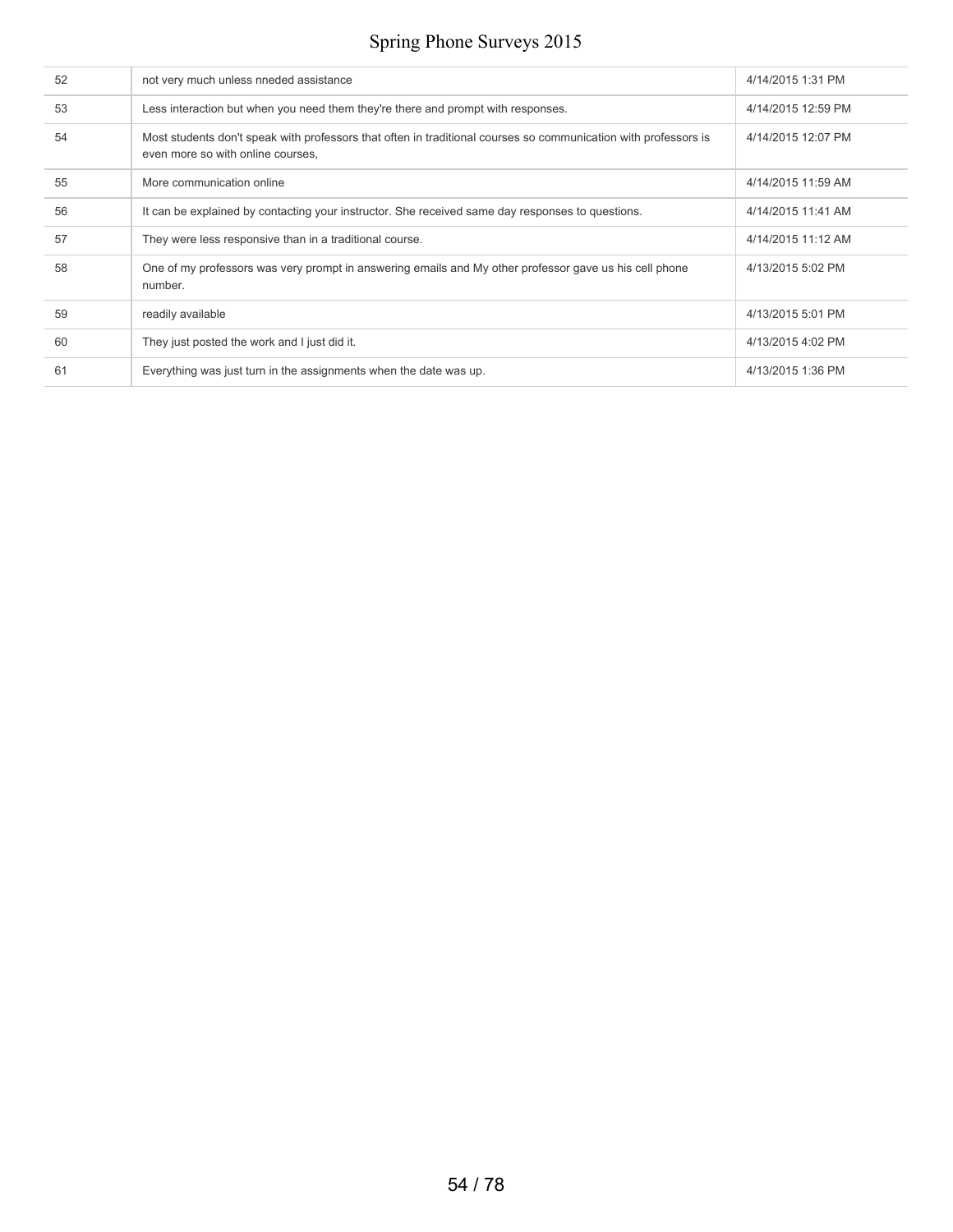| | | |
|---|---|---|
| 52 | not very much unless nneded assistance | 4/14/2015 1:31 PM |
| 53 | Less interaction but when you need them they're there and prompt with responses. | 4/14/2015 12:59 PM |
| 54 | Most students don't speak with professors that often in traditional courses so communication with professors is even more so with online courses, | 4/14/2015 12:07 PM |
| 55 | More communication online | 4/14/2015 11:59 AM |
| 56 | It can be explained by contacting your instructor. She received same day responses to questions. | 4/14/2015 11:41 AM |
| 57 | They were less responsive than in a traditional course. | 4/14/2015 11:12 AM |
| 58 | One of my professors was very prompt in answering emails and My other professor gave us his cell phone number. | 4/13/2015 5:02 PM |
| 59 | readily available | 4/13/2015 5:01 PM |
| 60 | They just posted the work and I just did it. | 4/13/2015 4:02 PM |
| 61 | Everything was just turn in the assignments when the date was up. | 4/13/2015 1:36 PM |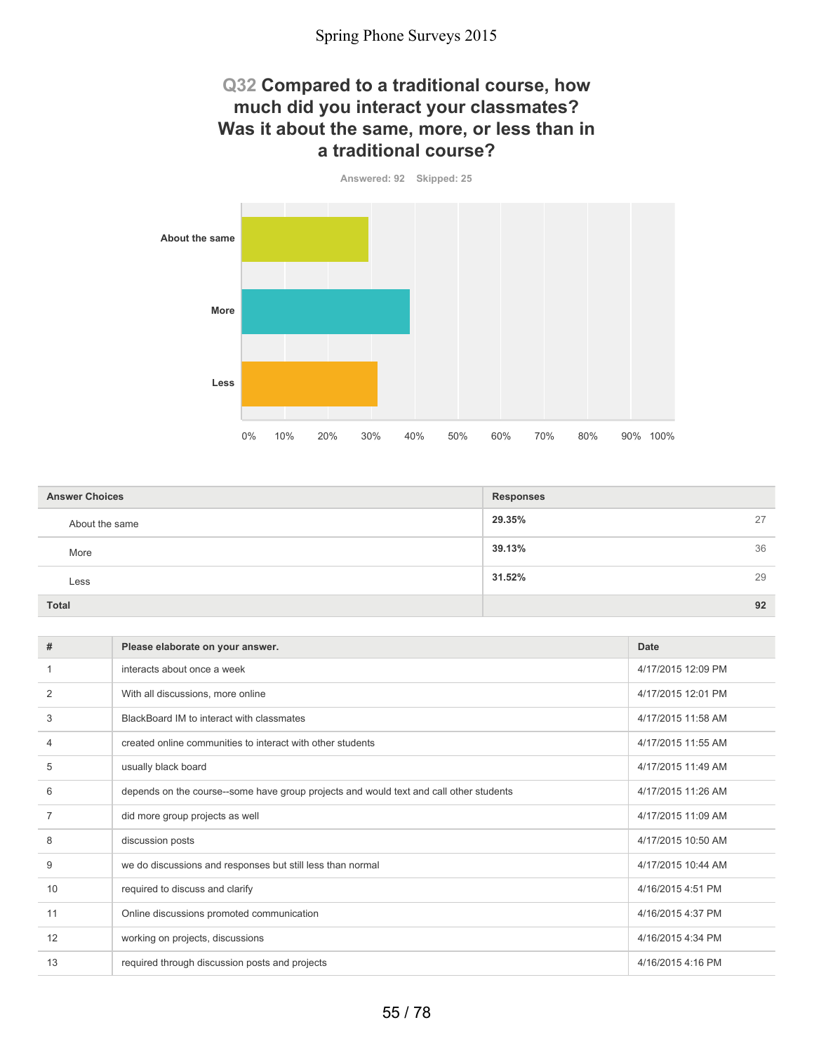## Q32 Compared to a traditional course, how much did you interact your classmates? Was it about the same, more, or less than in a traditional course?

Answered: 92 Skipped: 25

| Answer Choices | Responses | |
|---|---|---|
| About the same | 29.35% | 27 |
| More | 39.13% | 36 |
| Less | 31.52% | 29 |
| **Total** | | **92** |

| # | Please elaborate on your answer. | Date |
|---|---|---|
| 1 | interacts about once a week | 4/17/2015 12:09 PM |
| 2 | With all discussions, more online | 4/17/2015 12:01 PM |
| 3 | BlackBoard IM to interact with classmates | 4/17/2015 11:58 AM |
| 4 | created online communities to interact with other students | 4/17/2015 11:55 AM |
| 5 | usually black board | 4/17/2015 11:49 AM |
| 6 | depends on the course--some have group projects and would text and call other students | 4/17/2015 11:26 AM |
| 7 | did more group projects as well | 4/17/2015 11:09 AM |
| 8 | discussion posts | 4/17/2015 10:50 AM |
| 9 | we do discussions and responses but still less than normal | 4/17/2015 10:44 AM |
| 10 | required to discuss and clarify | 4/16/2015 4:51 PM |
| 11 | Online discussions promoted communication | 4/16/2015 4:37 PM |
| 12 | working on projects, discussions | 4/16/2015 4:34 PM |
| 13 | required through discussion posts and projects | 4/16/2015 4:16 PM |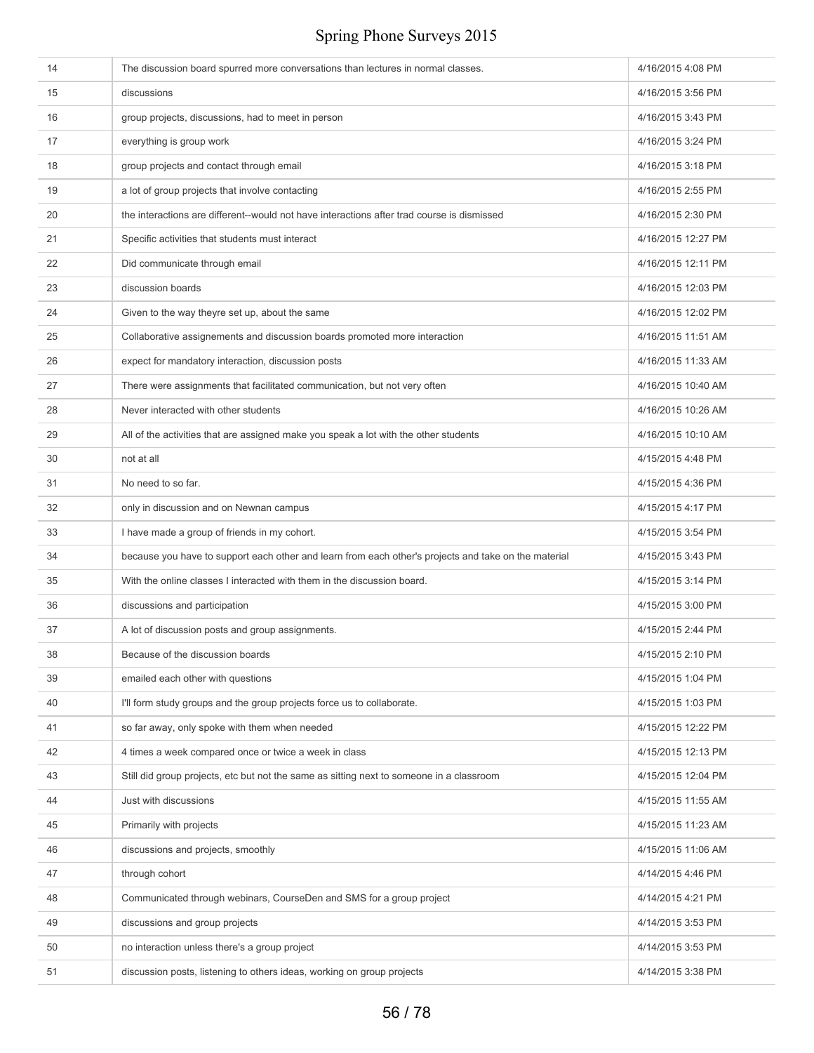| | | |
|---|---|---|
| 14 | The discussion board spurred more conversations than lectures in normal classes. | 4/16/2015 4:08 PM |
| 15 | discussions | 4/16/2015 3:56 PM |
| 16 | group projects, discussions, had to meet in person | 4/16/2015 3:43 PM |
| 17 | everything is group work | 4/16/2015 3:24 PM |
| 18 | group projects and contact through email | 4/16/2015 3:18 PM |
| 19 | a lot of group projects that involve contacting | 4/16/2015 2:55 PM |
| 20 | the interactions are different--would not have interactions after trad course is dismissed | 4/16/2015 2:30 PM |
| 21 | Specific activities that students must interact | 4/16/2015 12:27 PM |
| 22 | Did communicate through email | 4/16/2015 12:11 PM |
| 23 | discussion boards | 4/16/2015 12:03 PM |
| 24 | Given to the way theyre set up, about the same | 4/16/2015 12:02 PM |
| 25 | Collaborative assignements and discussion boards promoted more interaction | 4/16/2015 11:51 AM |
| 26 | expect for mandatory interaction, discussion posts | 4/16/2015 11:33 AM |
| 27 | There were assignments that facilitated communication, but not very often | 4/16/2015 10:40 AM |
| 28 | Never interacted with other students | 4/16/2015 10:26 AM |
| 29 | All of the activities that are assigned make you speak a lot with the other students | 4/16/2015 10:10 AM |
| 30 | not at all | 4/15/2015 4:48 PM |
| 31 | No need to so far. | 4/15/2015 4:36 PM |
| 32 | only in discussion and on Newnan campus | 4/15/2015 4:17 PM |
| 33 | I have made a group of friends in my cohort. | 4/15/2015 3:54 PM |
| 34 | because you have to support each other and learn from each other's projects and take on the material | 4/15/2015 3:43 PM |
| 35 | With the online classes I interacted with them in the discussion board. | 4/15/2015 3:14 PM |
| 36 | discussions and participation | 4/15/2015 3:00 PM |
| 37 | A lot of discussion posts and group assignments. | 4/15/2015 2:44 PM |
| 38 | Because of the discussion boards | 4/15/2015 2:10 PM |
| 39 | emailed each other with questions | 4/15/2015 1:04 PM |
| 40 | I'll form study groups and the group projects force us to collaborate. | 4/15/2015 1:03 PM |
| 41 | so far away, only spoke with them when needed | 4/15/2015 12:22 PM |
| 42 | 4 times a week compared once or twice a week in class | 4/15/2015 12:13 PM |
| 43 | Still did group projects, etc but not the same as sitting next to someone in a classroom | 4/15/2015 12:04 PM |
| 44 | Just with discussions | 4/15/2015 11:55 AM |
| 45 | Primarily with projects | 4/15/2015 11:23 AM |
| 46 | discussions and projects, smoothly | 4/15/2015 11:06 AM |
| 47 | through cohort | 4/14/2015 4:46 PM |
| 48 | Communicated through webinars, CourseDen and SMS for a group project | 4/14/2015 4:21 PM |
| 49 | discussions and group projects | 4/14/2015 3:53 PM |
| 50 | no interaction unless there's a group project | 4/14/2015 3:53 PM |
| 51 | discussion posts, listening to others ideas, working on group projects | 4/14/2015 3:38 PM |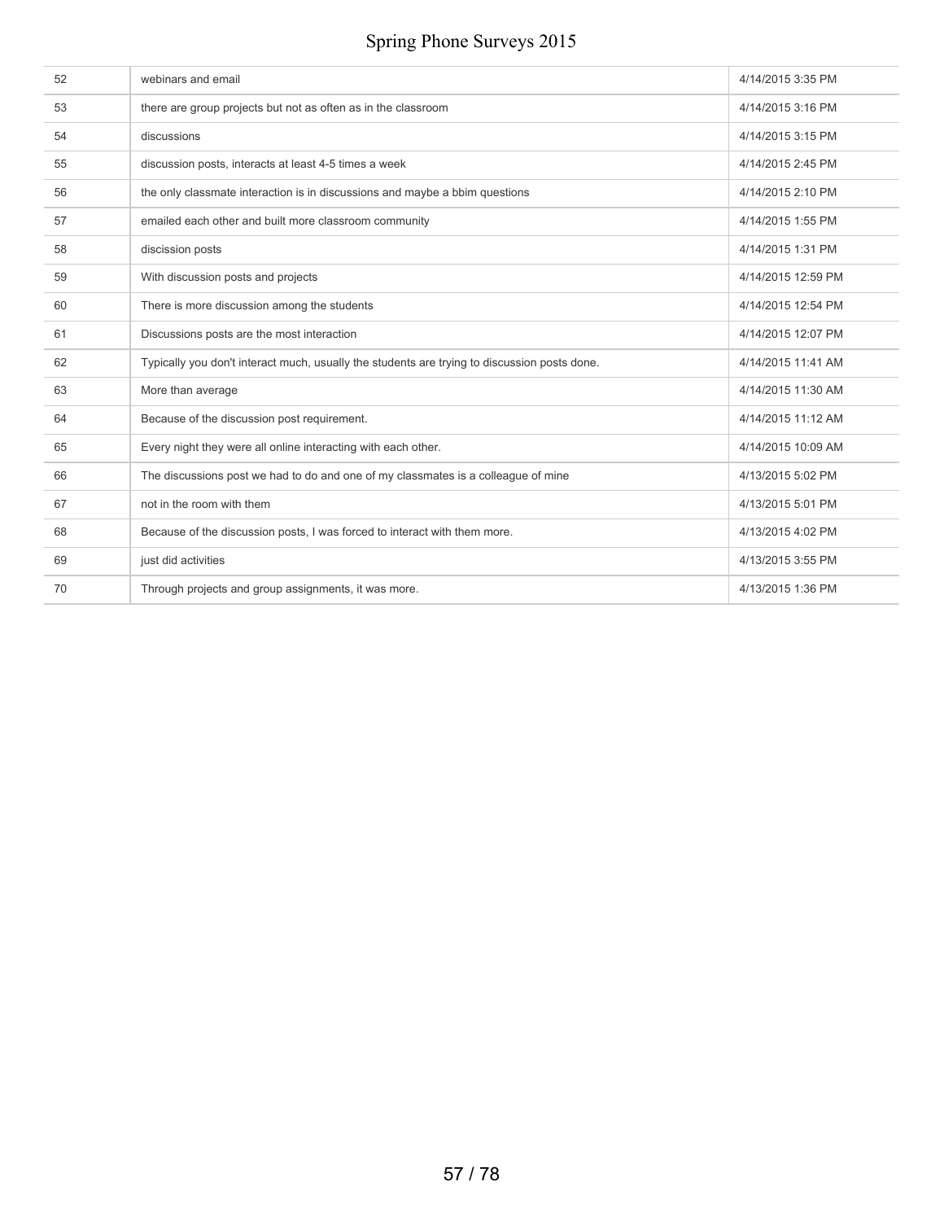| | | |
|---|---|---|
| 52 | webinars and email | 4/14/2015 3:35 PM |
| 53 | there are group projects but not as often as in the classroom | 4/14/2015 3:16 PM |
| 54 | discussions | 4/14/2015 3:15 PM |
| 55 | discussion posts, interacts at least 4-5 times a week | 4/14/2015 2:45 PM |
| 56 | the only classmate interaction is in discussions and maybe a bbim questions | 4/14/2015 2:10 PM |
| 57 | emailed each other and built more classroom community | 4/14/2015 1:55 PM |
| 58 | discission posts | 4/14/2015 1:31 PM |
| 59 | With discussion posts and projects | 4/14/2015 12:59 PM |
| 60 | There is more discussion among the students | 4/14/2015 12:54 PM |
| 61 | Discussions posts are the most interaction | 4/14/2015 12:07 PM |
| 62 | Typically you don't interact much, usually the students are trying to discussion posts done. | 4/14/2015 11:41 AM |
| 63 | More than average | 4/14/2015 11:30 AM |
| 64 | Because of the discussion post requirement. | 4/14/2015 11:12 AM |
| 65 | Every night they were all online interacting with each other. | 4/14/2015 10:09 AM |
| 66 | The discussions post we had to do and one of my classmates is a colleague of mine | 4/13/2015 5:02 PM |
| 67 | not in the room with them | 4/13/2015 5:01 PM |
| 68 | Because of the discussion posts, I was forced to interact with them more. | 4/13/2015 4:02 PM |
| 69 | just did activities | 4/13/2015 3:55 PM |
| 70 | Through projects and group assignments, it was more. | 4/13/2015 1:36 PM |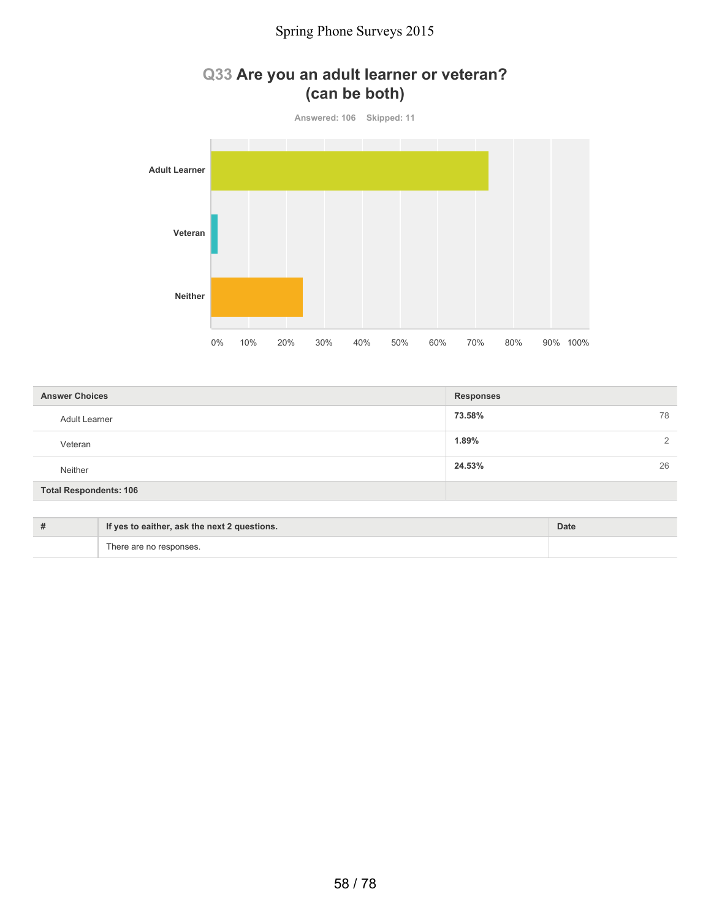## Q33 Are you an adult learner or veteran? (can be both)

Answered: 106 Skipped: 11

| Answer Choices | Responses | |
|---|---|---|
| Adult Learner | 73.58% | 78 |
| Veteran | 1.89% | 2 |
| Neither | 24.53% | 26 |
| **Total Respondents: 106** | | |

| # | If yes to eaither, ask the next 2 questions. | Date |
|---|---|---|
| | There are no responses. | |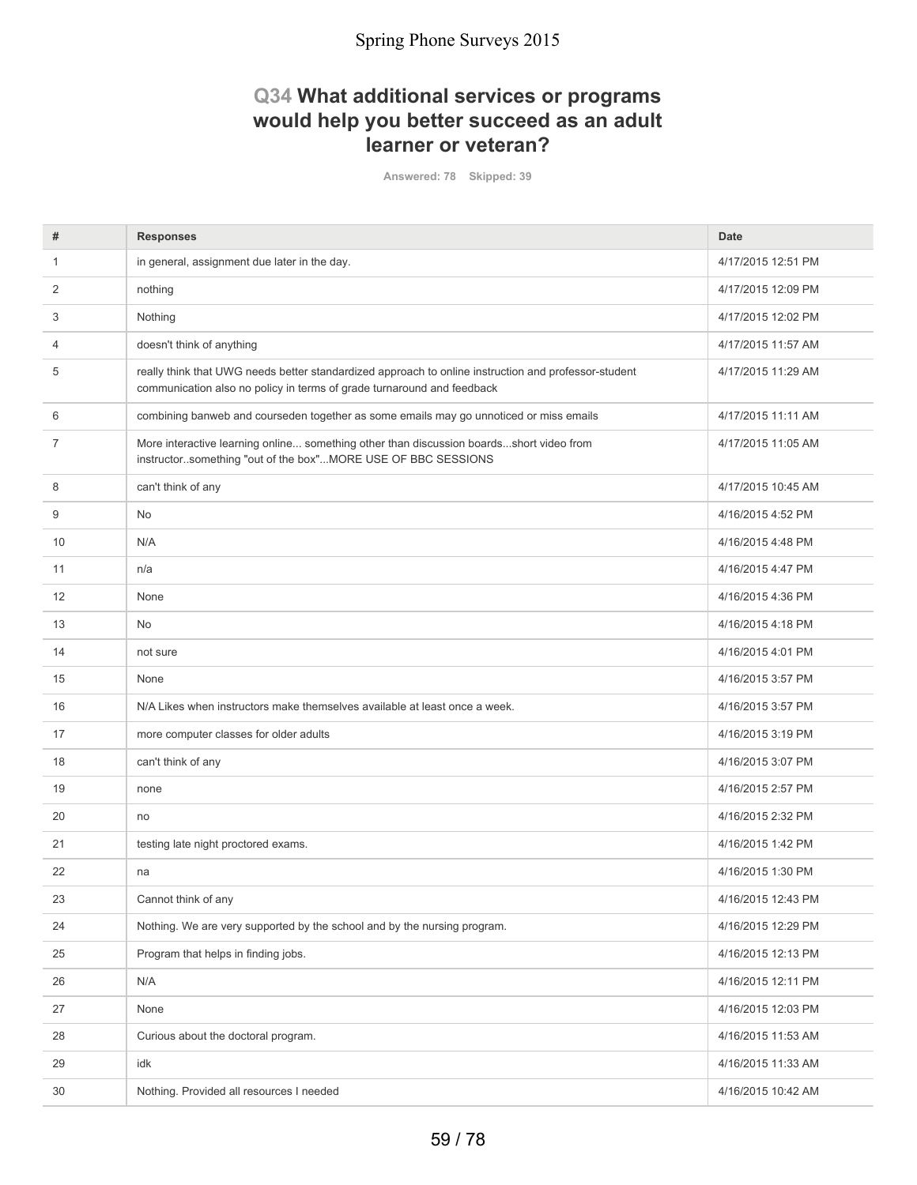## Q34 What additional services or programs would help you better succeed as an adult learner or veteran?

Answered: 78 Skipped: 39

| # | Responses | Date |
|---|---|---|
| 1 | in general, assignment due later in the day. | 4/17/2015 12:51 PM |
| 2 | nothing | 4/17/2015 12:09 PM |
| 3 | Nothing | 4/17/2015 12:02 PM |
| 4 | doesn't think of anything | 4/17/2015 11:57 AM |
| 5 | really think that UWG needs better standardized approach to online instruction and professor-student communication also no policy in terms of grade turnaround and feedback | 4/17/2015 11:29 AM |
| 6 | combining banweb and courseden together as some emails may go unnoticed or miss emails | 4/17/2015 11:11 AM |
| 7 | More interactive learning online... something other than discussion boards...short video from instructor..something "out of the box"...MORE USE OF BBC SESSIONS | 4/17/2015 11:05 AM |
| 8 | can't think of any | 4/17/2015 10:45 AM |
| 9 | No | 4/16/2015 4:52 PM |
| 10 | N/A | 4/16/2015 4:48 PM |
| 11 | n/a | 4/16/2015 4:47 PM |
| 12 | None | 4/16/2015 4:36 PM |
| 13 | No | 4/16/2015 4:18 PM |
| 14 | not sure | 4/16/2015 4:01 PM |
| 15 | None | 4/16/2015 3:57 PM |
| 16 | N/A Likes when instructors make themselves available at least once a week. | 4/16/2015 3:57 PM |
| 17 | more computer classes for older adults | 4/16/2015 3:19 PM |
| 18 | can't think of any | 4/16/2015 3:07 PM |
| 19 | none | 4/16/2015 2:57 PM |
| 20 | no | 4/16/2015 2:32 PM |
| 21 | testing late night proctored exams. | 4/16/2015 1:42 PM |
| 22 | na | 4/16/2015 1:30 PM |
| 23 | Cannot think of any | 4/16/2015 12:43 PM |
| 24 | Nothing. We are very supported by the school and by the nursing program. | 4/16/2015 12:29 PM |
| 25 | Program that helps in finding jobs. | 4/16/2015 12:13 PM |
| 26 | N/A | 4/16/2015 12:11 PM |
| 27 | None | 4/16/2015 12:03 PM |
| 28 | Curious about the doctoral program. | 4/16/2015 11:53 AM |
| 29 | idk | 4/16/2015 11:33 AM |
| 30 | Nothing. Provided all resources I needed | 4/16/2015 10:42 AM |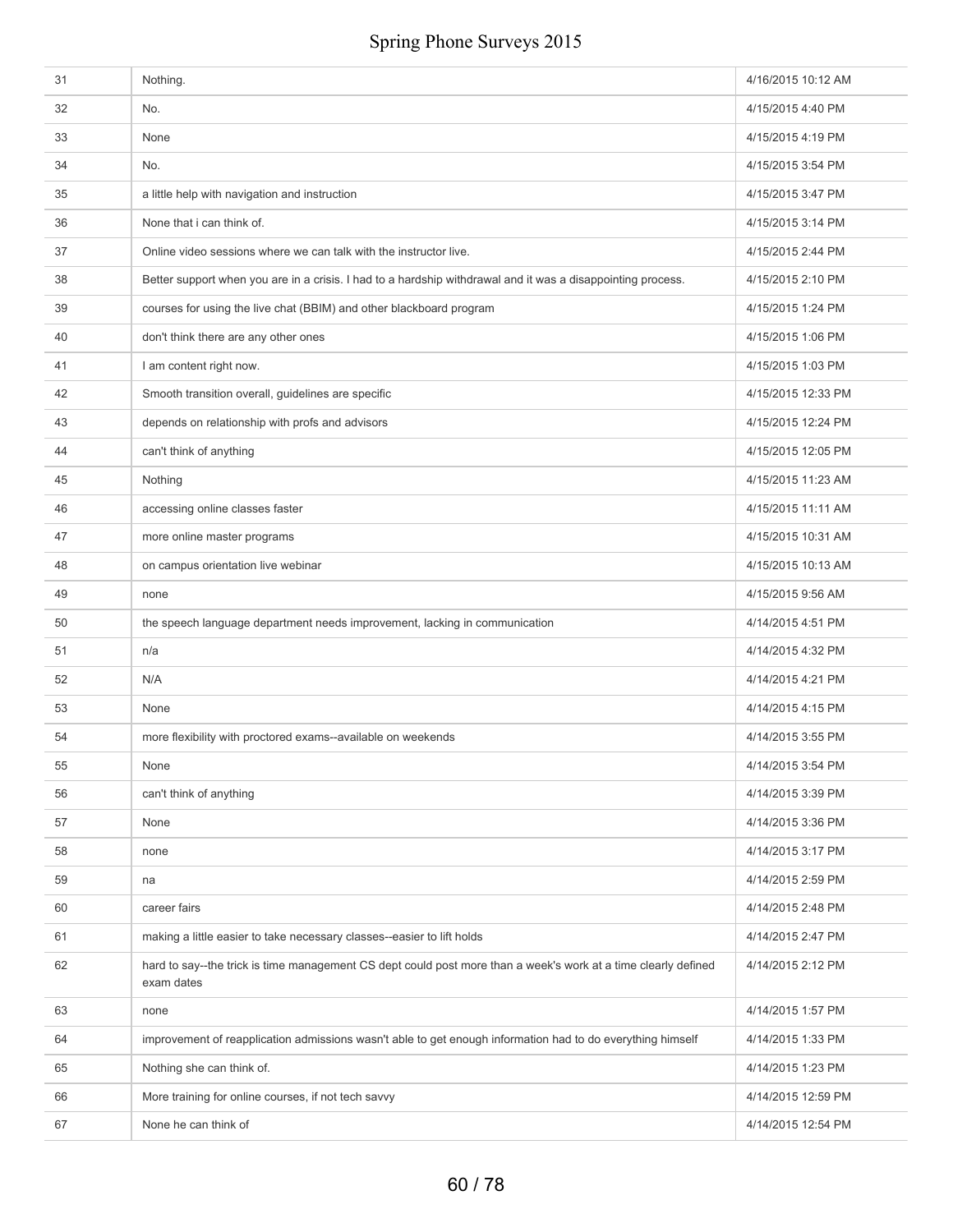| | | |
|---|---|---|
| 31 | Nothing. | 4/16/2015 10:12 AM |
| 32 | No. | 4/15/2015 4:40 PM |
| 33 | None | 4/15/2015 4:19 PM |
| 34 | No. | 4/15/2015 3:54 PM |
| 35 | a little help with navigation and instruction | 4/15/2015 3:47 PM |
| 36 | None that i can think of. | 4/15/2015 3:14 PM |
| 37 | Online video sessions where we can talk with the instructor live. | 4/15/2015 2:44 PM |
| 38 | Better support when you are in a crisis. I had to a hardship withdrawal and it was a disappointing process. | 4/15/2015 2:10 PM |
| 39 | courses for using the live chat (BBIM) and other blackboard program | 4/15/2015 1:24 PM |
| 40 | don't think there are any other ones | 4/15/2015 1:06 PM |
| 41 | I am content right now. | 4/15/2015 1:03 PM |
| 42 | Smooth transition overall, guidelines are specific | 4/15/2015 12:33 PM |
| 43 | depends on relationship with profs and advisors | 4/15/2015 12:24 PM |
| 44 | can't think of anything | 4/15/2015 12:05 PM |
| 45 | Nothing | 4/15/2015 11:23 AM |
| 46 | accessing online classes faster | 4/15/2015 11:11 AM |
| 47 | more online master programs | 4/15/2015 10:31 AM |
| 48 | on campus orientation live webinar | 4/15/2015 10:13 AM |
| 49 | none | 4/15/2015 9:56 AM |
| 50 | the speech language department needs improvement, lacking in communication | 4/14/2015 4:51 PM |
| 51 | n/a | 4/14/2015 4:32 PM |
| 52 | N/A | 4/14/2015 4:21 PM |
| 53 | None | 4/14/2015 4:15 PM |
| 54 | more flexibility with proctored exams--available on weekends | 4/14/2015 3:55 PM |
| 55 | None | 4/14/2015 3:54 PM |
| 56 | can't think of anything | 4/14/2015 3:39 PM |
| 57 | None | 4/14/2015 3:36 PM |
| 58 | none | 4/14/2015 3:17 PM |
| 59 | na | 4/14/2015 2:59 PM |
| 60 | career fairs | 4/14/2015 2:48 PM |
| 61 | making a little easier to take necessary classes--easier to lift holds | 4/14/2015 2:47 PM |
| 62 | hard to say--the trick is time management CS dept could post more than a week's work at a time clearly defined exam dates | 4/14/2015 2:12 PM |
| 63 | none | 4/14/2015 1:57 PM |
| 64 | improvement of reapplication admissions wasn't able to get enough information had to do everything himself | 4/14/2015 1:33 PM |
| 65 | Nothing she can think of. | 4/14/2015 1:23 PM |
| 66 | More training for online courses, if not tech savvy | 4/14/2015 12:59 PM |
| 67 | None he can think of | 4/14/2015 12:54 PM |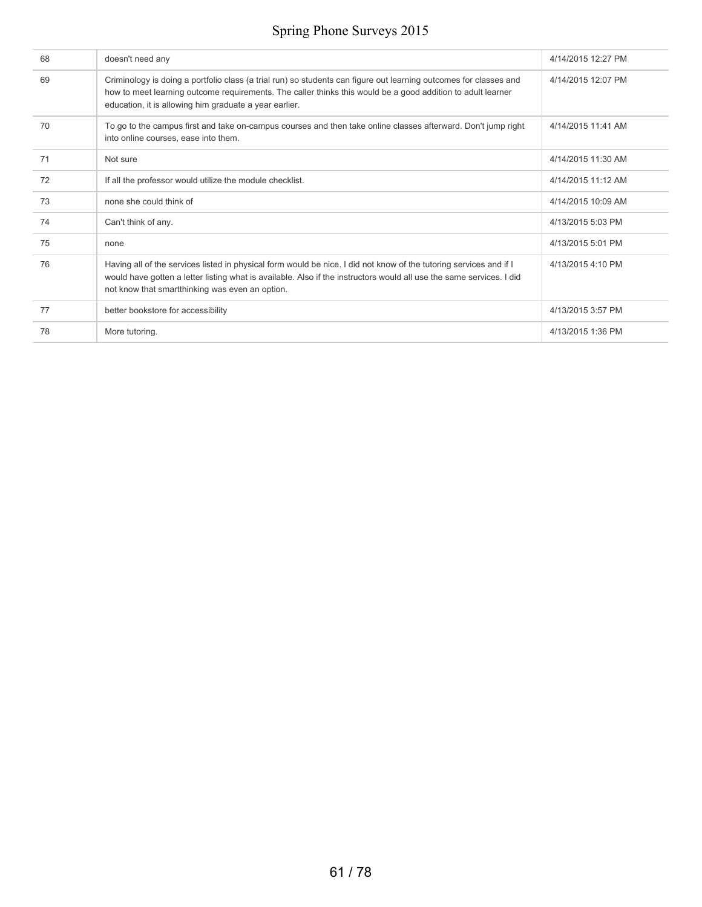| | | |
|---|---|---|
| 68 | doesn't need any | 4/14/2015 12:27 PM |
| 69 | Criminology is doing a portfolio class (a trial run) so students can figure out learning outcomes for classes and how to meet learning outcome requirements. The caller thinks this would be a good addition to adult learner education, it is allowing him graduate a year earlier. | 4/14/2015 12:07 PM |
| 70 | To go to the campus first and take on-campus courses and then take online classes afterward. Don't jump right into online courses, ease into them. | 4/14/2015 11:41 AM |
| 71 | Not sure | 4/14/2015 11:30 AM |
| 72 | If all the professor would utilize the module checklist. | 4/14/2015 11:12 AM |
| 73 | none she could think of | 4/14/2015 10:09 AM |
| 74 | Can't think of any. | 4/13/2015 5:03 PM |
| 75 | none | 4/13/2015 5:01 PM |
| 76 | Having all of the services listed in physical form would be nice. I did not know of the tutoring services and if I would have gotten a letter listing what is available. Also if the instructors would all use the same services. I did not know that smartthinking was even an option. | 4/13/2015 4:10 PM |
| 77 | better bookstore for accessibility | 4/13/2015 3:57 PM |
| 78 | More tutoring. | 4/13/2015 1:36 PM |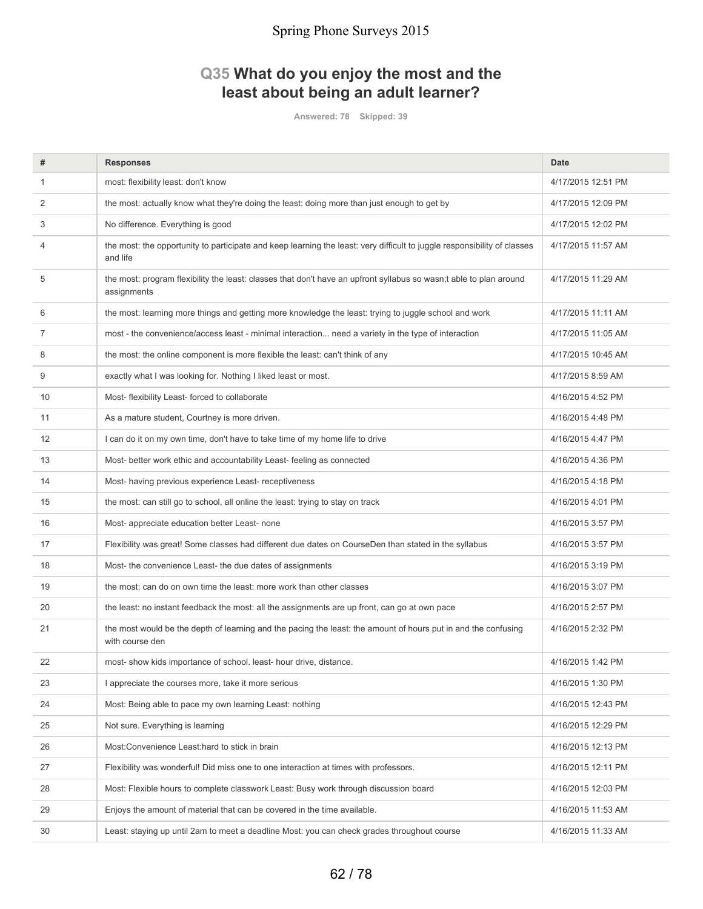Spring Phone Surveys 2015

## Q35 What do you enjoy the most and the least about being an adult learner?

Answered: 78 Skipped: 39

| # | Responses | Date |
|---|---|---|
| 1 | most: flexibility least: don't know | 4/17/2015 12:51 PM |
| 2 | the most: actually know what they're doing the least: doing more than just enough to get by | 4/17/2015 12:09 PM |
| 3 | No difference. Everything is good | 4/17/2015 12:02 PM |
| 4 | the most: the opportunity to participate and keep learning the least: very difficult to juggle responsibility of classes and life | 4/17/2015 11:57 AM |
| 5 | the most: program flexibility the least: classes that don't have an upfront syllabus so wasn;t able to plan around assignments | 4/17/2015 11:29 AM |
| 6 | the most: learning more things and getting more knowledge the least: trying to juggle school and work | 4/17/2015 11:11 AM |
| 7 | most - the convenience/access least - minimal interaction... need a variety in the type of interaction | 4/17/2015 11:05 AM |
| 8 | the most: the online component is more flexible the least: can't think of any | 4/17/2015 10:45 AM |
| 9 | exactly what I was looking for. Nothing I liked least or most. | 4/17/2015 8:59 AM |
| 10 | Most- flexibility Least- forced to collaborate | 4/16/2015 4:52 PM |
| 11 | As a mature student, Courtney is more driven. | 4/16/2015 4:48 PM |
| 12 | I can do it on my own time, don't have to take time of my home life to drive | 4/16/2015 4:47 PM |
| 13 | Most- better work ethic and accountability Least- feeling as connected | 4/16/2015 4:36 PM |
| 14 | Most- having previous experience Least- receptiveness | 4/16/2015 4:18 PM |
| 15 | the most: can still go to school, all online the least: trying to stay on track | 4/16/2015 4:01 PM |
| 16 | Most- appreciate education better Least- none | 4/16/2015 3:57 PM |
| 17 | Flexibility was great! Some classes had different due dates on CourseDen than stated in the syllabus | 4/16/2015 3:57 PM |
| 18 | Most- the convenience Least- the due dates of assignments | 4/16/2015 3:19 PM |
| 19 | the most: can do on own time the least: more work than other classes | 4/16/2015 3:07 PM |
| 20 | the least: no instant feedback the most: all the assignments are up front, can go at own pace | 4/16/2015 2:57 PM |
| 21 | the most would be the depth of learning and the pacing the least: the amount of hours put in and the confusing with course den | 4/16/2015 2:32 PM |
| 22 | most- show kids importance of school. least- hour drive, distance. | 4/16/2015 1:42 PM |
| 23 | I appreciate the courses more, take it more serious | 4/16/2015 1:30 PM |
| 24 | Most: Being able to pace my own learning Least: nothing | 4/16/2015 12:43 PM |
| 25 | Not sure. Everything is learning | 4/16/2015 12:29 PM |
| 26 | Most:Convenience Least:hard to stick in brain | 4/16/2015 12:13 PM |
| 27 | Flexibility was wonderful! Did miss one to one interaction at times with professors. | 4/16/2015 12:11 PM |
| 28 | Most: Flexible hours to complete classwork Least: Busy work through discussion board | 4/16/2015 12:03 PM |
| 29 | Enjoys the amount of material that can be covered in the time available. | 4/16/2015 11:53 AM |
| 30 | Least: staying up until 2am to meet a deadline Most: you can check grades throughout course | 4/16/2015 11:33 AM |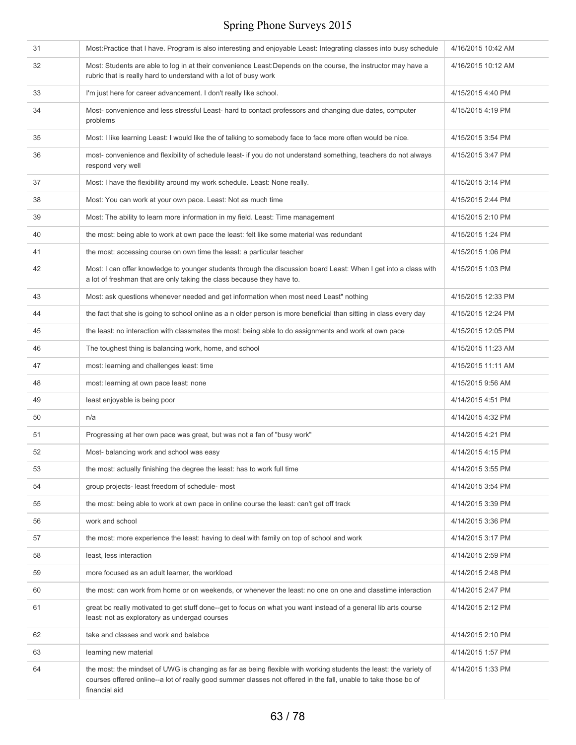| | | |
|---|---|---|
| 31 | Most:Practice that I have. Program is also interesting and enjoyable Least: Integrating classes into busy schedule | 4/16/2015 10:42 AM |
| 32 | Most: Students are able to log in at their convenience Least:Depends on the course, the instructor may have a rubric that is really hard to understand with a lot of busy work | 4/16/2015 10:12 AM |
| 33 | I'm just here for career advancement. I don't really like school. | 4/15/2015 4:40 PM |
| 34 | Most- convenience and less stressful Least- hard to contact professors and changing due dates, computer problems | 4/15/2015 4:19 PM |
| 35 | Most: I like learning Least: I would like the of talking to somebody face to face more often would be nice. | 4/15/2015 3:54 PM |
| 36 | most- convenience and flexibility of schedule least- if you do not understand something, teachers do not always respond very well | 4/15/2015 3:47 PM |
| 37 | Most: I have the flexibility around my work schedule. Least: None really. | 4/15/2015 3:14 PM |
| 38 | Most: You can work at your own pace. Least: Not as much time | 4/15/2015 2:44 PM |
| 39 | Most: The ability to learn more information in my field. Least: Time management | 4/15/2015 2:10 PM |
| 40 | the most: being able to work at own pace the least: felt like some material was redundant | 4/15/2015 1:24 PM |
| 41 | the most: accessing course on own time the least: a particular teacher | 4/15/2015 1:06 PM |
| 42 | Most: I can offer knowledge to younger students through the discussion board Least: When I get into a class with a lot of freshman that are only taking the class because they have to. | 4/15/2015 1:03 PM |
| 43 | Most: ask questions whenever needed and get information when most need Least" nothing | 4/15/2015 12:33 PM |
| 44 | the fact that she is going to school online as a n older person is more beneficial than sitting in class every day | 4/15/2015 12:24 PM |
| 45 | the least: no interaction with classmates the most: being able to do assignments and work at own pace | 4/15/2015 12:05 PM |
| 46 | The toughest thing is balancing work, home, and school | 4/15/2015 11:23 AM |
| 47 | most: learning and challenges least: time | 4/15/2015 11:11 AM |
| 48 | most: learning at own pace least: none | 4/15/2015 9:56 AM |
| 49 | least enjoyable is being poor | 4/14/2015 4:51 PM |
| 50 | n/a | 4/14/2015 4:32 PM |
| 51 | Progressing at her own pace was great, but was not a fan of "busy work" | 4/14/2015 4:21 PM |
| 52 | Most- balancing work and school was easy | 4/14/2015 4:15 PM |
| 53 | the most: actually finishing the degree the least: has to work full time | 4/14/2015 3:55 PM |
| 54 | group projects- least freedom of schedule- most | 4/14/2015 3:54 PM |
| 55 | the most: being able to work at own pace in online course the least: can't get off track | 4/14/2015 3:39 PM |
| 56 | work and school | 4/14/2015 3:36 PM |
| 57 | the most: more experience the least: having to deal with family on top of school and work | 4/14/2015 3:17 PM |
| 58 | least, less interaction | 4/14/2015 2:59 PM |
| 59 | more focused as an adult learner, the workload | 4/14/2015 2:48 PM |
| 60 | the most: can work from home or on weekends, or whenever the least: no one on one and classtime interaction | 4/14/2015 2:47 PM |
| 61 | great bc really motivated to get stuff done--get to focus on what you want instead of a general lib arts course least: not as exploratory as undergad courses | 4/14/2015 2:12 PM |
| 62 | take and classes and work and balabce | 4/14/2015 2:10 PM |
| 63 | learning new material | 4/14/2015 1:57 PM |
| 64 | the most: the mindset of UWG is changing as far as being flexible with working students the least: the variety of courses offered online--a lot of really good summer classes not offered in the fall, unable to take those bc of financial aid | 4/14/2015 1:33 PM |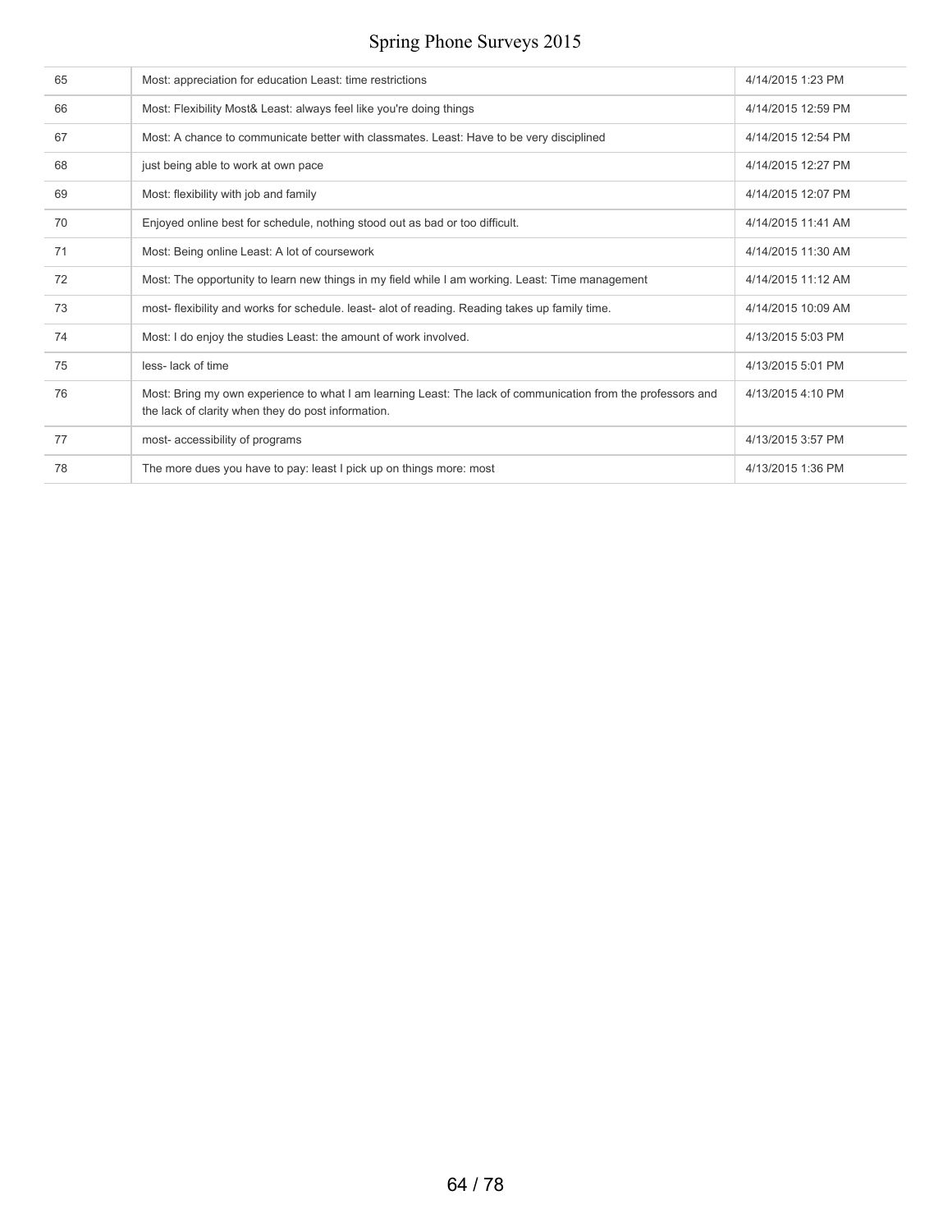| | | |
|---|---|---|
| 65 | Most: appreciation for education Least: time restrictions | 4/14/2015 1:23 PM |
| 66 | Most: Flexibility Most& Least: always feel like you're doing things | 4/14/2015 12:59 PM |
| 67 | Most: A chance to communicate better with classmates. Least: Have to be very disciplined | 4/14/2015 12:54 PM |
| 68 | just being able to work at own pace | 4/14/2015 12:27 PM |
| 69 | Most: flexibility with job and family | 4/14/2015 12:07 PM |
| 70 | Enjoyed online best for schedule, nothing stood out as bad or too difficult. | 4/14/2015 11:41 AM |
| 71 | Most: Being online Least: A lot of coursework | 4/14/2015 11:30 AM |
| 72 | Most: The opportunity to learn new things in my field while I am working. Least: Time management | 4/14/2015 11:12 AM |
| 73 | most- flexibility and works for schedule. least- alot of reading. Reading takes up family time. | 4/14/2015 10:09 AM |
| 74 | Most: I do enjoy the studies Least: the amount of work involved. | 4/13/2015 5:03 PM |
| 75 | less- lack of time | 4/13/2015 5:01 PM |
| 76 | Most: Bring my own experience to what I am learning Least: The lack of communication from the professors and the lack of clarity when they do post information. | 4/13/2015 4:10 PM |
| 77 | most- accessibility of programs | 4/13/2015 3:57 PM |
| 78 | The more dues you have to pay: least I pick up on things more: most | 4/13/2015 1:36 PM |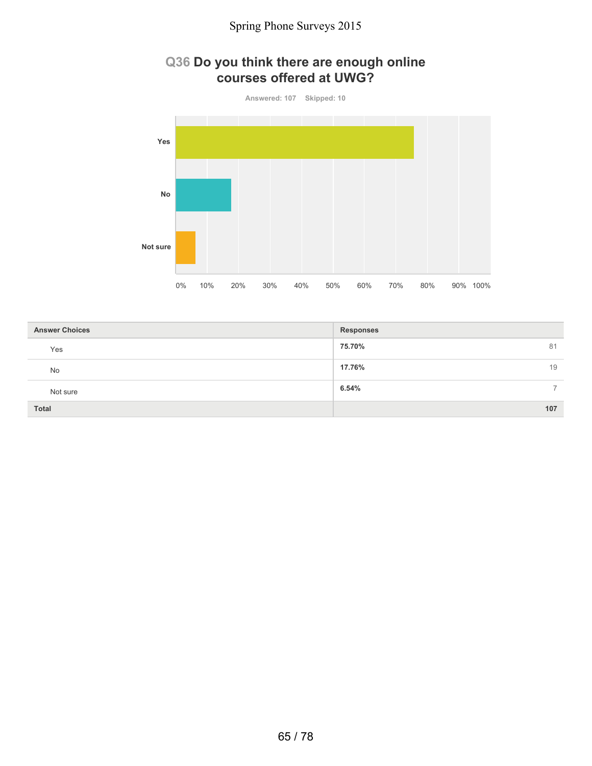# Q36 Do you think there are enough online courses offered at UWG?

Answered: 107 Skipped: 10

| Answer Choices | Responses | |
|---|---|---|
| Yes | 75.70% | 81 |
| No | 17.76% | 19 |
| Not sure | 6.54% | 7 |
| Total | | 107 |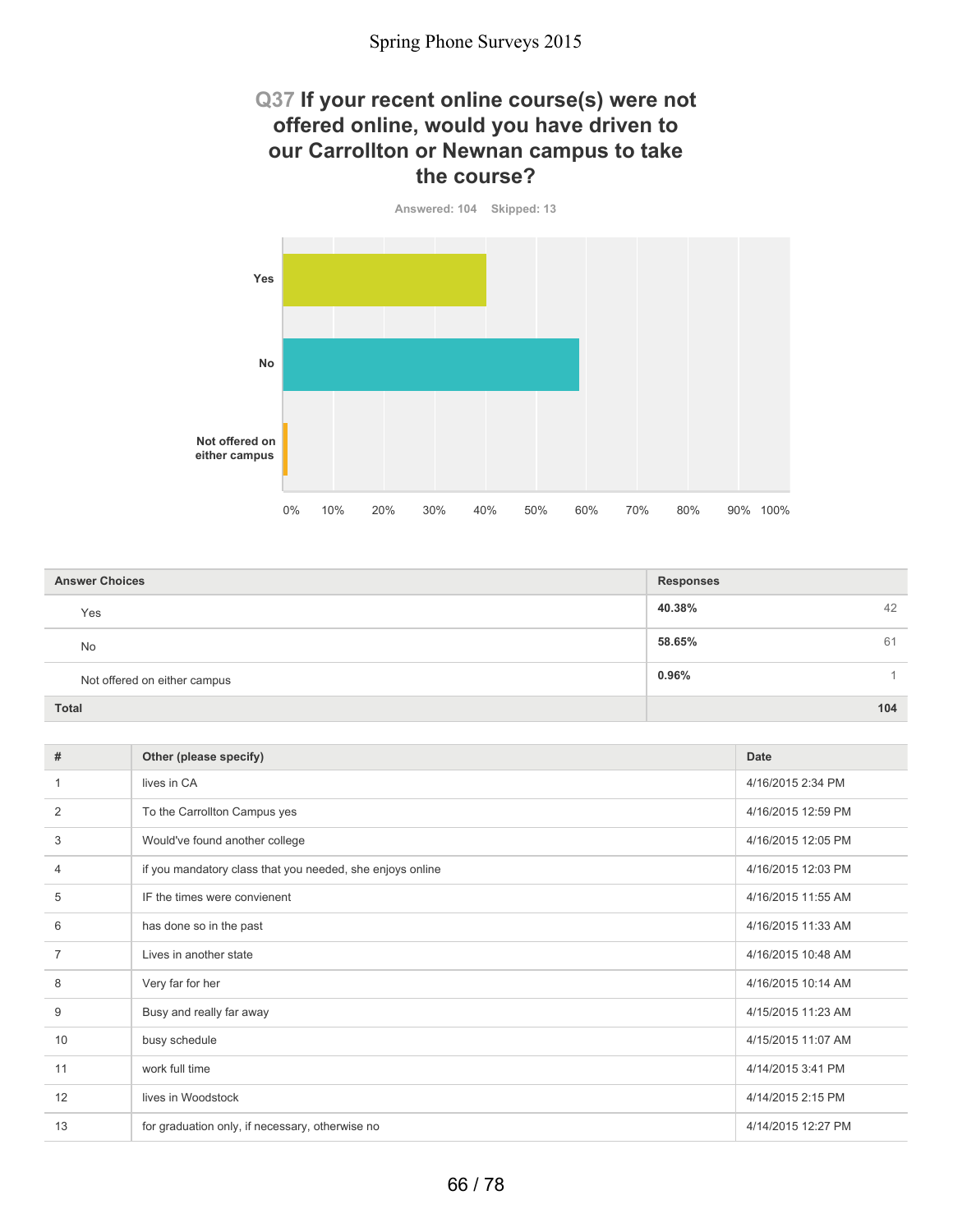## Q37 If your recent online course(s) were not offered online, would you have driven to our Carrollton or Newnan campus to take the course?

Answered: 104 Skipped: 13

| Answer Choices | Responses | |
|---|---|---|
| Yes | 40.38% | 42 |
| No | 58.65% | 61 |
| Not offered on either campus | 0.96% | 1 |
| **Total** | | **104** |

| # | Other (please specify) | Date |
|---|---|---|
| 1 | lives in CA | 4/16/2015 2:34 PM |
| 2 | To the Carrollton Campus yes | 4/16/2015 12:59 PM |
| 3 | Would've found another college | 4/16/2015 12:05 PM |
| 4 | if you mandatory class that you needed, she enjoys online | 4/16/2015 12:03 PM |
| 5 | IF the times were convienent | 4/16/2015 11:55 AM |
| 6 | has done so in the past | 4/16/2015 11:33 AM |
| 7 | Lives in another state | 4/16/2015 10:48 AM |
| 8 | Very far for her | 4/16/2015 10:14 AM |
| 9 | Busy and really far away | 4/15/2015 11:23 AM |
| 10 | busy schedule | 4/15/2015 11:07 AM |
| 11 | work full time | 4/14/2015 3:41 PM |
| 12 | lives in Woodstock | 4/14/2015 2:15 PM |
| 13 | for graduation only, if necessary, otherwise no | 4/14/2015 12:27 PM |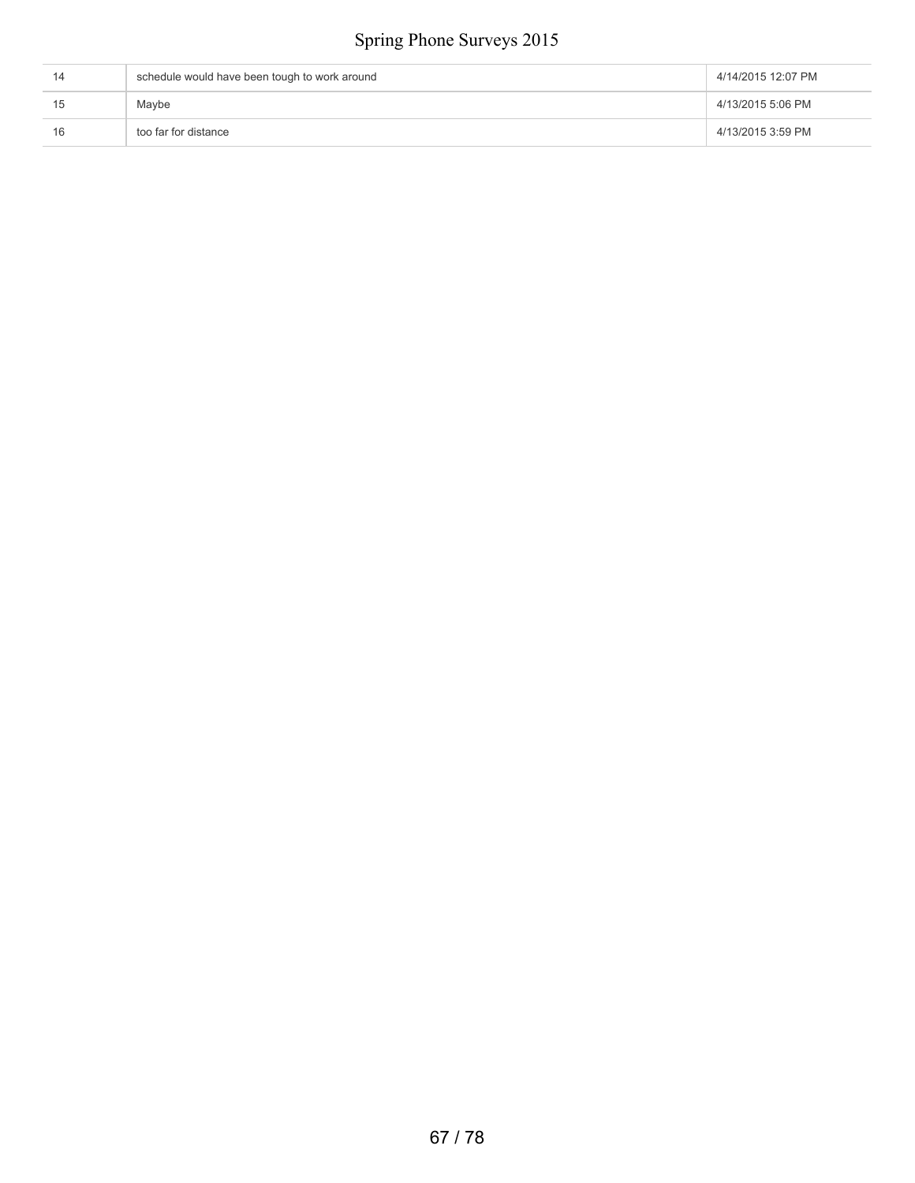| | | |
|---|---|---|
| 14 | schedule would have been tough to work around | 4/14/2015 12:07 PM |
| 15 | Maybe | 4/13/2015 5:06 PM |
| 16 | too far for distance | 4/13/2015 3:59 PM |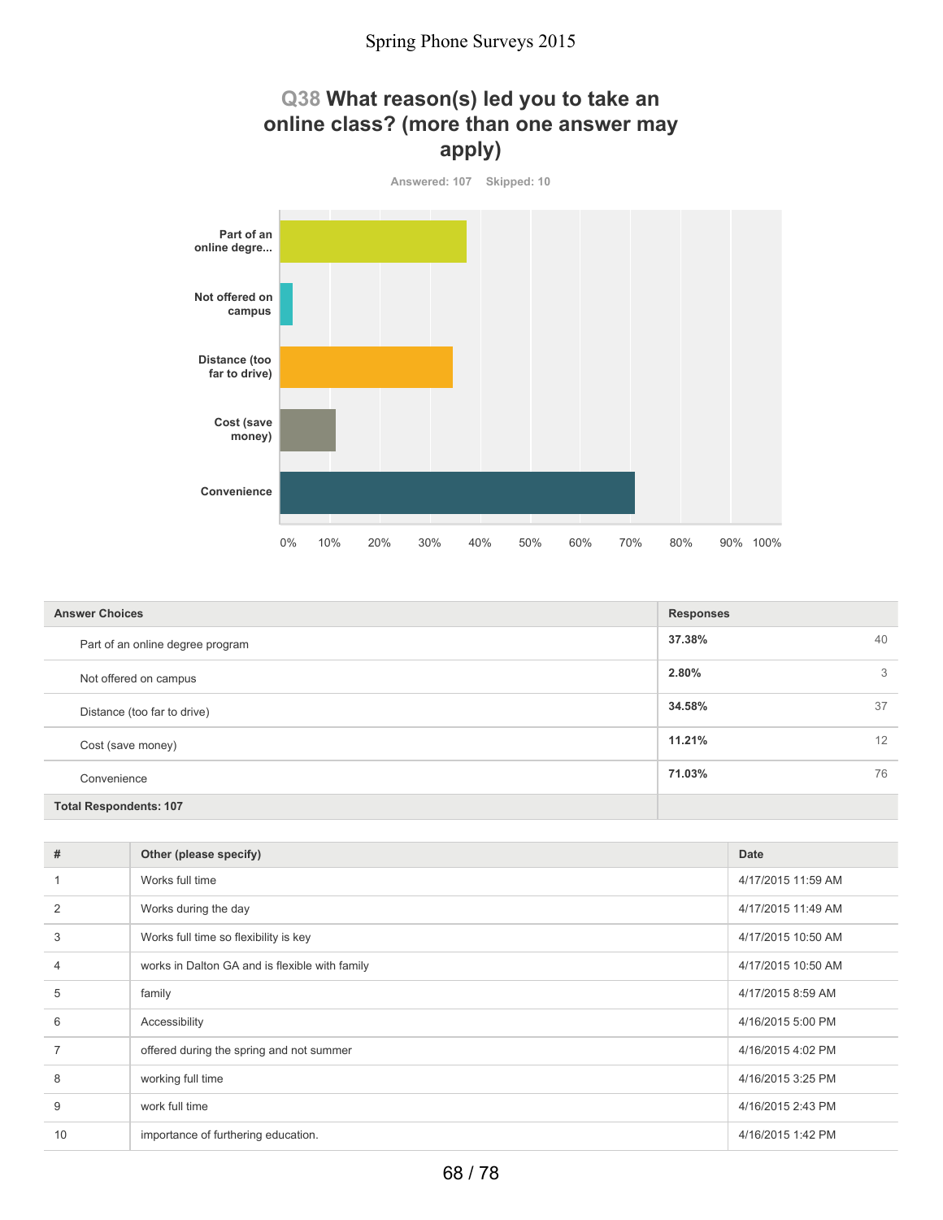## Q38 What reason(s) led you to take an online class? (more than one answer may apply)

Answered: 107 Skipped: 10

| Answer Choices | Responses | |
|---|---|---|
| Part of an online degree program | 37.38% | 40 |
| Not offered on campus | 2.80% | 3 |
| Distance (too far to drive) | 34.58% | 37 |
| Cost (save money) | 11.21% | 12 |
| Convenience | 71.03% | 76 |
| Total Respondents: 107 | | |

| # | Other (please specify) | Date |
|---|---|---|
| 1 | Works full time | 4/17/2015 11:59 AM |
| 2 | Works during the day | 4/17/2015 11:49 AM |
| 3 | Works full time so flexibility is key | 4/17/2015 10:50 AM |
| 4 | works in Dalton GA and is flexible with family | 4/17/2015 10:50 AM |
| 5 | family | 4/17/2015 8:59 AM |
| 6 | Accessibility | 4/16/2015 5:00 PM |
| 7 | offered during the spring and not summer | 4/16/2015 4:02 PM |
| 8 | working full time | 4/16/2015 3:25 PM |
| 9 | work full time | 4/16/2015 2:43 PM |
| 10 | importance of furthering education. | 4/16/2015 1:42 PM |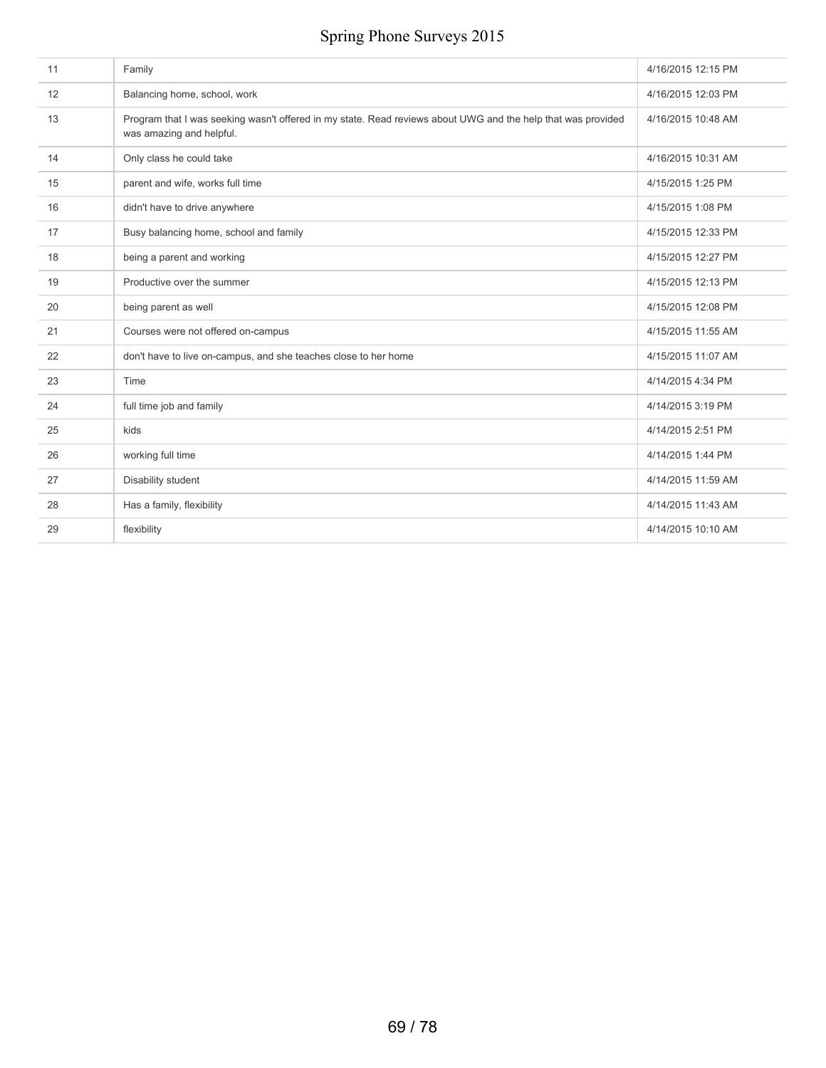| | | |
|---|---|---|
| 11 | Family | 4/16/2015 12:15 PM |
| 12 | Balancing home, school, work | 4/16/2015 12:03 PM |
| 13 | Program that I was seeking wasn't offered in my state. Read reviews about UWG and the help that was provided was amazing and helpful. | 4/16/2015 10:48 AM |
| 14 | Only class he could take | 4/16/2015 10:31 AM |
| 15 | parent and wife, works full time | 4/15/2015 1:25 PM |
| 16 | didn't have to drive anywhere | 4/15/2015 1:08 PM |
| 17 | Busy balancing home, school and family | 4/15/2015 12:33 PM |
| 18 | being a parent and working | 4/15/2015 12:27 PM |
| 19 | Productive over the summer | 4/15/2015 12:13 PM |
| 20 | being parent as well | 4/15/2015 12:08 PM |
| 21 | Courses were not offered on-campus | 4/15/2015 11:55 AM |
| 22 | don't have to live on-campus, and she teaches close to her home | 4/15/2015 11:07 AM |
| 23 | Time | 4/14/2015 4:34 PM |
| 24 | full time job and family | 4/14/2015 3:19 PM |
| 25 | kids | 4/14/2015 2:51 PM |
| 26 | working full time | 4/14/2015 1:44 PM |
| 27 | Disability student | 4/14/2015 11:59 AM |
| 28 | Has a family, flexibility | 4/14/2015 11:43 AM |
| 29 | flexibility | 4/14/2015 10:10 AM |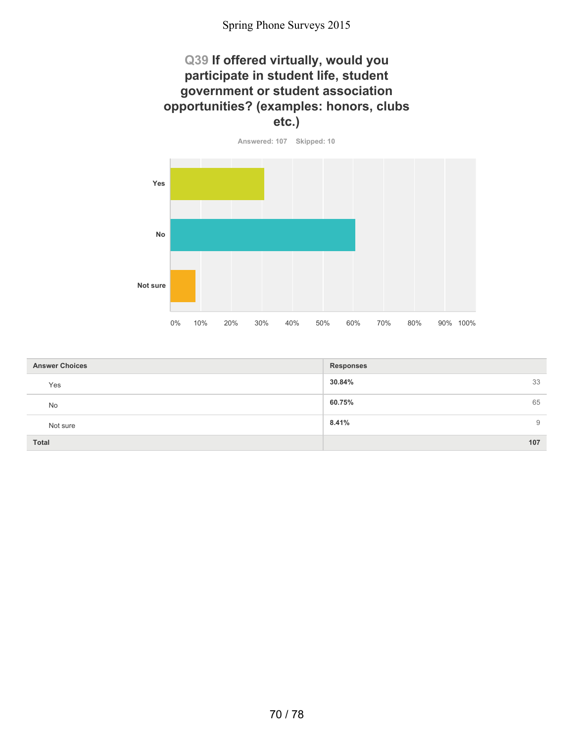## Q39 If offered virtually, would you participate in student life, student government or student association opportunities? (examples: honors, clubs etc.)

Answered: 107 Skipped: 10

| Answer Choices | Responses | |
|---|---|---|
| Yes | 30.84% | 33 |
| No | 60.75% | 65 |
| Not sure | 8.41% | 9 |
| **Total** | | **107** |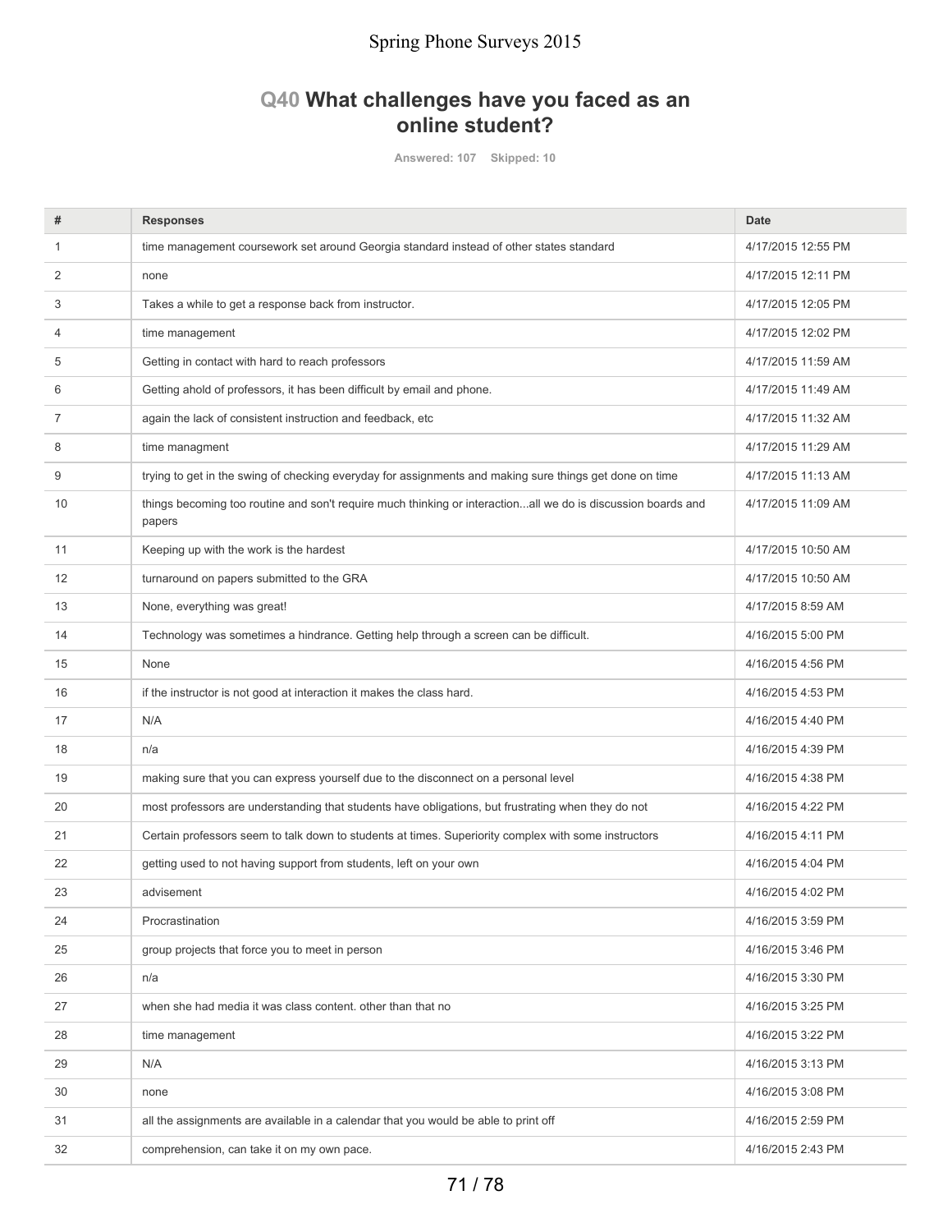## Q40 What challenges have you faced as an online student?

Answered: 107 Skipped: 10

| # | Responses | Date |
|---|---|---|
| 1 | time management coursework set around Georgia standard instead of other states standard | 4/17/2015 12:55 PM |
| 2 | none | 4/17/2015 12:11 PM |
| 3 | Takes a while to get a response back from instructor. | 4/17/2015 12:05 PM |
| 4 | time management | 4/17/2015 12:02 PM |
| 5 | Getting in contact with hard to reach professors | 4/17/2015 11:59 AM |
| 6 | Getting ahold of professors, it has been difficult by email and phone. | 4/17/2015 11:49 AM |
| 7 | again the lack of consistent instruction and feedback, etc | 4/17/2015 11:32 AM |
| 8 | time managment | 4/17/2015 11:29 AM |
| 9 | trying to get in the swing of checking everyday for assignments and making sure things get done on time | 4/17/2015 11:13 AM |
| 10 | things becoming too routine and son't require much thinking or interaction...all we do is discussion boards and papers | 4/17/2015 11:09 AM |
| 11 | Keeping up with the work is the hardest | 4/17/2015 10:50 AM |
| 12 | turnaround on papers submitted to the GRA | 4/17/2015 10:50 AM |
| 13 | None, everything was great! | 4/17/2015 8:59 AM |
| 14 | Technology was sometimes a hindrance. Getting help through a screen can be difficult. | 4/16/2015 5:00 PM |
| 15 | None | 4/16/2015 4:56 PM |
| 16 | if the instructor is not good at interaction it makes the class hard. | 4/16/2015 4:53 PM |
| 17 | N/A | 4/16/2015 4:40 PM |
| 18 | n/a | 4/16/2015 4:39 PM |
| 19 | making sure that you can express yourself due to the disconnect on a personal level | 4/16/2015 4:38 PM |
| 20 | most professors are understanding that students have obligations, but frustrating when they do not | 4/16/2015 4:22 PM |
| 21 | Certain professors seem to talk down to students at times. Superiority complex with some instructors | 4/16/2015 4:11 PM |
| 22 | getting used to not having support from students, left on your own | 4/16/2015 4:04 PM |
| 23 | advisement | 4/16/2015 4:02 PM |
| 24 | Procrastination | 4/16/2015 3:59 PM |
| 25 | group projects that force you to meet in person | 4/16/2015 3:46 PM |
| 26 | n/a | 4/16/2015 3:30 PM |
| 27 | when she had media it was class content. other than that no | 4/16/2015 3:25 PM |
| 28 | time management | 4/16/2015 3:22 PM |
| 29 | N/A | 4/16/2015 3:13 PM |
| 30 | none | 4/16/2015 3:08 PM |
| 31 | all the assignments are available in a calendar that you would be able to print off | 4/16/2015 2:59 PM |
| 32 | comprehension, can take it on my own pace. | 4/16/2015 2:43 PM |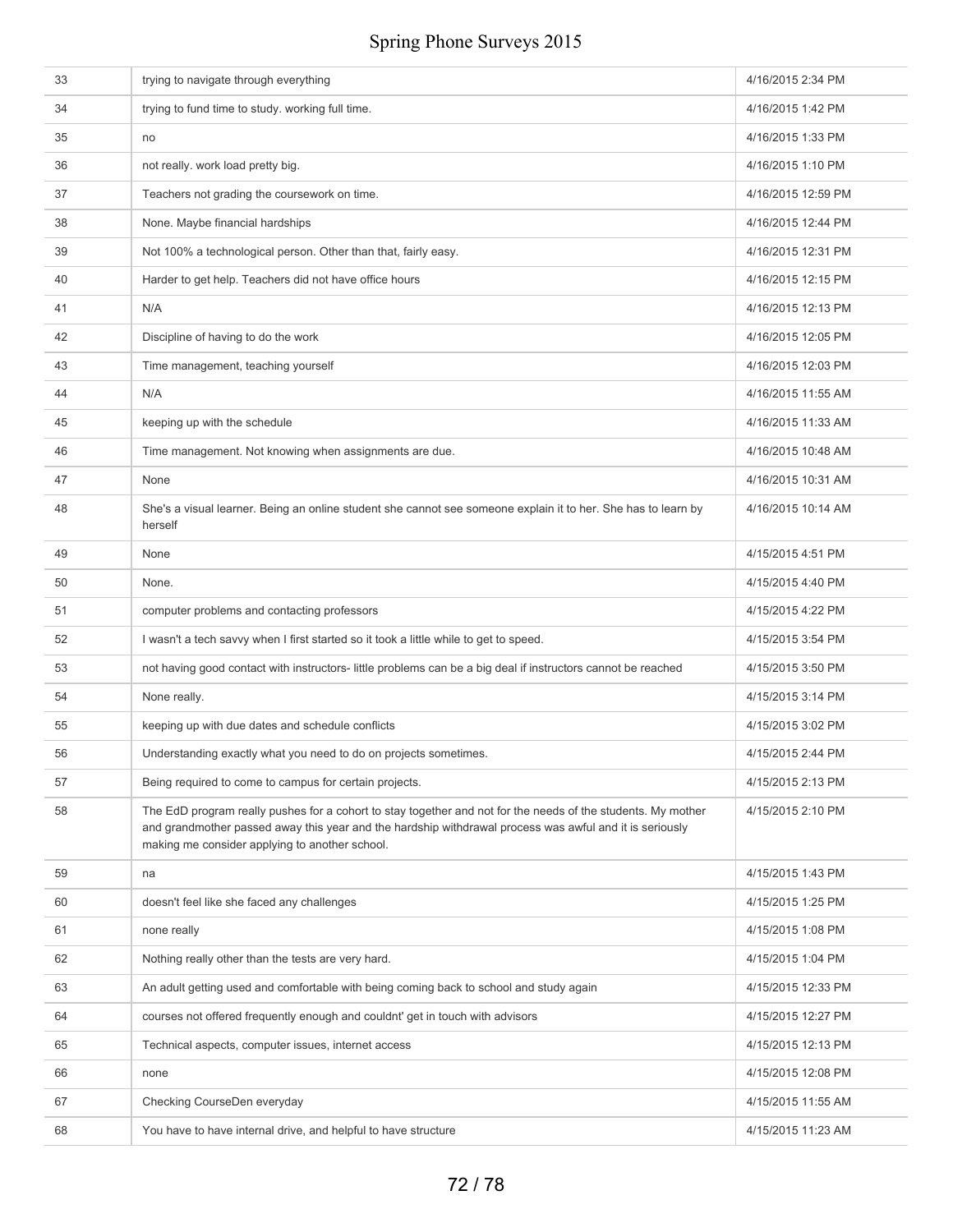| | | |
|---|---|---|
| 33 | trying to navigate through everything | 4/16/2015 2:34 PM |
| 34 | trying to fund time to study. working full time. | 4/16/2015 1:42 PM |
| 35 | no | 4/16/2015 1:33 PM |
| 36 | not really. work load pretty big. | 4/16/2015 1:10 PM |
| 37 | Teachers not grading the coursework on time. | 4/16/2015 12:59 PM |
| 38 | None. Maybe financial hardships | 4/16/2015 12:44 PM |
| 39 | Not 100% a technological person. Other than that, fairly easy. | 4/16/2015 12:31 PM |
| 40 | Harder to get help. Teachers did not have office hours | 4/16/2015 12:15 PM |
| 41 | N/A | 4/16/2015 12:13 PM |
| 42 | Discipline of having to do the work | 4/16/2015 12:05 PM |
| 43 | Time management, teaching yourself | 4/16/2015 12:03 PM |
| 44 | N/A | 4/16/2015 11:55 AM |
| 45 | keeping up with the schedule | 4/16/2015 11:33 AM |
| 46 | Time management. Not knowing when assignments are due. | 4/16/2015 10:48 AM |
| 47 | None | 4/16/2015 10:31 AM |
| 48 | She's a visual learner. Being an online student she cannot see someone explain it to her. She has to learn by herself | 4/16/2015 10:14 AM |
| 49 | None | 4/15/2015 4:51 PM |
| 50 | None. | 4/15/2015 4:40 PM |
| 51 | computer problems and contacting professors | 4/15/2015 4:22 PM |
| 52 | I wasn't a tech savvy when I first started so it took a little while to get to speed. | 4/15/2015 3:54 PM |
| 53 | not having good contact with instructors- little problems can be a big deal if instructors cannot be reached | 4/15/2015 3:50 PM |
| 54 | None really. | 4/15/2015 3:14 PM |
| 55 | keeping up with due dates and schedule conflicts | 4/15/2015 3:02 PM |
| 56 | Understanding exactly what you need to do on projects sometimes. | 4/15/2015 2:44 PM |
| 57 | Being required to come to campus for certain projects. | 4/15/2015 2:13 PM |
| 58 | The EdD program really pushes for a cohort to stay together and not for the needs of the students. My mother and grandmother passed away this year and the hardship withdrawal process was awful and it is seriously making me consider applying to another school. | 4/15/2015 2:10 PM |
| 59 | na | 4/15/2015 1:43 PM |
| 60 | doesn't feel like she faced any challenges | 4/15/2015 1:25 PM |
| 61 | none really | 4/15/2015 1:08 PM |
| 62 | Nothing really other than the tests are very hard. | 4/15/2015 1:04 PM |
| 63 | An adult getting used and comfortable with being coming back to school and study again | 4/15/2015 12:33 PM |
| 64 | courses not offered frequently enough and couldnt' get in touch with advisors | 4/15/2015 12:27 PM |
| 65 | Technical aspects, computer issues, internet access | 4/15/2015 12:13 PM |
| 66 | none | 4/15/2015 12:08 PM |
| 67 | Checking CourseDen everyday | 4/15/2015 11:55 AM |
| 68 | You have to have internal drive, and helpful to have structure | 4/15/2015 11:23 AM |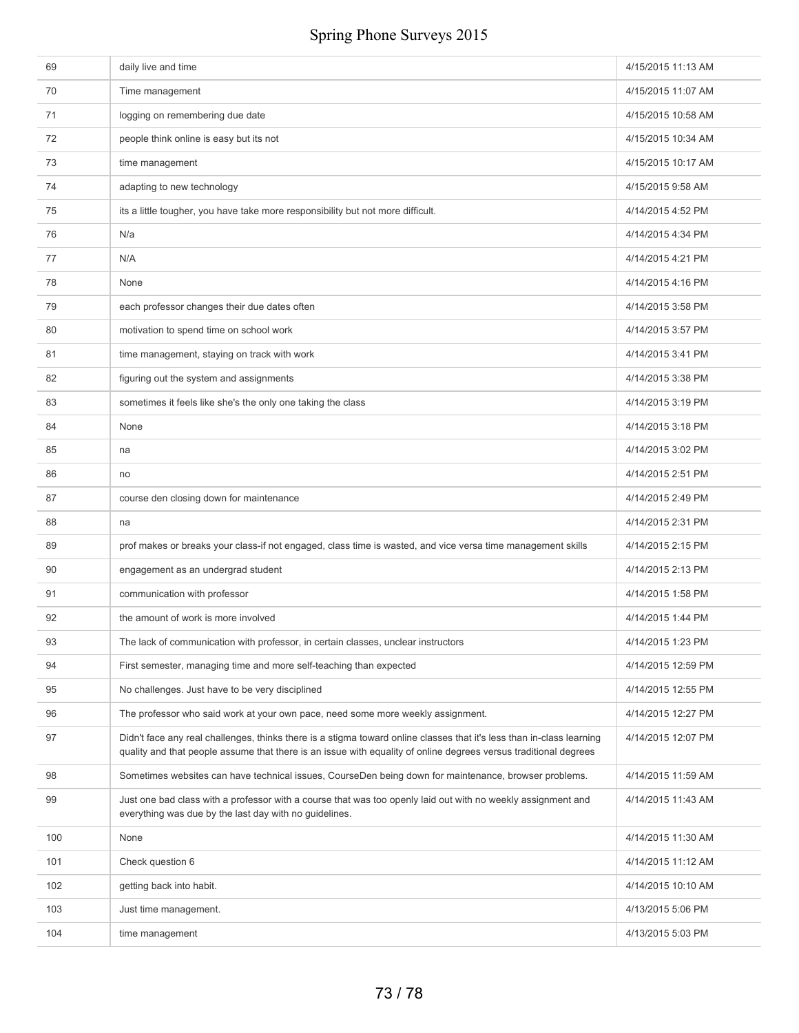| | | |
|---|---|---|
| 69 | daily live and time | 4/15/2015 11:13 AM |
| 70 | Time management | 4/15/2015 11:07 AM |
| 71 | logging on remembering due date | 4/15/2015 10:58 AM |
| 72 | people think online is easy but its not | 4/15/2015 10:34 AM |
| 73 | time management | 4/15/2015 10:17 AM |
| 74 | adapting to new technology | 4/15/2015 9:58 AM |
| 75 | its a little tougher, you have take more responsibility but not more difficult. | 4/14/2015 4:52 PM |
| 76 | N/a | 4/14/2015 4:34 PM |
| 77 | N/A | 4/14/2015 4:21 PM |
| 78 | None | 4/14/2015 4:16 PM |
| 79 | each professor changes their due dates often | 4/14/2015 3:58 PM |
| 80 | motivation to spend time on school work | 4/14/2015 3:57 PM |
| 81 | time management, staying on track with work | 4/14/2015 3:41 PM |
| 82 | figuring out the system and assignments | 4/14/2015 3:38 PM |
| 83 | sometimes it feels like she's the only one taking the class | 4/14/2015 3:19 PM |
| 84 | None | 4/14/2015 3:18 PM |
| 85 | na | 4/14/2015 3:02 PM |
| 86 | no | 4/14/2015 2:51 PM |
| 87 | course den closing down for maintenance | 4/14/2015 2:49 PM |
| 88 | na | 4/14/2015 2:31 PM |
| 89 | prof makes or breaks your class-if not engaged, class time is wasted, and vice versa time management skills | 4/14/2015 2:15 PM |
| 90 | engagement as an undergrad student | 4/14/2015 2:13 PM |
| 91 | communication with professor | 4/14/2015 1:58 PM |
| 92 | the amount of work is more involved | 4/14/2015 1:44 PM |
| 93 | The lack of communication with professor, in certain classes, unclear instructors | 4/14/2015 1:23 PM |
| 94 | First semester, managing time and more self-teaching than expected | 4/14/2015 12:59 PM |
| 95 | No challenges. Just have to be very disciplined | 4/14/2015 12:55 PM |
| 96 | The professor who said work at your own pace, need some more weekly assignment. | 4/14/2015 12:27 PM |
| 97 | Didn't face any real challenges, thinks there is a stigma toward online classes that it's less than in-class learning quality and that people assume that there is an issue with equality of online degrees versus traditional degrees | 4/14/2015 12:07 PM |
| 98 | Sometimes websites can have technical issues, CourseDen being down for maintenance, browser problems. | 4/14/2015 11:59 AM |
| 99 | Just one bad class with a professor with a course that was too openly laid out with no weekly assignment and everything was due by the last day with no guidelines. | 4/14/2015 11:43 AM |
| 100 | None | 4/14/2015 11:30 AM |
| 101 | Check question 6 | 4/14/2015 11:12 AM |
| 102 | getting back into habit. | 4/14/2015 10:10 AM |
| 103 | Just time management. | 4/13/2015 5:06 PM |
| 104 | time management | 4/13/2015 5:03 PM |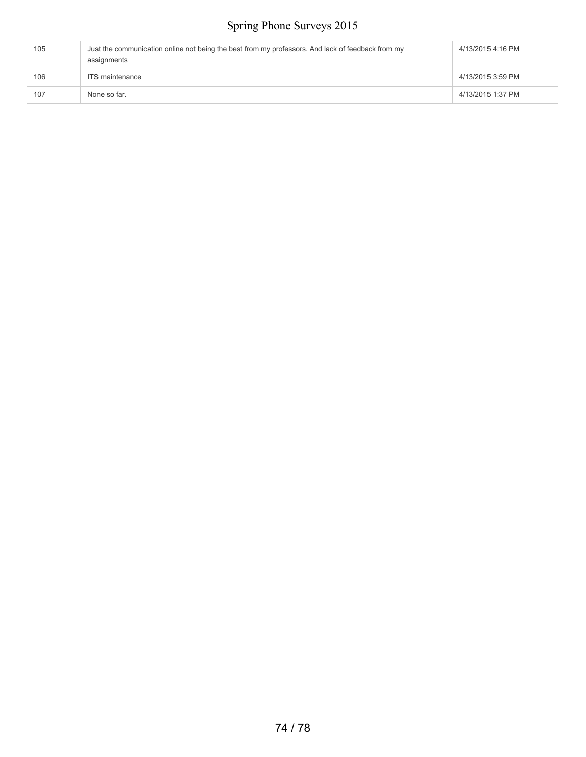| | | |
|---|---|---|
| 105 | Just the communication online not being the best from my professors. And lack of feedback from my assignments | 4/13/2015 4:16 PM |
| 106 | ITS maintenance | 4/13/2015 3:59 PM |
| 107 | None so far. | 4/13/2015 1:37 PM |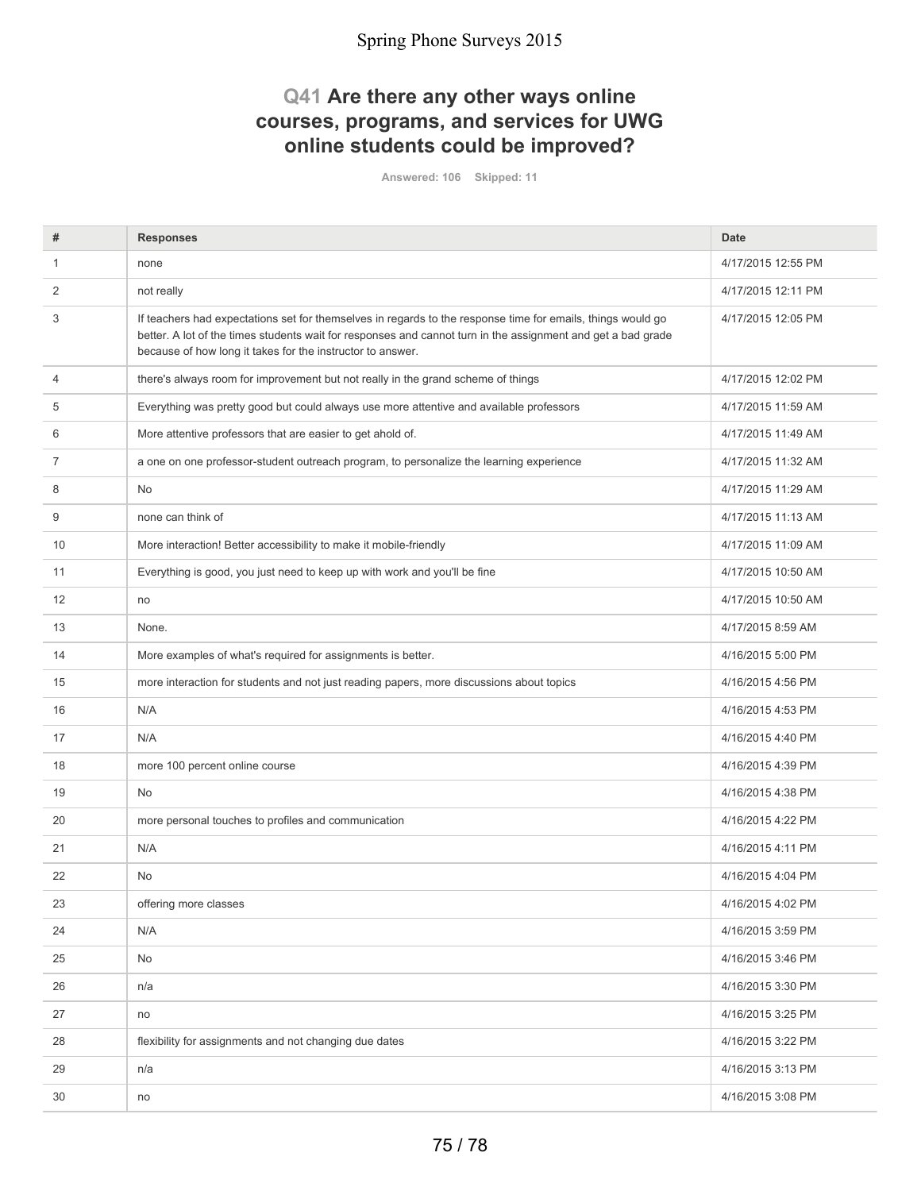## Q41 Are there any other ways online courses, programs, and services for UWG online students could be improved?

Answered: 106 Skipped: 11

| # | Responses | Date |
|---|---|---|
| 1 | none | 4/17/2015 12:55 PM |
| 2 | not really | 4/17/2015 12:11 PM |
| 3 | If teachers had expectations set for themselves in regards to the response time for emails, things would go better. A lot of the times students wait for responses and cannot turn in the assignment and get a bad grade because of how long it takes for the instructor to answer. | 4/17/2015 12:05 PM |
| 4 | there's always room for improvement but not really in the grand scheme of things | 4/17/2015 12:02 PM |
| 5 | Everything was pretty good but could always use more attentive and available professors | 4/17/2015 11:59 AM |
| 6 | More attentive professors that are easier to get ahold of. | 4/17/2015 11:49 AM |
| 7 | a one on one professor-student outreach program, to personalize the learning experience | 4/17/2015 11:32 AM |
| 8 | No | 4/17/2015 11:29 AM |
| 9 | none can think of | 4/17/2015 11:13 AM |
| 10 | More interaction! Better accessibility to make it mobile-friendly | 4/17/2015 11:09 AM |
| 11 | Everything is good, you just need to keep up with work and you'll be fine | 4/17/2015 10:50 AM |
| 12 | no | 4/17/2015 10:50 AM |
| 13 | None. | 4/17/2015 8:59 AM |
| 14 | More examples of what's required for assignments is better. | 4/16/2015 5:00 PM |
| 15 | more interaction for students and not just reading papers, more discussions about topics | 4/16/2015 4:56 PM |
| 16 | N/A | 4/16/2015 4:53 PM |
| 17 | N/A | 4/16/2015 4:40 PM |
| 18 | more 100 percent online course | 4/16/2015 4:39 PM |
| 19 | No | 4/16/2015 4:38 PM |
| 20 | more personal touches to profiles and communication | 4/16/2015 4:22 PM |
| 21 | N/A | 4/16/2015 4:11 PM |
| 22 | No | 4/16/2015 4:04 PM |
| 23 | offering more classes | 4/16/2015 4:02 PM |
| 24 | N/A | 4/16/2015 3:59 PM |
| 25 | No | 4/16/2015 3:46 PM |
| 26 | n/a | 4/16/2015 3:30 PM |
| 27 | no | 4/16/2015 3:25 PM |
| 28 | flexibility for assignments and not changing due dates | 4/16/2015 3:22 PM |
| 29 | n/a | 4/16/2015 3:13 PM |
| 30 | no | 4/16/2015 3:08 PM |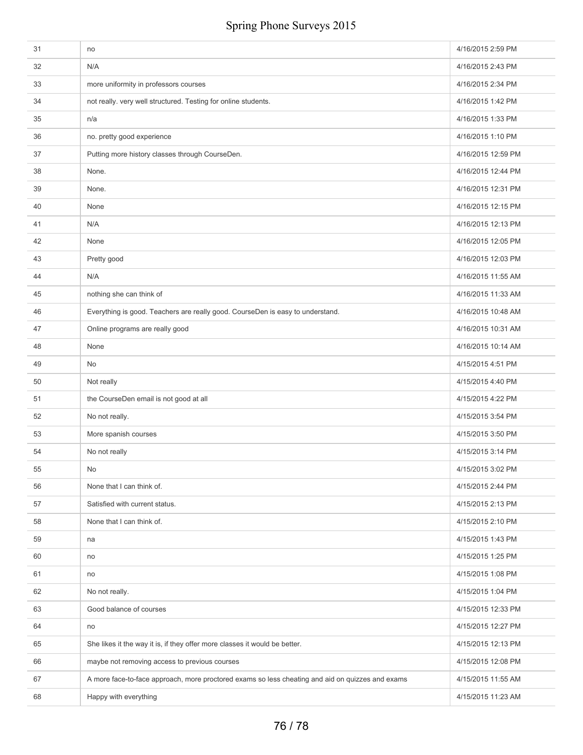| | | |
|---|---|---|
| 31 | no | 4/16/2015 2:59 PM |
| 32 | N/A | 4/16/2015 2:43 PM |
| 33 | more uniformity in professors courses | 4/16/2015 2:34 PM |
| 34 | not really. very well structured. Testing for online students. | 4/16/2015 1:42 PM |
| 35 | n/a | 4/16/2015 1:33 PM |
| 36 | no. pretty good experience | 4/16/2015 1:10 PM |
| 37 | Putting more history classes through CourseDen. | 4/16/2015 12:59 PM |
| 38 | None. | 4/16/2015 12:44 PM |
| 39 | None. | 4/16/2015 12:31 PM |
| 40 | None | 4/16/2015 12:15 PM |
| 41 | N/A | 4/16/2015 12:13 PM |
| 42 | None | 4/16/2015 12:05 PM |
| 43 | Pretty good | 4/16/2015 12:03 PM |
| 44 | N/A | 4/16/2015 11:55 AM |
| 45 | nothing she can think of | 4/16/2015 11:33 AM |
| 46 | Everything is good. Teachers are really good. CourseDen is easy to understand. | 4/16/2015 10:48 AM |
| 47 | Online programs are really good | 4/16/2015 10:31 AM |
| 48 | None | 4/16/2015 10:14 AM |
| 49 | No | 4/15/2015 4:51 PM |
| 50 | Not really | 4/15/2015 4:40 PM |
| 51 | the CourseDen email is not good at all | 4/15/2015 4:22 PM |
| 52 | No not really. | 4/15/2015 3:54 PM |
| 53 | More spanish courses | 4/15/2015 3:50 PM |
| 54 | No not really | 4/15/2015 3:14 PM |
| 55 | No | 4/15/2015 3:02 PM |
| 56 | None that I can think of. | 4/15/2015 2:44 PM |
| 57 | Satisfied with current status. | 4/15/2015 2:13 PM |
| 58 | None that I can think of. | 4/15/2015 2:10 PM |
| 59 | na | 4/15/2015 1:43 PM |
| 60 | no | 4/15/2015 1:25 PM |
| 61 | no | 4/15/2015 1:08 PM |
| 62 | No not really. | 4/15/2015 1:04 PM |
| 63 | Good balance of courses | 4/15/2015 12:33 PM |
| 64 | no | 4/15/2015 12:27 PM |
| 65 | She likes it the way it is, if they offer more classes it would be better. | 4/15/2015 12:13 PM |
| 66 | maybe not removing access to previous courses | 4/15/2015 12:08 PM |
| 67 | A more face-to-face approach, more proctored exams so less cheating and aid on quizzes and exams | 4/15/2015 11:55 AM |
| 68 | Happy with everything | 4/15/2015 11:23 AM |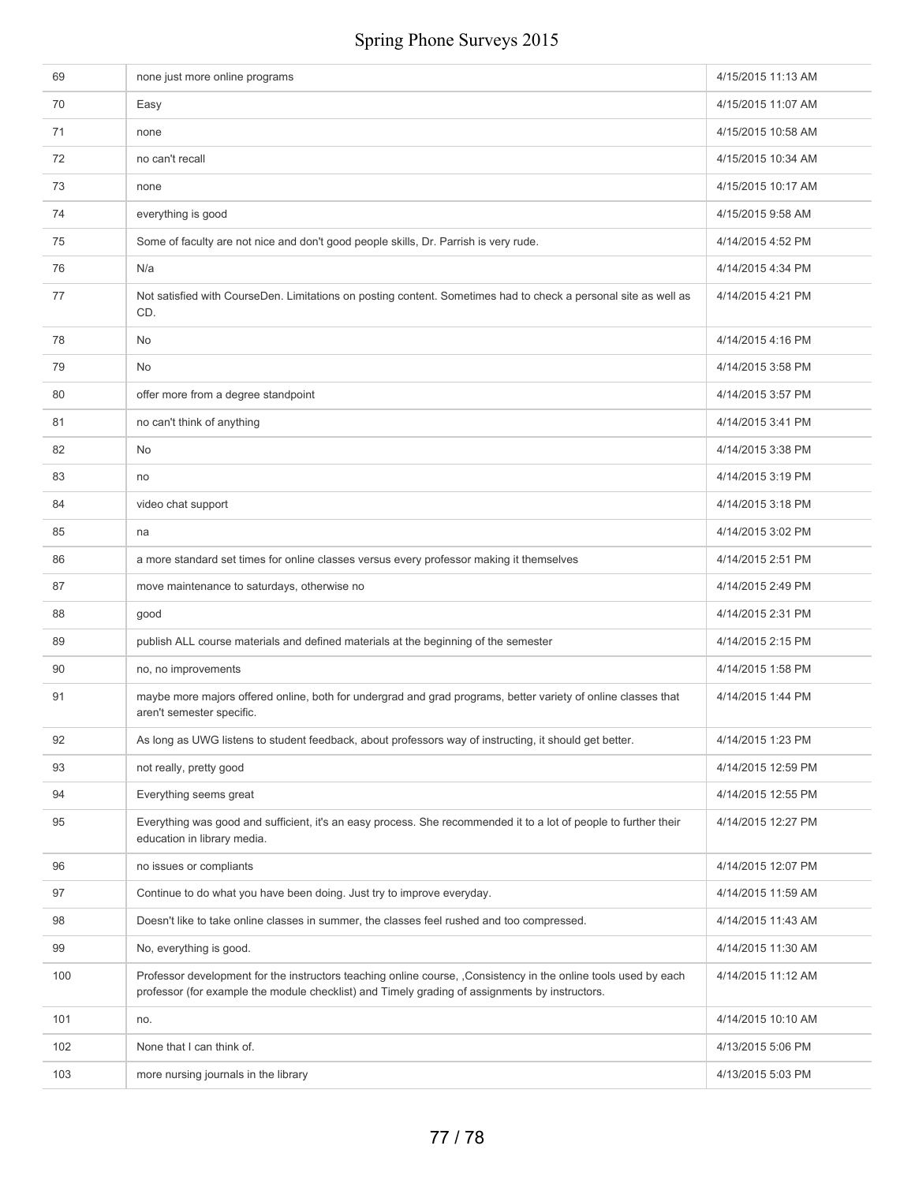| | | |
|---|---|---|
| 69 | none just more online programs | 4/15/2015 11:13 AM |
| 70 | Easy | 4/15/2015 11:07 AM |
| 71 | none | 4/15/2015 10:58 AM |
| 72 | no can't recall | 4/15/2015 10:34 AM |
| 73 | none | 4/15/2015 10:17 AM |
| 74 | everything is good | 4/15/2015 9:58 AM |
| 75 | Some of faculty are not nice and don't good people skills, Dr. Parrish is very rude. | 4/14/2015 4:52 PM |
| 76 | N/a | 4/14/2015 4:34 PM |
| 77 | Not satisfied with CourseDen. Limitations on posting content. Sometimes had to check a personal site as well as CD. | 4/14/2015 4:21 PM |
| 78 | No | 4/14/2015 4:16 PM |
| 79 | No | 4/14/2015 3:58 PM |
| 80 | offer more from a degree standpoint | 4/14/2015 3:57 PM |
| 81 | no can't think of anything | 4/14/2015 3:41 PM |
| 82 | No | 4/14/2015 3:38 PM |
| 83 | no | 4/14/2015 3:19 PM |
| 84 | video chat support | 4/14/2015 3:18 PM |
| 85 | na | 4/14/2015 3:02 PM |
| 86 | a more standard set times for online classes versus every professor making it themselves | 4/14/2015 2:51 PM |
| 87 | move maintenance to saturdays, otherwise no | 4/14/2015 2:49 PM |
| 88 | good | 4/14/2015 2:31 PM |
| 89 | publish ALL course materials and defined materials at the beginning of the semester | 4/14/2015 2:15 PM |
| 90 | no, no improvements | 4/14/2015 1:58 PM |
| 91 | maybe more majors offered online, both for undergrad and grad programs, better variety of online classes that aren't semester specific. | 4/14/2015 1:44 PM |
| 92 | As long as UWG listens to student feedback, about professors way of instructing, it should get better. | 4/14/2015 1:23 PM |
| 93 | not really, pretty good | 4/14/2015 12:59 PM |
| 94 | Everything seems great | 4/14/2015 12:55 PM |
| 95 | Everything was good and sufficient, it's an easy process. She recommended it to a lot of people to further their education in library media. | 4/14/2015 12:27 PM |
| 96 | no issues or compliants | 4/14/2015 12:07 PM |
| 97 | Continue to do what you have been doing. Just try to improve everyday. | 4/14/2015 11:59 AM |
| 98 | Doesn't like to take online classes in summer, the classes feel rushed and too compressed. | 4/14/2015 11:43 AM |
| 99 | No, everything is good. | 4/14/2015 11:30 AM |
| 100 | Professor development for the instructors teaching online course, ,Consistency in the online tools used by each professor (for example the module checklist) and Timely grading of assignments by instructors. | 4/14/2015 11:12 AM |
| 101 | no. | 4/14/2015 10:10 AM |
| 102 | None that I can think of. | 4/13/2015 5:06 PM |
| 103 | more nursing journals in the library | 4/13/2015 5:03 PM |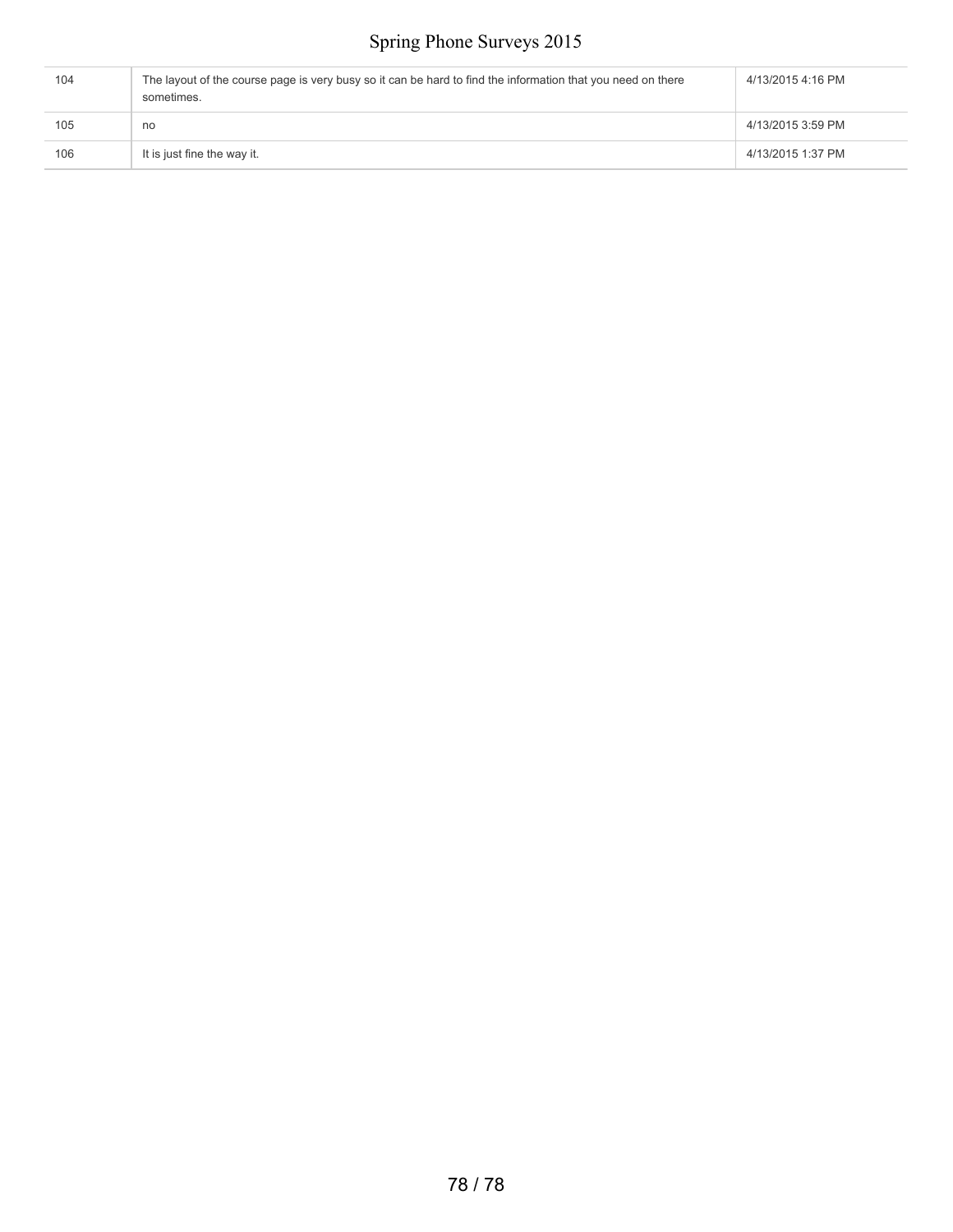| | | |
|---|---|---|
| 104 | The layout of the course page is very busy so it can be hard to find the information that you need on there sometimes. | 4/13/2015 4:16 PM |
| 105 | no | 4/13/2015 3:59 PM |
| 106 | It is just fine the way it. | 4/13/2015 1:37 PM |